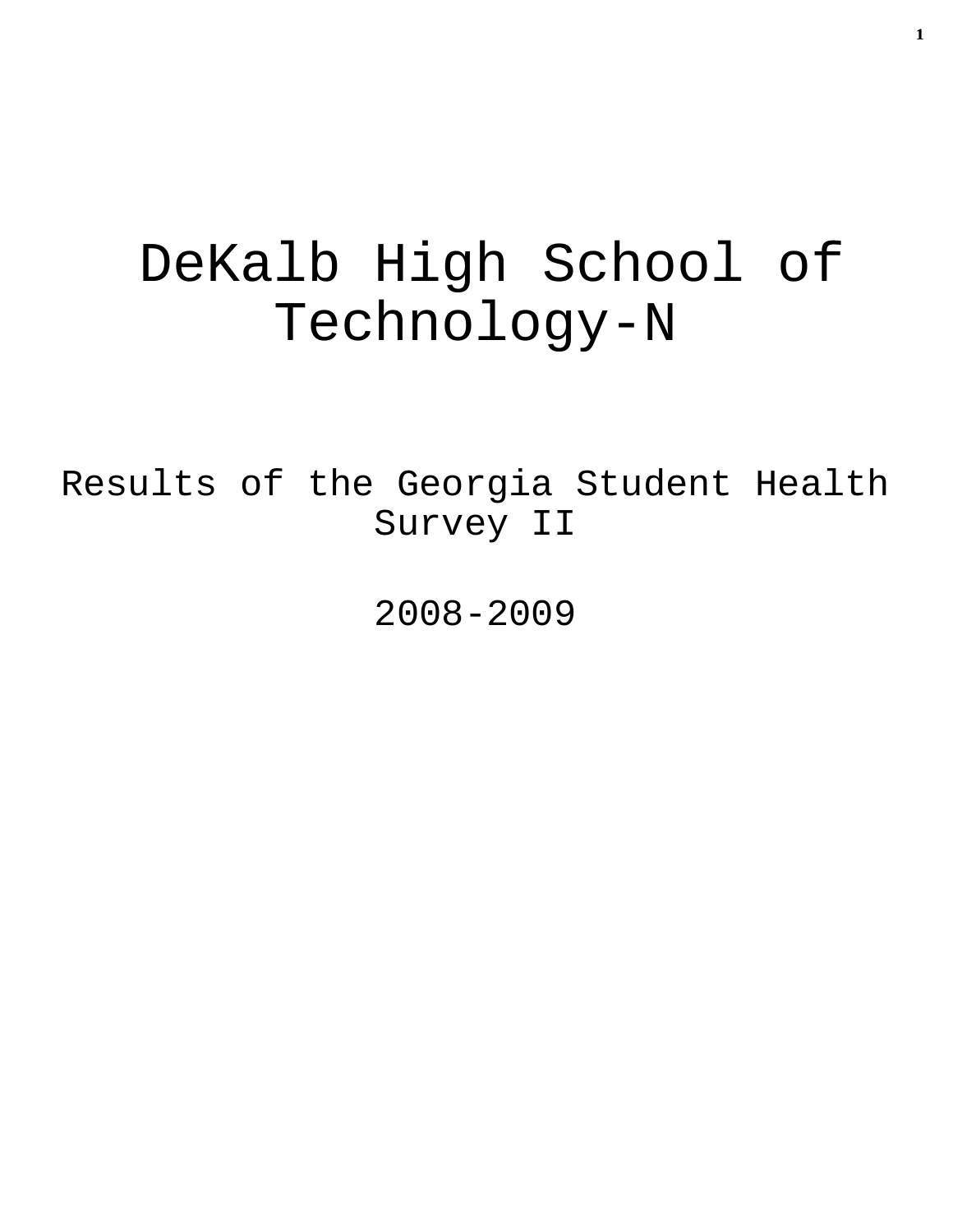# DeKalb High School of Technology-N

## Results of the Georgia Student Health Survey II

## 2008-2009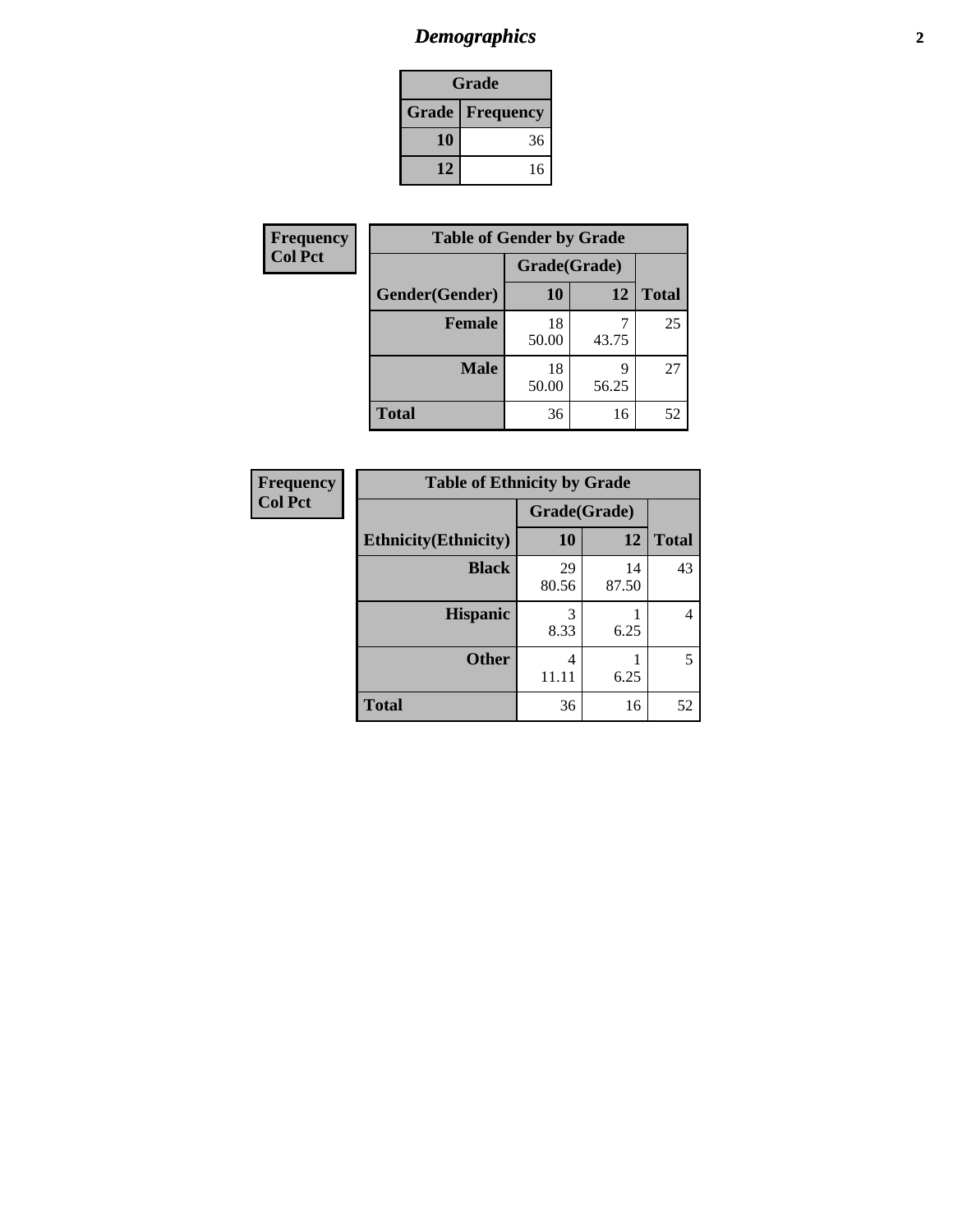# Demographics

| Grade | |
|---|---|
| **Grade** | **Frequency** |
| 10 | 36 |
| 12 | 16 |

**Frequency**
**Col Pct**

| Table of Gender by Grade | | | |
|---|---|---|---|
| | Grade(Grade) | | |
| Gender(Gender) | 10 | 12 | Total |
| Female | 18<br>50.00 | 7<br>43.75 | 25 |
| Male | 18<br>50.00 | 9<br>56.25 | 27 |
| Total | 36 | 16 | 52 |

**Frequency**
**Col Pct**

| Table of Ethnicity by Grade | | | |
|---|---|---|---|
| | Grade(Grade) | | |
| Ethnicity(Ethnicity) | 10 | 12 | Total |
| Black | 29<br>80.56 | 14<br>87.50 | 43 |
| Hispanic | 3<br>8.33 | 1<br>6.25 | 4 |
| Other | 4<br>11.11 | 1<br>6.25 | 5 |
| Total | 36 | 16 | 52 |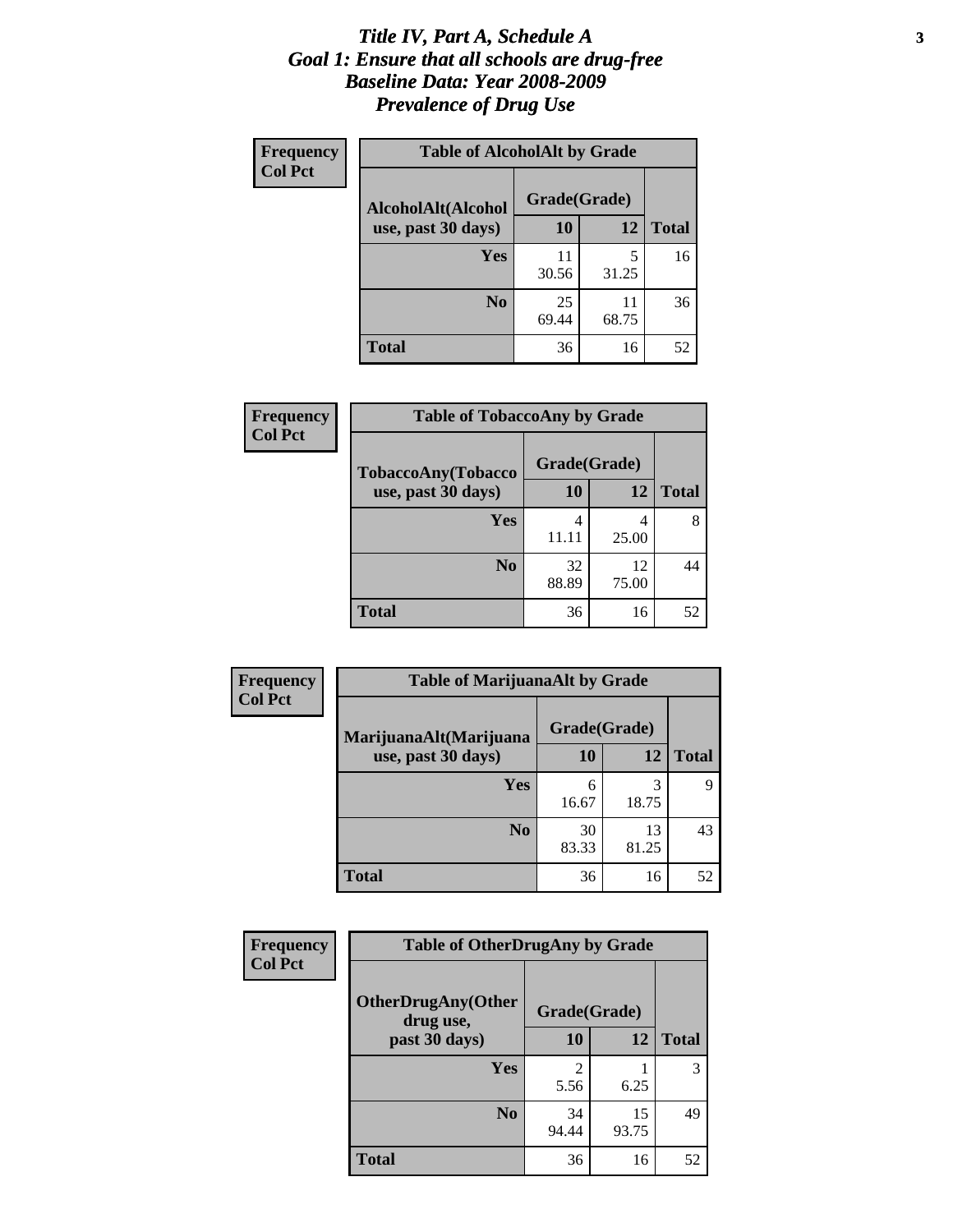# *Title IV, Part A, Schedule A*
# *Goal 1: Ensure that all schools are drug-free*
# *Baseline Data: Year 2008-2009*
# *Prevalence of Drug Use*

**Frequency**
**Col Pct**

**Table of AlcoholAlt by Grade**

| AlcoholAlt(Alcohol use, past 30 days) | Grade(Grade) | | Total |
|---|---|---|---|
| | 10 | 12 | |
| Yes | 11<br>30.56 | 5<br>31.25 | 16 |
| No | 25<br>69.44 | 11<br>68.75 | 36 |
| Total | 36 | 16 | 52 |

**Frequency**
**Col Pct**

**Table of TobaccoAny by Grade**

| TobaccoAny(Tobacco use, past 30 days) | Grade(Grade) | | Total |
|---|---|---|---|
| | 10 | 12 | |
| Yes | 4<br>11.11 | 4<br>25.00 | 8 |
| No | 32<br>88.89 | 12<br>75.00 | 44 |
| Total | 36 | 16 | 52 |

**Frequency**
**Col Pct**

**Table of MarijuanaAlt by Grade**

| MarijuanaAlt(Marijuana use, past 30 days) | Grade(Grade) | | Total |
|---|---|---|---|
| | 10 | 12 | |
| Yes | 6<br>16.67 | 3<br>18.75 | 9 |
| No | 30<br>83.33 | 13<br>81.25 | 43 |
| Total | 36 | 16 | 52 |

**Frequency**
**Col Pct**

**Table of OtherDrugAny by Grade**

| OtherDrugAny(Other drug use, past 30 days) | Grade(Grade) | | Total |
|---|---|---|---|
| | 10 | 12 | |
| Yes | 2<br>5.56 | 1<br>6.25 | 3 |
| No | 34<br>94.44 | 15<br>93.75 | 49 |
| Total | 36 | 16 | 52 |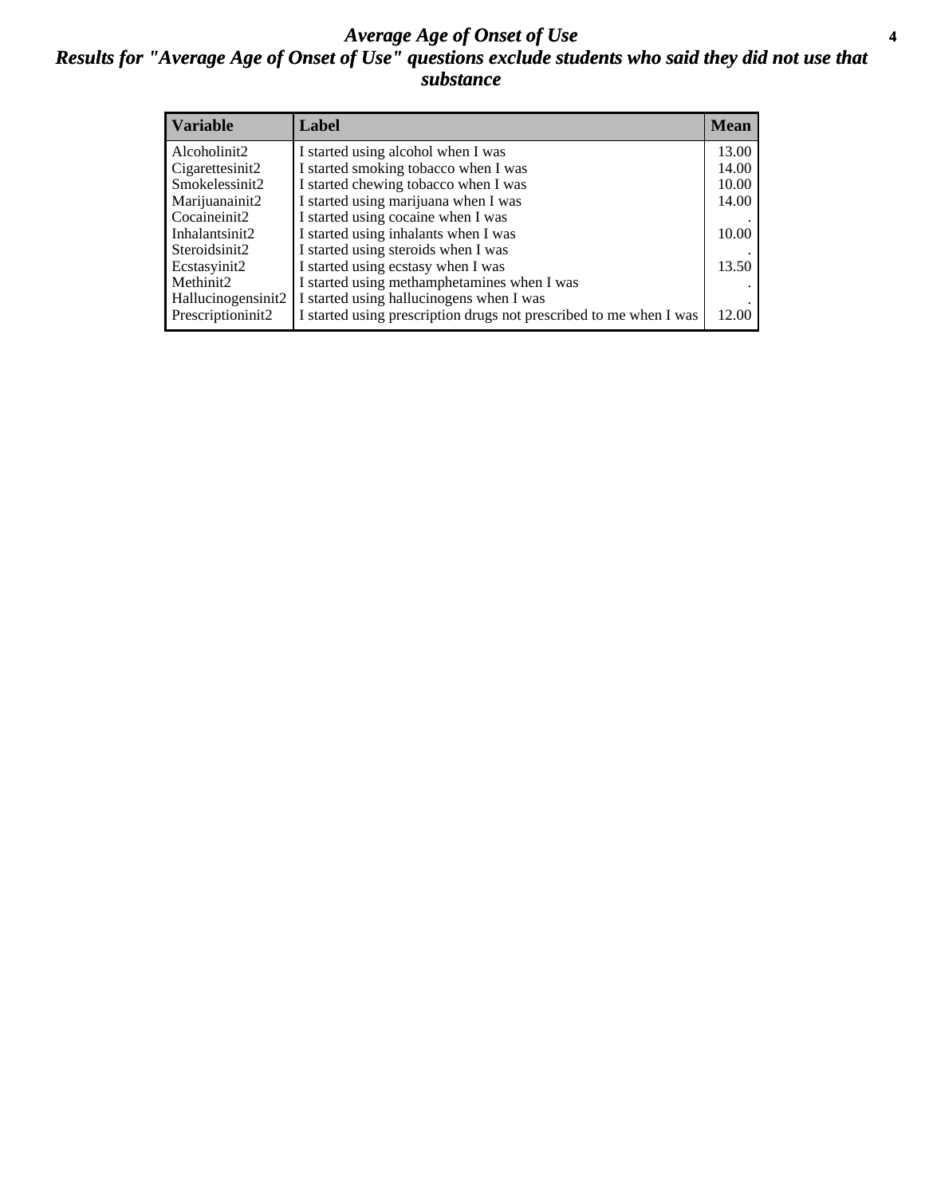# *Average Age of Onset of Use*

## *Results for "Average Age of Onset of Use" questions exclude students who said they did not use that substance*

| Variable | Label | Mean |
|---|---|---|
| Alcoholinit2 | I started using alcohol when I was | 13.00 |
| Cigarettesinit2 | I started smoking tobacco when I was | 14.00 |
| Smokelessinit2 | I started chewing tobacco when I was | 10.00 |
| Marijuanainit2 | I started using marijuana when I was | 14.00 |
| Cocaineinit2 | I started using cocaine when I was | . |
| Inhalantsinit2 | I started using inhalants when I was | 10.00 |
| Steroidsinit2 | I started using steroids when I was | . |
| Ecstasyinit2 | I started using ecstasy when I was | 13.50 |
| Methinit2 | I started using methamphetamines when I was | . |
| Hallucinogensinit2 | I started using hallucinogens when I was | . |
| Prescriptioninit2 | I started using prescription drugs not prescribed to me when I was | 12.00 |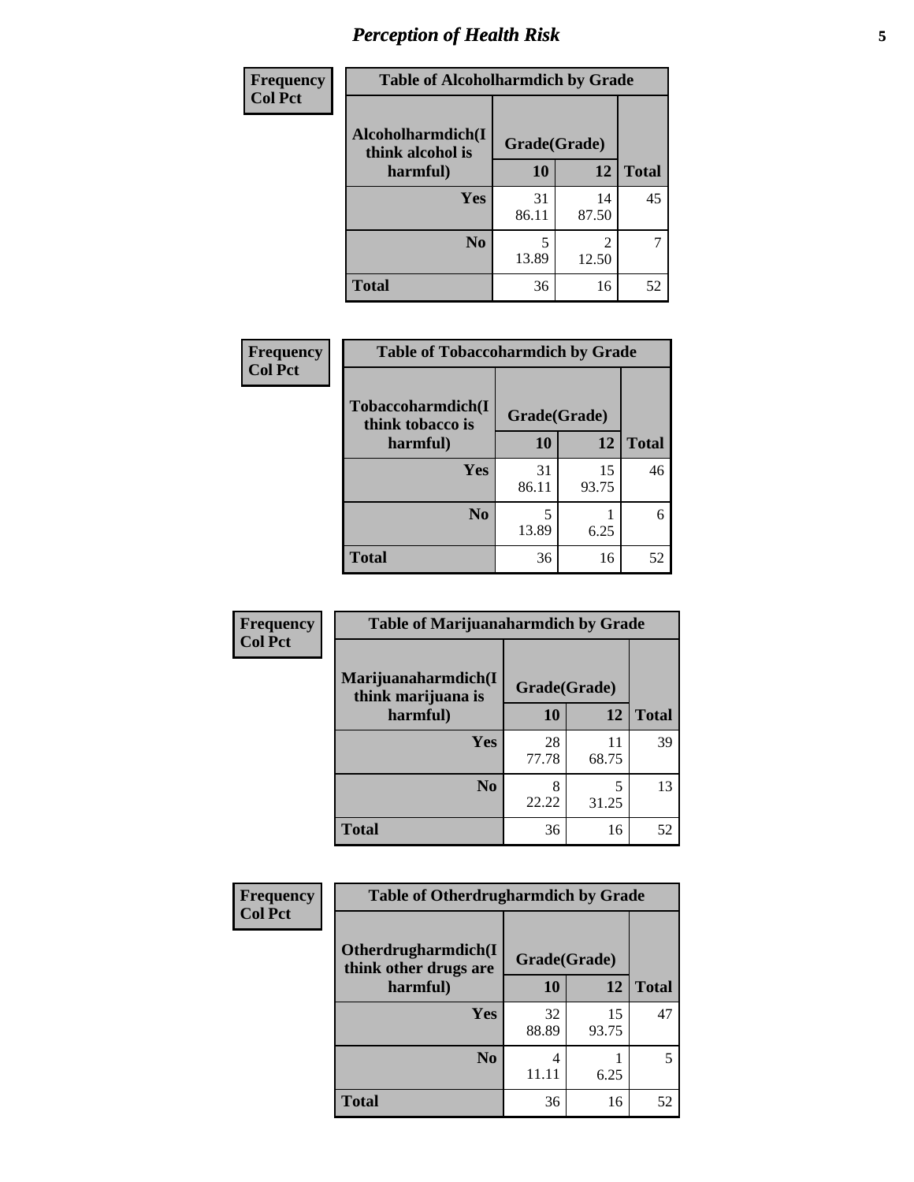| Frequency Col Pct | Table of Alcoholharmdich by Grade | | |
|---|---|---|---|
| Alcoholharmdich(I think alcohol is harmful) | Grade(Grade) | | |
| | 10 | 12 | Total |
| Yes | 31<br>86.11 | 14<br>87.50 | 45 |
| No | 5<br>13.89 | 2<br>12.50 | 7 |
| Total | 36 | 16 | 52 |

| Frequency Col Pct | Table of Tobaccoharmdich by Grade | | |
|---|---|---|---|
| Tobaccoharmdich(I think tobacco is harmful) | Grade(Grade) | | |
| | 10 | 12 | Total |
| Yes | 31<br>86.11 | 15<br>93.75 | 46 |
| No | 5<br>13.89 | 1<br>6.25 | 6 |
| Total | 36 | 16 | 52 |

| Frequency Col Pct | Table of Marijuanaharmdich by Grade | | |
|---|---|---|---|
| Marijuanaharmdich(I think marijuana is harmful) | Grade(Grade) | | |
| | 10 | 12 | Total |
| Yes | 28<br>77.78 | 11<br>68.75 | 39 |
| No | 8<br>22.22 | 5<br>31.25 | 13 |
| Total | 36 | 16 | 52 |

| Frequency Col Pct | Table of Otherdrugharmdich by Grade | | |
|---|---|---|---|
| Otherdrugharmdich(I think other drugs are harmful) | Grade(Grade) | | |
| | 10 | 12 | Total |
| Yes | 32<br>88.89 | 15<br>93.75 | 47 |
| No | 4<br>11.11 | 1<br>6.25 | 5 |
| Total | 36 | 16 | 52 |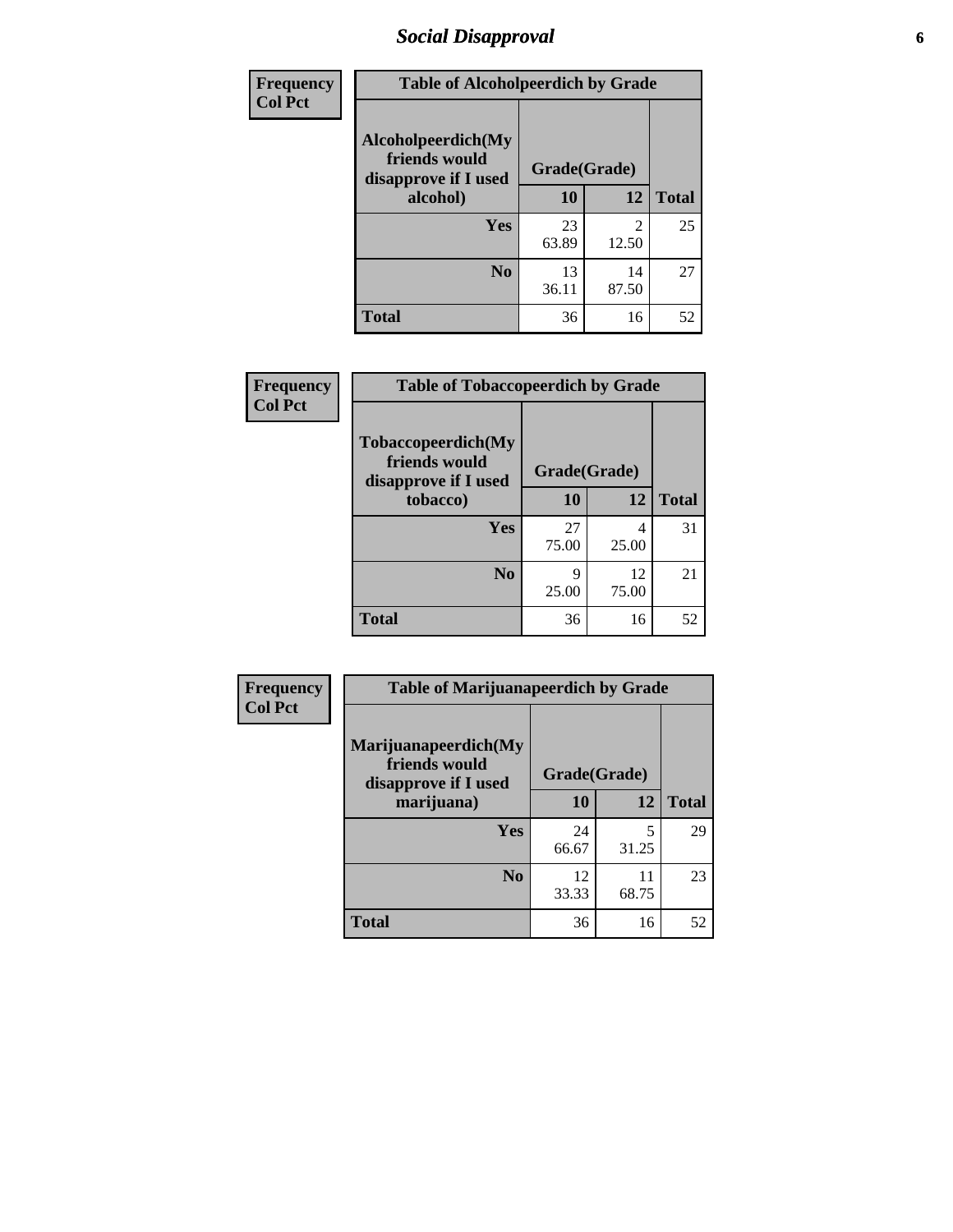# Social Disapproval

| Frequency<br>Col Pct | Table of Alcoholpeerdich by Grade | | |
|---|---|---|---|
| Alcoholpeerdich(My friends would disapprove if I used alcohol) | Grade(Grade) | | |
| | 10 | 12 | Total |
| Yes | 23<br>63.89 | 2<br>12.50 | 25 |
| No | 13<br>36.11 | 14<br>87.50 | 27 |
| Total | 36 | 16 | 52 |

| Frequency<br>Col Pct | Table of Tobaccopeerdich by Grade | | |
|---|---|---|---|
| Tobaccopeerdich(My friends would disapprove if I used tobacco) | Grade(Grade) | | |
| | 10 | 12 | Total |
| Yes | 27<br>75.00 | 4<br>25.00 | 31 |
| No | 9<br>25.00 | 12<br>75.00 | 21 |
| Total | 36 | 16 | 52 |

| Frequency<br>Col Pct | Table of Marijuanapeerdich by Grade | | |
|---|---|---|---|
| Marijuanapeerdich(My friends would disapprove if I used marijuana) | Grade(Grade) | | |
| | 10 | 12 | Total |
| Yes | 24<br>66.67 | 5<br>31.25 | 29 |
| No | 12<br>33.33 | 11<br>68.75 | 23 |
| Total | 36 | 16 | 52 |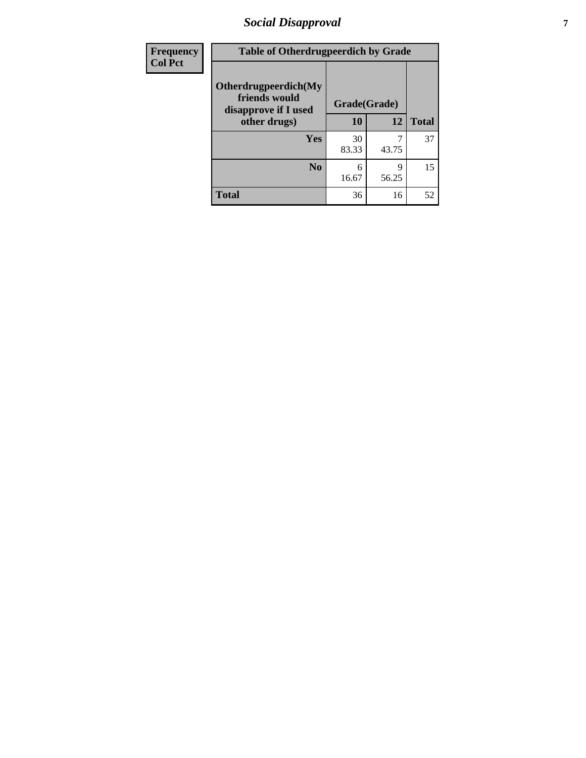| Frequency<br>Col Pct | Table of Otherdrugpeerdich by Grade | | |
|---|---|---|---|
| Otherdrugpeerdich(My friends would disapprove if I used other drugs) | Grade(Grade) | | |
| | 10 | 12 | Total |
| Yes | 30<br>83.33 | 7<br>43.75 | 37 |
| No | 6<br>16.67 | 9<br>56.25 | 15 |
| Total | 36 | 16 | 52 |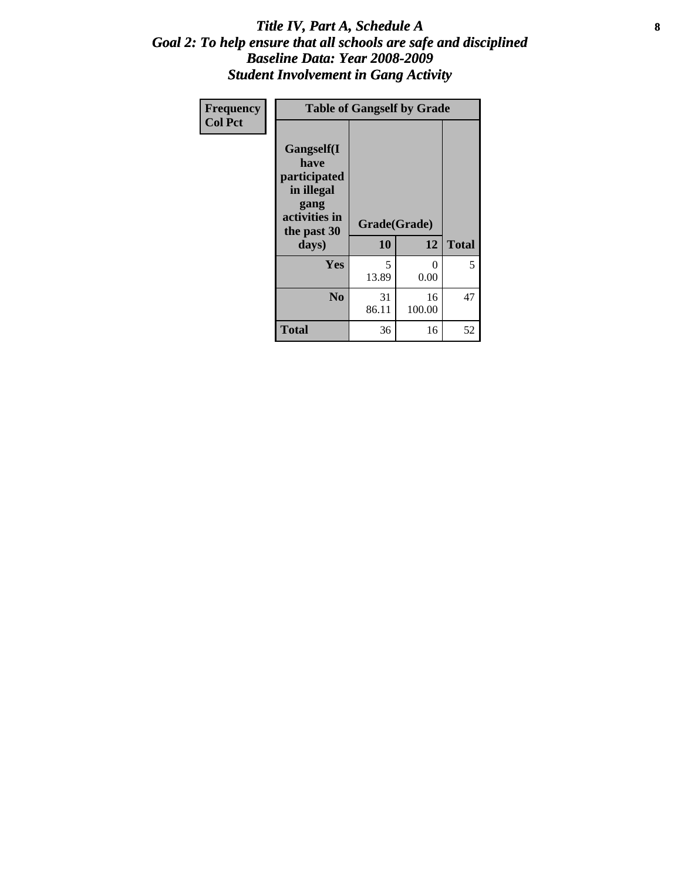# *Title IV, Part A, Schedule A*
# *Goal 2: To help ensure that all schools are safe and disciplined*
# *Baseline Data: Year 2008-2009*
# *Student Involvement in Gang Activity*

| Frequency<br>Col Pct | Table of Gangself by Grade | | | |
|---|---|---|---|---|
| | Gangself(I have participated in illegal gang activities in the past 30 days) | Grade(Grade) | | |
| | | 10 | 12 | Total |
| | Yes | 5<br>13.89 | 0<br>0.00 | 5 |
| | No | 31<br>86.11 | 16<br>100.00 | 47 |
| | Total | 36 | 16 | 52 |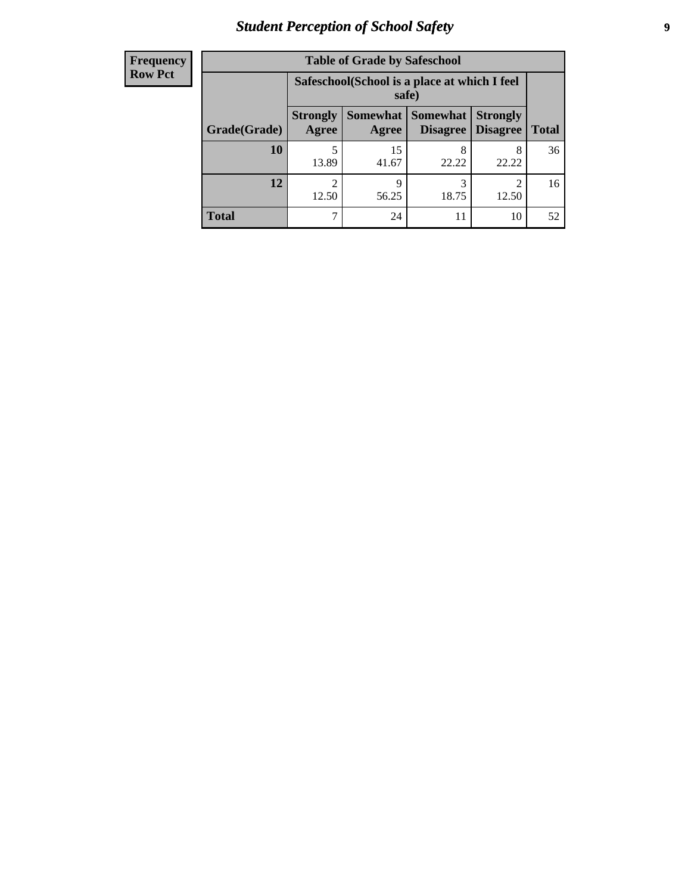| Frequency<br>Row Pct |
|---|

**Table of Grade by Safeschool**

| Grade(Grade) | Safeschool(School is a place at which I feel safe) | | | | Total |
|---|---|---|---|---|---|
| | Strongly Agree | Somewhat Agree | Somewhat Disagree | Strongly Disagree | |
| 10 | 5<br>13.89 | 15<br>41.67 | 8<br>22.22 | 8<br>22.22 | 36 |
| 12 | 2<br>12.50 | 9<br>56.25 | 3<br>18.75 | 2<br>12.50 | 16 |
| Total | 7 | 24 | 11 | 10 | 52 |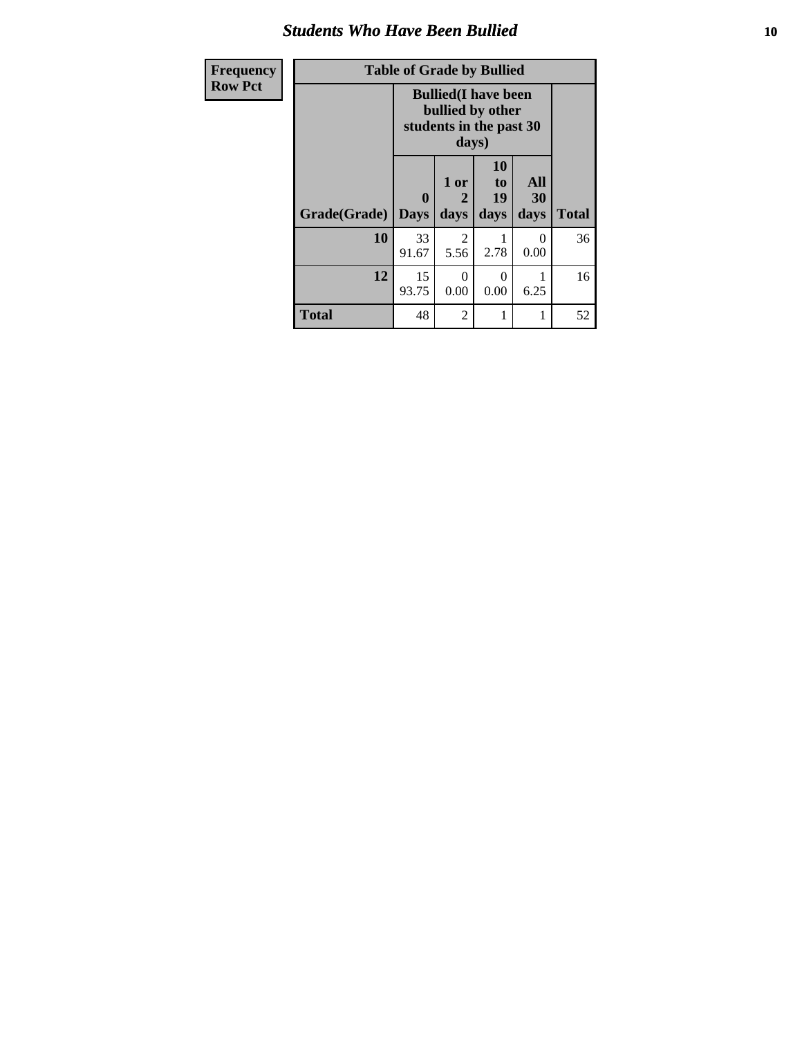# Students Who Have Been Bullied

| Frequency Row Pct |
|---|

**Table of Grade by Bullied**

| Grade(Grade) | Bullied(I have been bullied by other students in the past 30 days) | | | | Total |
|---|---|---|---|---|---|
| | 0 Days | 1 or 2 days | 10 to 19 days | All 30 days | |
| **10** | 33 91.67 | 2 5.56 | 1 2.78 | 0 0.00 | 36 |
| **12** | 15 93.75 | 0 0.00 | 0 0.00 | 1 6.25 | 16 |
| **Total** | 48 | 2 | 1 | 1 | 52 |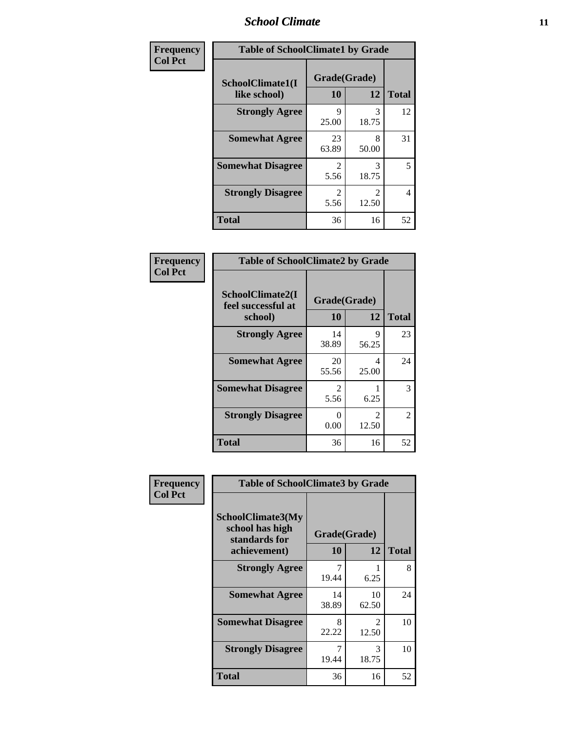| Frequency<br>Col Pct | Table of SchoolClimate1 by Grade | | |
|---|---|---|---|
| **SchoolClimate1(I like school)** | **Grade(Grade)** | | |
| | **10** | **12** | **Total** |
| **Strongly Agree** | 9<br>25.00 | 3<br>18.75 | 12 |
| **Somewhat Agree** | 23<br>63.89 | 8<br>50.00 | 31 |
| **Somewhat Disagree** | 2<br>5.56 | 3<br>18.75 | 5 |
| **Strongly Disagree** | 2<br>5.56 | 2<br>12.50 | 4 |
| **Total** | 36 | 16 | 52 |

| Frequency<br>Col Pct | Table of SchoolClimate2 by Grade | | |
|---|---|---|---|
| **SchoolClimate2(I feel successful at school)** | **Grade(Grade)** | | |
| | **10** | **12** | **Total** |
| **Strongly Agree** | 14<br>38.89 | 9<br>56.25 | 23 |
| **Somewhat Agree** | 20<br>55.56 | 4<br>25.00 | 24 |
| **Somewhat Disagree** | 2<br>5.56 | 1<br>6.25 | 3 |
| **Strongly Disagree** | 0<br>0.00 | 2<br>12.50 | 2 |
| **Total** | 36 | 16 | 52 |

| Frequency<br>Col Pct | Table of SchoolClimate3 by Grade | | |
|---|---|---|---|
| **SchoolClimate3(My school has high standards for achievement)** | **Grade(Grade)** | | |
| | **10** | **12** | **Total** |
| **Strongly Agree** | 7<br>19.44 | 1<br>6.25 | 8 |
| **Somewhat Agree** | 14<br>38.89 | 10<br>62.50 | 24 |
| **Somewhat Disagree** | 8<br>22.22 | 2<br>12.50 | 10 |
| **Strongly Disagree** | 7<br>19.44 | 3<br>18.75 | 10 |
| **Total** | 36 | 16 | 52 |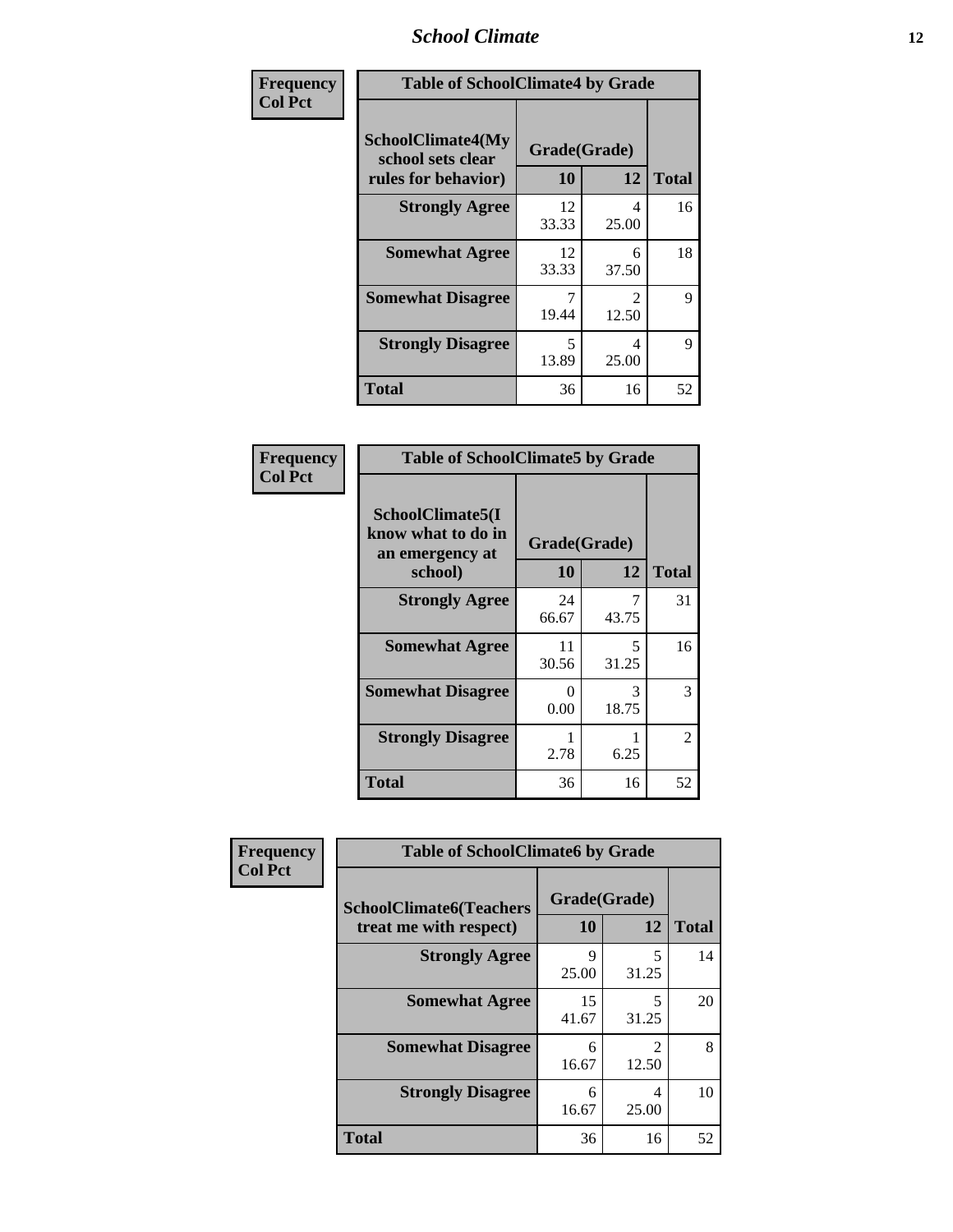| Frequency<br>Col Pct | Table of SchoolClimate4 by Grade | | |
|---|---|---|---|
| **SchoolClimate4(My school sets clear rules for behavior)** | **Grade(Grade)** | | |
| | **10** | **12** | **Total** |
| **Strongly Agree** | 12<br>33.33 | 4<br>25.00 | 16 |
| **Somewhat Agree** | 12<br>33.33 | 6<br>37.50 | 18 |
| **Somewhat Disagree** | 7<br>19.44 | 2<br>12.50 | 9 |
| **Strongly Disagree** | 5<br>13.89 | 4<br>25.00 | 9 |
| **Total** | 36 | 16 | 52 |

| Frequency<br>Col Pct | Table of SchoolClimate5 by Grade | | |
|---|---|---|---|
| **SchoolClimate5(I know what to do in an emergency at school)** | **Grade(Grade)** | | |
| | **10** | **12** | **Total** |
| **Strongly Agree** | 24<br>66.67 | 7<br>43.75 | 31 |
| **Somewhat Agree** | 11<br>30.56 | 5<br>31.25 | 16 |
| **Somewhat Disagree** | 0<br>0.00 | 3<br>18.75 | 3 |
| **Strongly Disagree** | 1<br>2.78 | 1<br>6.25 | 2 |
| **Total** | 36 | 16 | 52 |

| Frequency<br>Col Pct | Table of SchoolClimate6 by Grade | | |
|---|---|---|---|
| **SchoolClimate6(Teachers treat me with respect)** | **Grade(Grade)** | | |
| | **10** | **12** | **Total** |
| **Strongly Agree** | 9<br>25.00 | 5<br>31.25 | 14 |
| **Somewhat Agree** | 15<br>41.67 | 5<br>31.25 | 20 |
| **Somewhat Disagree** | 6<br>16.67 | 2<br>12.50 | 8 |
| **Strongly Disagree** | 6<br>16.67 | 4<br>25.00 | 10 |
| **Total** | 36 | 16 | 52 |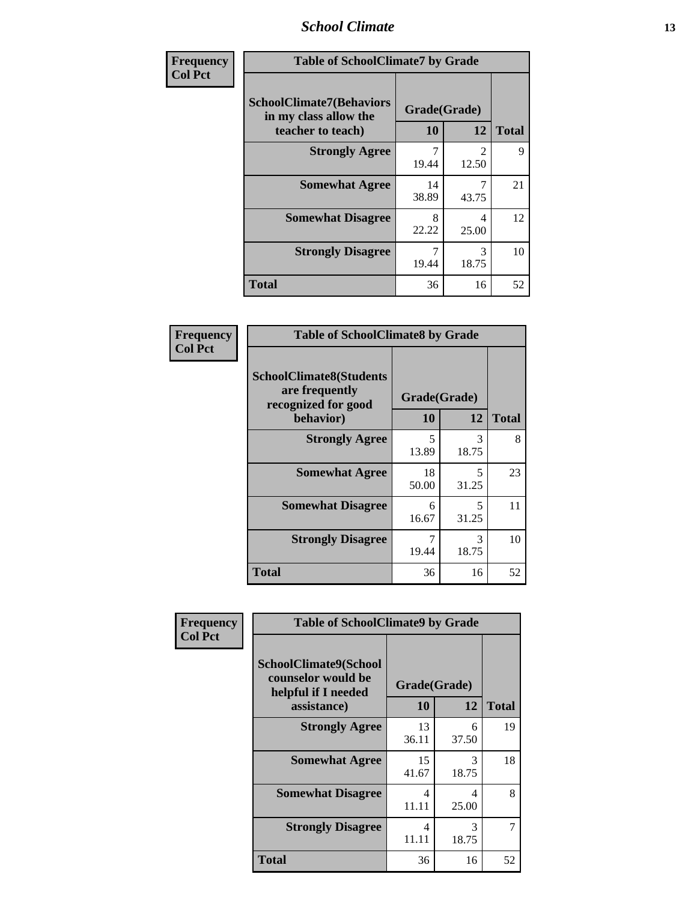| Frequency<br>Col Pct | | | |
|---|---|---|---|

**Table of SchoolClimate7 by Grade**

| SchoolClimate7(Behaviors in my class allow the teacher to teach) | Grade(Grade) | | |
|---|---|---|---|
| | 10 | 12 | Total |
| **Strongly Agree** | 7<br>19.44 | 2<br>12.50 | 9 |
| **Somewhat Agree** | 14<br>38.89 | 7<br>43.75 | 21 |
| **Somewhat Disagree** | 8<br>22.22 | 4<br>25.00 | 12 |
| **Strongly Disagree** | 7<br>19.44 | 3<br>18.75 | 10 |
| **Total** | 36 | 16 | 52 |

| Frequency<br>Col Pct | | | |
|---|---|---|---|

**Table of SchoolClimate8 by Grade**

| SchoolClimate8(Students are frequently recognized for good behavior) | Grade(Grade) | | |
|---|---|---|---|
| | 10 | 12 | Total |
| **Strongly Agree** | 5<br>13.89 | 3<br>18.75 | 8 |
| **Somewhat Agree** | 18<br>50.00 | 5<br>31.25 | 23 |
| **Somewhat Disagree** | 6<br>16.67 | 5<br>31.25 | 11 |
| **Strongly Disagree** | 7<br>19.44 | 3<br>18.75 | 10 |
| **Total** | 36 | 16 | 52 |

| Frequency<br>Col Pct | | | |
|---|---|---|---|

**Table of SchoolClimate9 by Grade**

| SchoolClimate9(School counselor would be helpful if I needed assistance) | Grade(Grade) | | |
|---|---|---|---|
| | 10 | 12 | Total |
| **Strongly Agree** | 13<br>36.11 | 6<br>37.50 | 19 |
| **Somewhat Agree** | 15<br>41.67 | 3<br>18.75 | 18 |
| **Somewhat Disagree** | 4<br>11.11 | 4<br>25.00 | 8 |
| **Strongly Disagree** | 4<br>11.11 | 3<br>18.75 | 7 |
| **Total** | 36 | 16 | 52 |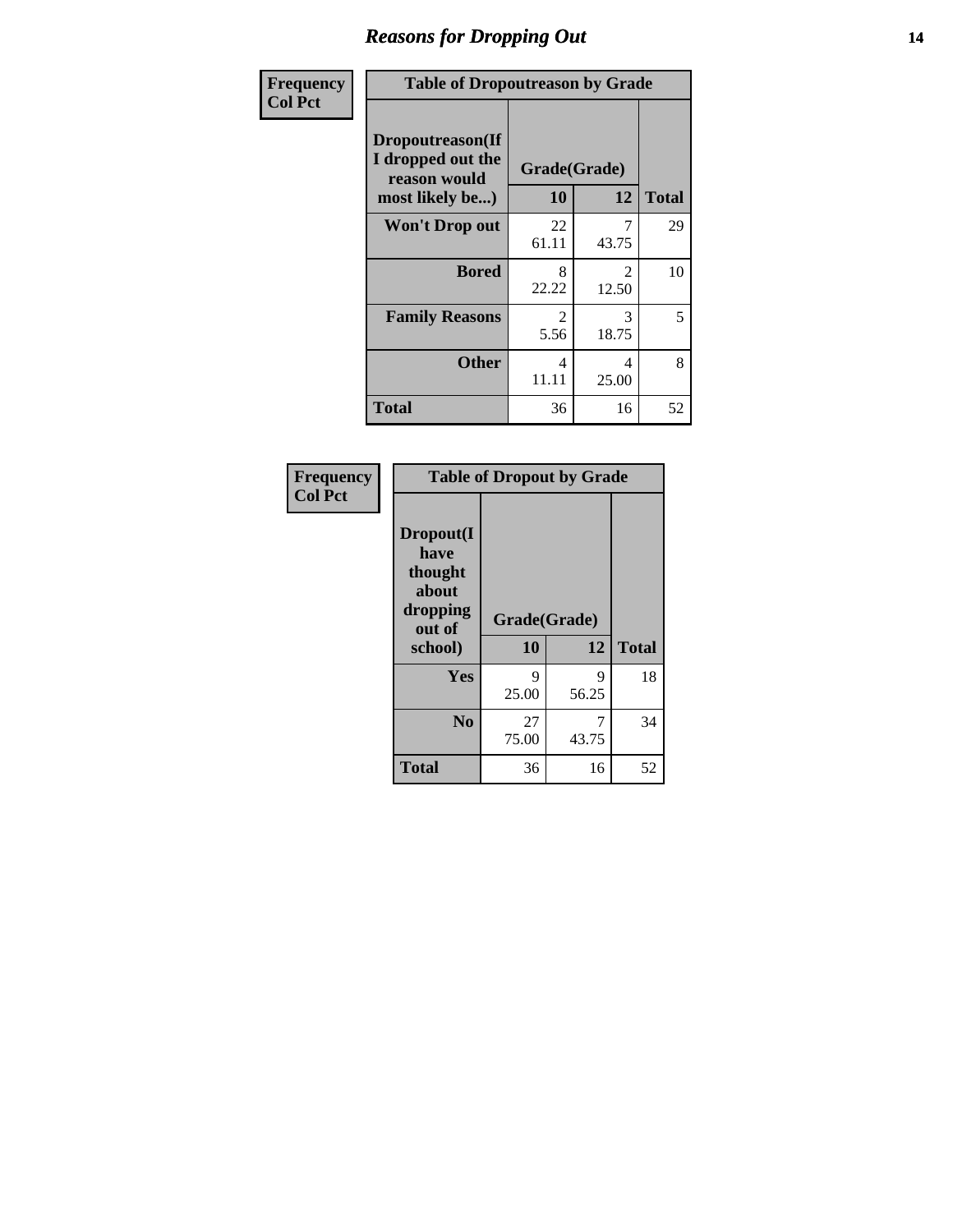## Reasons for Dropping Out

| Frequency<br>Col Pct | Table of Dropoutreason by Grade | | |
|---|---|---|---|
| Dropoutreason(If I dropped out the reason would most likely be...) | Grade(Grade) | | |
| | 10 | 12 | Total |
| Won't Drop out | 22<br>61.11 | 7<br>43.75 | 29 |
| Bored | 8<br>22.22 | 2<br>12.50 | 10 |
| Family Reasons | 2<br>5.56 | 3<br>18.75 | 5 |
| Other | 4<br>11.11 | 4<br>25.00 | 8 |
| Total | 36 | 16 | 52 |

| Frequency<br>Col Pct | Table of Dropout by Grade | | |
|---|---|---|---|
| Dropout(I have thought about dropping out of school) | Grade(Grade) | | |
| | 10 | 12 | Total |
| Yes | 9<br>25.00 | 9<br>56.25 | 18 |
| No | 27<br>75.00 | 7<br>43.75 | 34 |
| Total | 36 | 16 | 52 |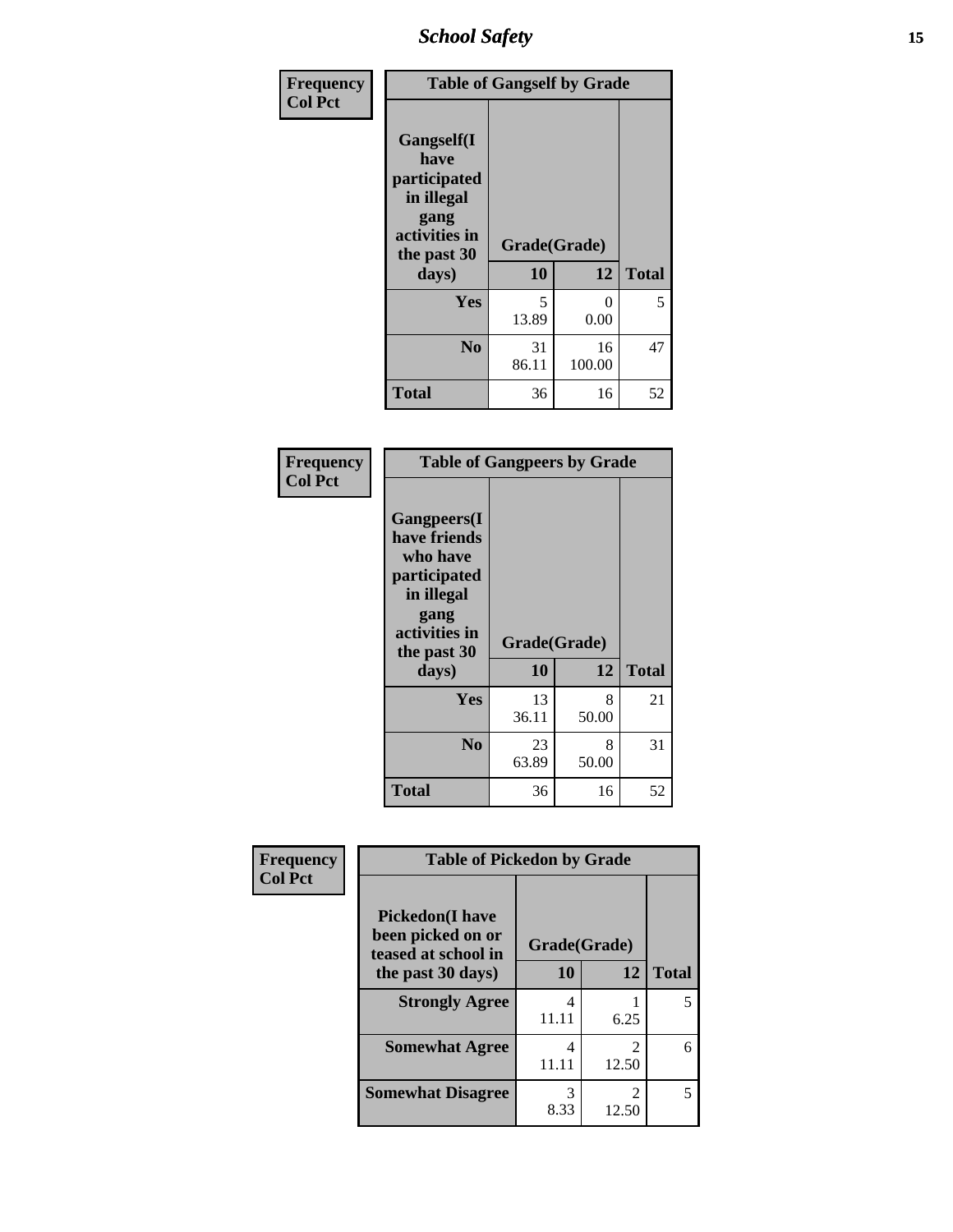| Frequency<br>Col Pct | Table of Gangself by Grade | | |
|---|---|---|---|
| Gangself(I have participated in illegal gang activities in the past 30 days) | Grade(Grade) | | |
| | 10 | 12 | Total |
| Yes | 5<br>13.89 | 0<br>0.00 | 5 |
| No | 31<br>86.11 | 16<br>100.00 | 47 |
| Total | 36 | 16 | 52 |

| Frequency<br>Col Pct | Table of Gangpeers by Grade | | |
|---|---|---|---|
| Gangpeers(I have friends who have participated in illegal gang activities in the past 30 days) | Grade(Grade) | | |
| | 10 | 12 | Total |
| Yes | 13<br>36.11 | 8<br>50.00 | 21 |
| No | 23<br>63.89 | 8<br>50.00 | 31 |
| Total | 36 | 16 | 52 |

| Frequency<br>Col Pct | Table of Pickedon by Grade | | |
|---|---|---|---|
| Pickedon(I have been picked on or teased at school in the past 30 days) | Grade(Grade) | | |
| | 10 | 12 | Total |
| Strongly Agree | 4<br>11.11 | 1<br>6.25 | 5 |
| Somewhat Agree | 4<br>11.11 | 2<br>12.50 | 6 |
| Somewhat Disagree | 3<br>8.33 | 2<br>12.50 | 5 |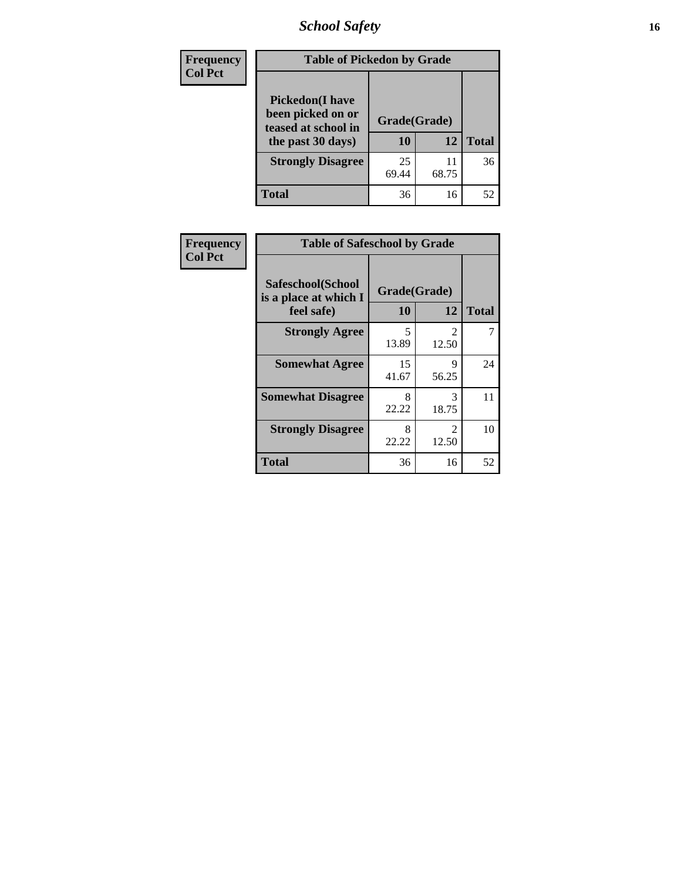| Frequency |
|---|
| Col Pct |

**Table of Pickedon by Grade**

| Pickedon(I have been picked on or teased at school in the past 30 days) | Grade(Grade) | | Total |
|---|---|---|---|
| | 10 | 12 | |
| Strongly Disagree | 25<br>69.44 | 11<br>68.75 | 36 |
| Total | 36 | 16 | 52 |

| Frequency |
|---|
| Col Pct |

**Table of Safeschool by Grade**

| Safeschool(School is a place at which I feel safe) | Grade(Grade) | | Total |
|---|---|---|---|
| | 10 | 12 | |
| Strongly Agree | 5<br>13.89 | 2<br>12.50 | 7 |
| Somewhat Agree | 15<br>41.67 | 9<br>56.25 | 24 |
| Somewhat Disagree | 8<br>22.22 | 3<br>18.75 | 11 |
| Strongly Disagree | 8<br>22.22 | 2<br>12.50 | 10 |
| Total | 36 | 16 | 52 |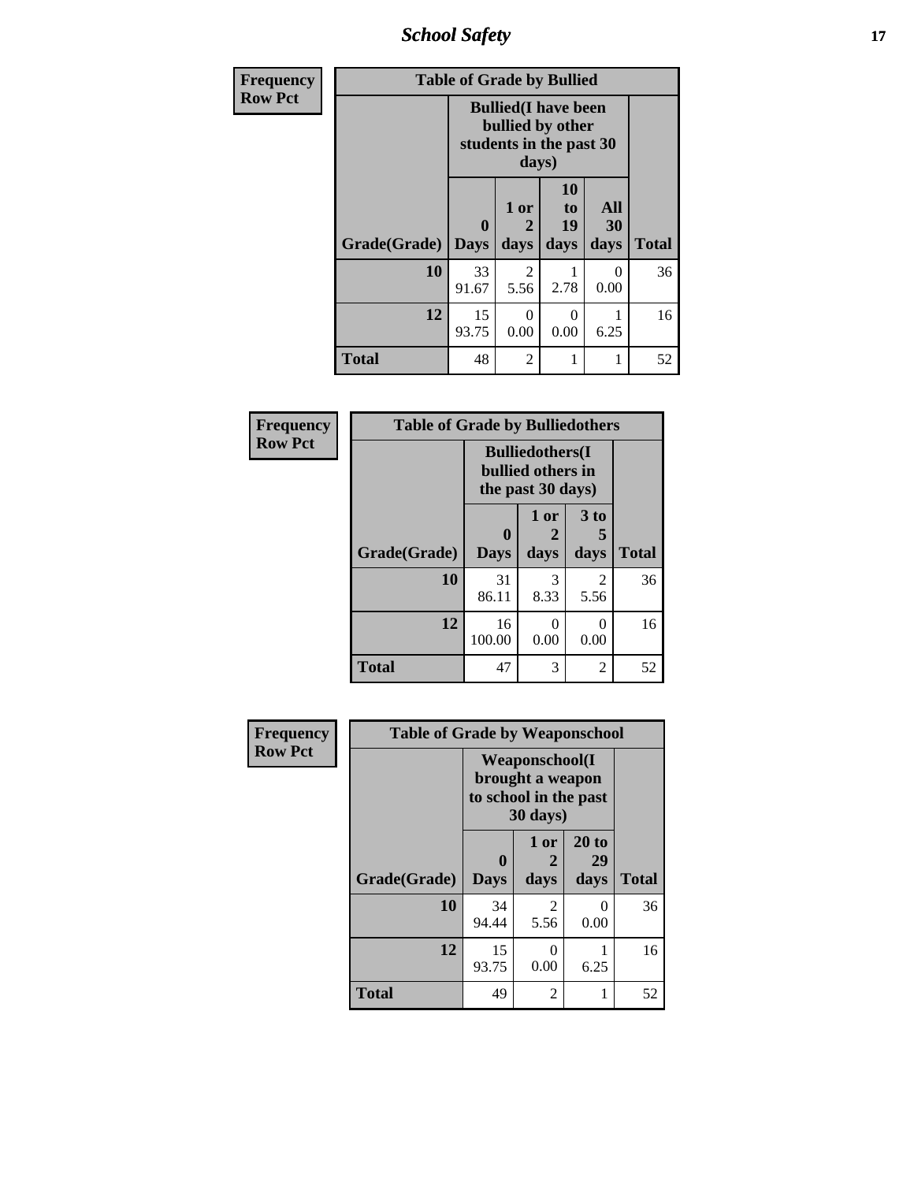| Frequency<br>Row Pct |
| --- |

| Table of Grade by Bullied | | | | | |
| --- | --- | --- | --- | --- | --- |
| | Bullied(I have been bullied by other students in the past 30 days) | | | | |
| Grade(Grade) | 0 Days | 1 or 2 days | 10 to 19 days | All 30 days | Total |
| 10 | 33<br>91.67 | 2<br>5.56 | 1<br>2.78 | 0<br>0.00 | 36 |
| 12 | 15<br>93.75 | 0<br>0.00 | 0<br>0.00 | 1<br>6.25 | 16 |
| Total | 48 | 2 | 1 | 1 | 52 |

| Frequency<br>Row Pct |
| --- |

| Table of Grade by Bulliedothers | | | | |
| --- | --- | --- | --- | --- |
| | Bulliedothers(I bullied others in the past 30 days) | | | |
| Grade(Grade) | 0 Days | 1 or 2 days | 3 to 5 days | Total |
| 10 | 31<br>86.11 | 3<br>8.33 | 2<br>5.56 | 36 |
| 12 | 16<br>100.00 | 0<br>0.00 | 0<br>0.00 | 16 |
| Total | 47 | 3 | 2 | 52 |

| Frequency<br>Row Pct |
| --- |

| Table of Grade by Weaponschool | | | | |
| --- | --- | --- | --- | --- |
| | Weaponschool(I brought a weapon to school in the past 30 days) | | | |
| Grade(Grade) | 0 Days | 1 or 2 days | 20 to 29 days | Total |
| 10 | 34<br>94.44 | 2<br>5.56 | 0<br>0.00 | 36 |
| 12 | 15<br>93.75 | 0<br>0.00 | 1<br>6.25 | 16 |
| Total | 49 | 2 | 1 | 52 |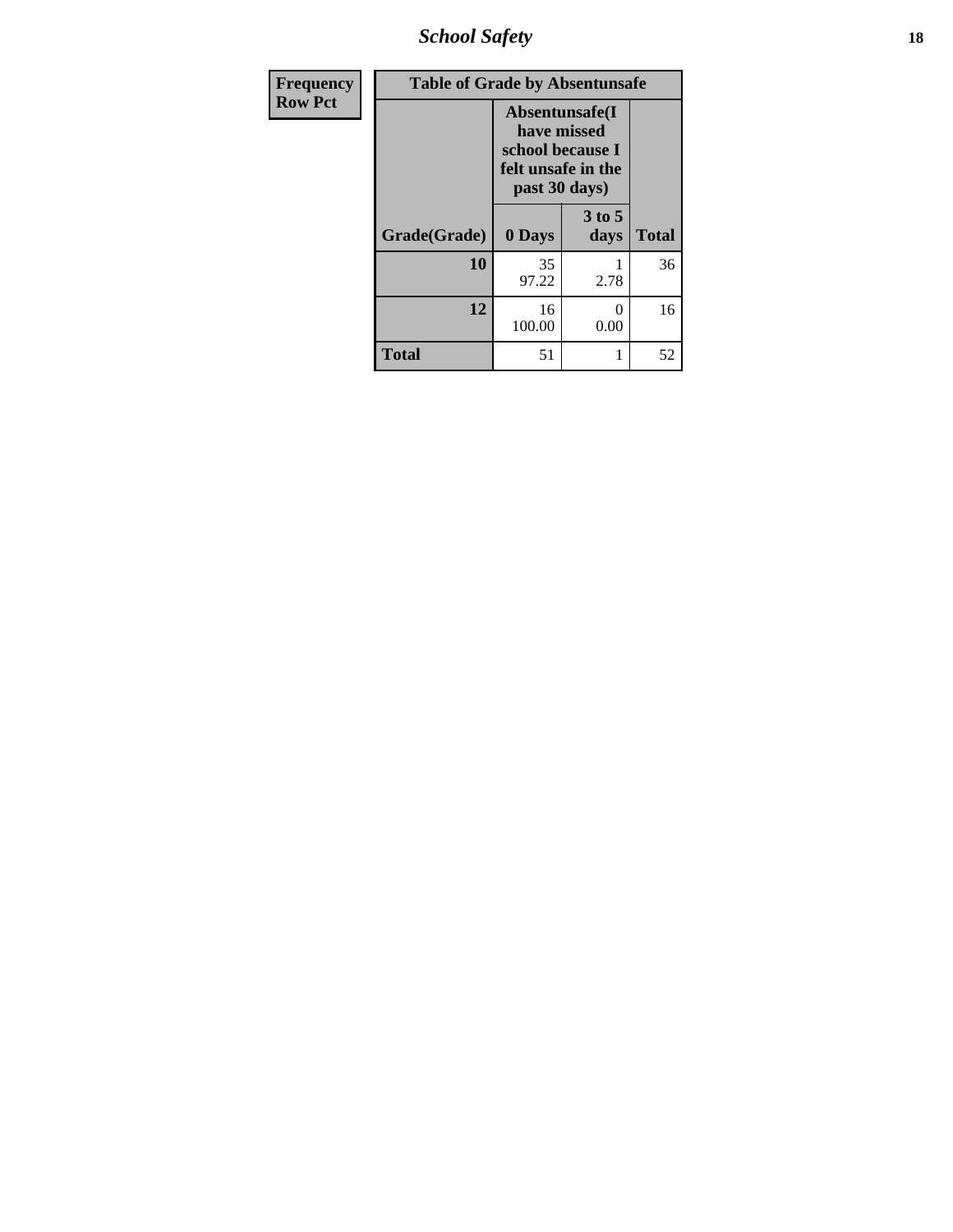| Frequency<br>Row Pct | Table of Grade by Absentunsafe | | |
|---|---|---|---|
| | Absentunsafe(I have missed school because I felt unsafe in the past 30 days) | | |
| Grade(Grade) | 0 Days | 3 to 5 days | Total |
| 10 | 35<br>97.22 | 1<br>2.78 | 36 |
| 12 | 16<br>100.00 | 0<br>0.00 | 16 |
| Total | 51 | 1 | 52 |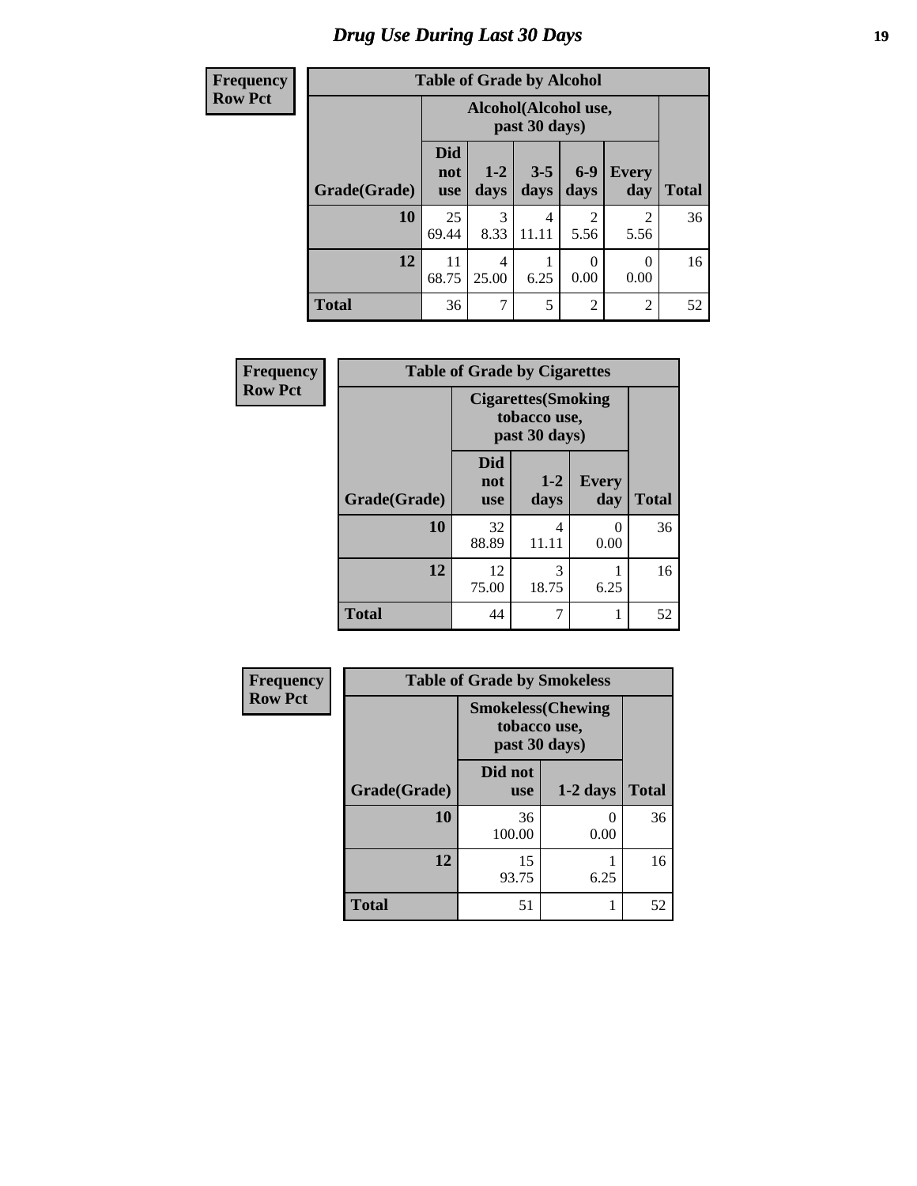# Drug Use During Last 30 Days

**Frequency**
**Row Pct**

| Table of Grade by Alcohol | | | | | | |
|---|---|---|---|---|---|---|
| | Alcohol(Alcohol use, past 30 days) | | | | | |
| Grade(Grade) | Did not use | 1-2 days | 3-5 days | 6-9 days | Every day | Total |
| 10 | 25<br>69.44 | 3<br>8.33 | 4<br>11.11 | 2<br>5.56 | 2<br>5.56 | 36 |
| 12 | 11<br>68.75 | 4<br>25.00 | 1<br>6.25 | 0<br>0.00 | 0<br>0.00 | 16 |
| Total | 36 | 7 | 5 | 2 | 2 | 52 |

**Frequency**
**Row Pct**

| Table of Grade by Cigarettes | | | | |
|---|---|---|---|---|
| | Cigarettes(Smoking tobacco use, past 30 days) | | | |
| Grade(Grade) | Did not use | 1-2 days | Every day | Total |
| 10 | 32<br>88.89 | 4<br>11.11 | 0<br>0.00 | 36 |
| 12 | 12<br>75.00 | 3<br>18.75 | 1<br>6.25 | 16 |
| Total | 44 | 7 | 1 | 52 |

**Frequency**
**Row Pct**

| Table of Grade by Smokeless | | | |
|---|---|---|---|
| | Smokeless(Chewing tobacco use, past 30 days) | | |
| Grade(Grade) | Did not use | 1-2 days | Total |
| 10 | 36<br>100.00 | 0<br>0.00 | 36 |
| 12 | 15<br>93.75 | 1<br>6.25 | 16 |
| Total | 51 | 1 | 52 |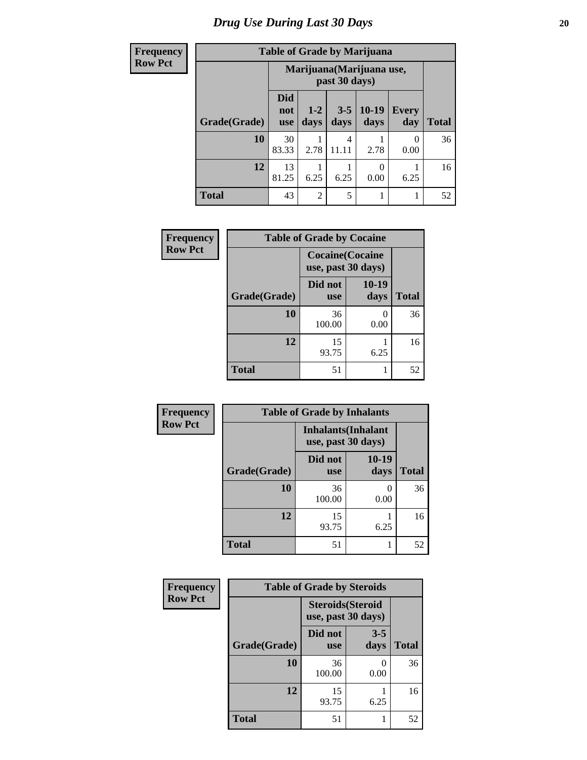# Drug Use During Last 30 Days

| Frequency Row Pct |
|---|

**Table of Grade by Marijuana**

| | Marijuana(Marijuana use, past 30 days) | | | | | |
|---|---|---|---|---|---|---|
| Grade(Grade) | Did not use | 1-2 days | 3-5 days | 10-19 days | Every day | Total |
| 10 | 30 83.33 | 1 2.78 | 4 11.11 | 1 2.78 | 0 0.00 | 36 |
| 12 | 13 81.25 | 1 6.25 | 1 6.25 | 0 0.00 | 1 6.25 | 16 |
| Total | 43 | 2 | 5 | 1 | 1 | 52 |

| Frequency Row Pct |
|---|

**Table of Grade by Cocaine**

| | Cocaine(Cocaine use, past 30 days) | | |
|---|---|---|---|
| Grade(Grade) | Did not use | 10-19 days | Total |
| 10 | 36 100.00 | 0 0.00 | 36 |
| 12 | 15 93.75 | 1 6.25 | 16 |
| Total | 51 | 1 | 52 |

| Frequency Row Pct |
|---|

**Table of Grade by Inhalants**

| | Inhalants(Inhalant use, past 30 days) | | |
|---|---|---|---|
| Grade(Grade) | Did not use | 10-19 days | Total |
| 10 | 36 100.00 | 0 0.00 | 36 |
| 12 | 15 93.75 | 1 6.25 | 16 |
| Total | 51 | 1 | 52 |

| Frequency Row Pct |
|---|

**Table of Grade by Steroids**

| | Steroids(Steroid use, past 30 days) | | |
|---|---|---|---|
| Grade(Grade) | Did not use | 3-5 days | Total |
| 10 | 36 100.00 | 0 0.00 | 36 |
| 12 | 15 93.75 | 1 6.25 | 16 |
| Total | 51 | 1 | 52 |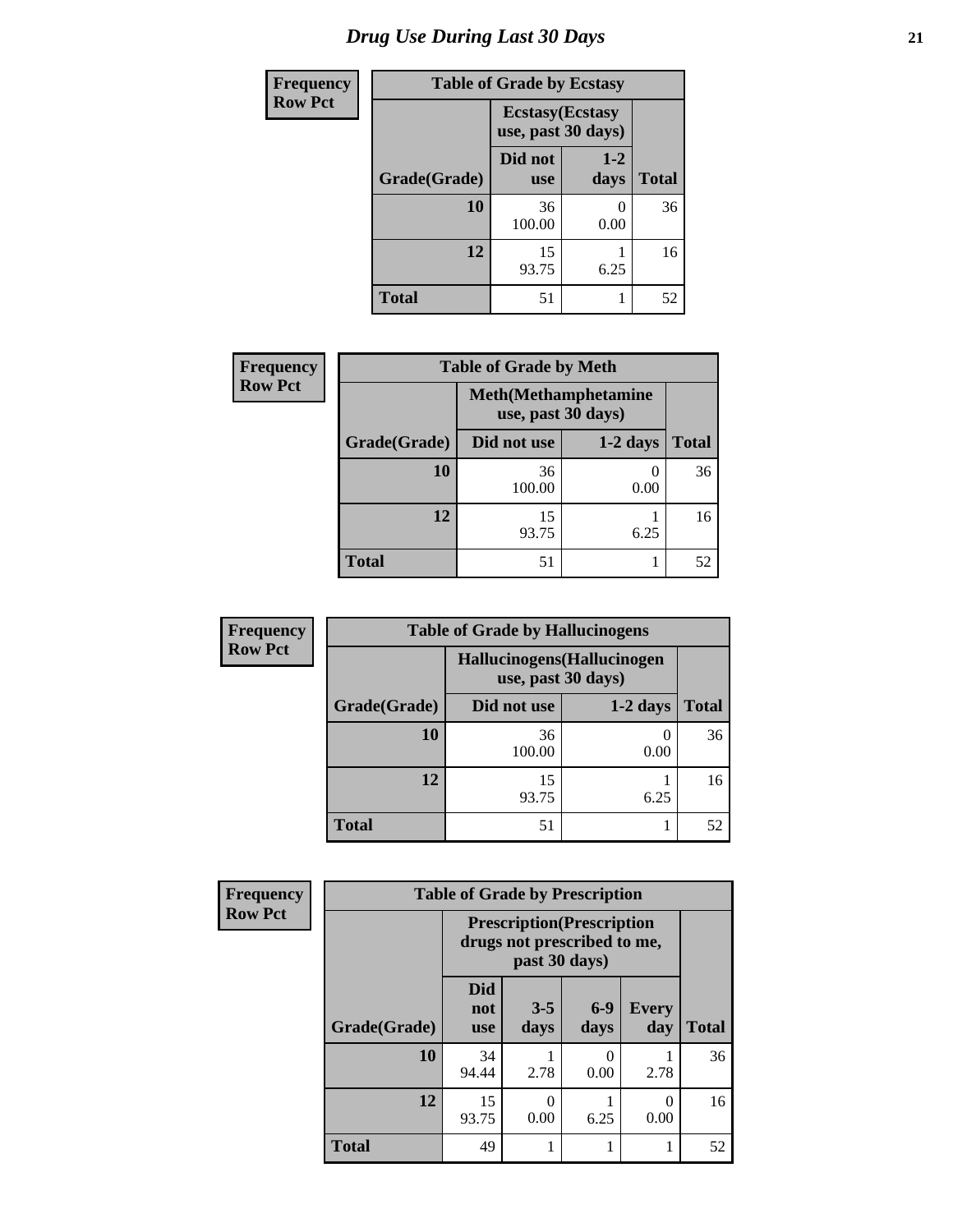# Drug Use During Last 30 Days

| Frequency Row Pct | Table of Grade by Ecstasy | | |
|---|---|---|---|
| | Ecstasy(Ecstasy use, past 30 days) | | |
| Grade(Grade) | Did not use | 1-2 days | Total |
| 10 | 36<br>100.00 | 0<br>0.00 | 36 |
| 12 | 15<br>93.75 | 1<br>6.25 | 16 |
| Total | 51 | 1 | 52 |

| Frequency Row Pct | Table of Grade by Meth | | |
|---|---|---|---|
| | Meth(Methamphetamine use, past 30 days) | | |
| Grade(Grade) | Did not use | 1-2 days | Total |
| 10 | 36<br>100.00 | 0<br>0.00 | 36 |
| 12 | 15<br>93.75 | 1<br>6.25 | 16 |
| Total | 51 | 1 | 52 |

| Frequency Row Pct | Table of Grade by Hallucinogens | | |
|---|---|---|---|
| | Hallucinogens(Hallucinogen use, past 30 days) | | |
| Grade(Grade) | Did not use | 1-2 days | Total |
| 10 | 36<br>100.00 | 0<br>0.00 | 36 |
| 12 | 15<br>93.75 | 1<br>6.25 | 16 |
| Total | 51 | 1 | 52 |

| Frequency Row Pct | Table of Grade by Prescription | | | | |
|---|---|---|---|---|---|
| | Prescription(Prescription drugs not prescribed to me, past 30 days) | | | | |
| Grade(Grade) | Did not use | 3-5 days | 6-9 days | Every day | Total |
| 10 | 34<br>94.44 | 1<br>2.78 | 0<br>0.00 | 1<br>2.78 | 36 |
| 12 | 15<br>93.75 | 0<br>0.00 | 1<br>6.25 | 0<br>0.00 | 16 |
| Total | 49 | 1 | 1 | 1 | 52 |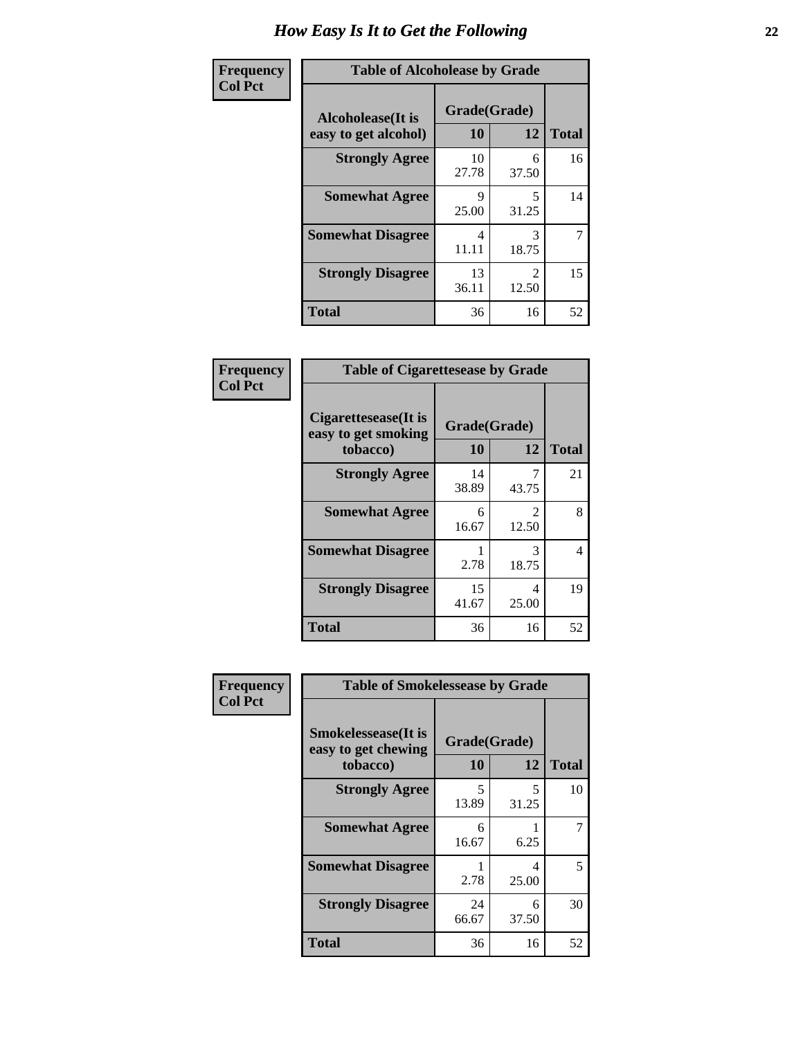# How Easy Is It to Get the Following

**Frequency**
**Col Pct**

| Table of Alcoholease by Grade | | | |
|---|---|---|---|
| Alcoholease(It is easy to get alcohol) | Grade(Grade) | | Total |
| | 10 | 12 | |
| **Strongly Agree** | 10<br>27.78 | 6<br>37.50 | 16 |
| **Somewhat Agree** | 9<br>25.00 | 5<br>31.25 | 14 |
| **Somewhat Disagree** | 4<br>11.11 | 3<br>18.75 | 7 |
| **Strongly Disagree** | 13<br>36.11 | 2<br>12.50 | 15 |
| **Total** | 36 | 16 | 52 |

**Frequency**
**Col Pct**

| Table of Cigarettesease by Grade | | | |
|---|---|---|---|
| Cigarettesease(It is easy to get smoking tobacco) | Grade(Grade) | | Total |
| | 10 | 12 | |
| **Strongly Agree** | 14<br>38.89 | 7<br>43.75 | 21 |
| **Somewhat Agree** | 6<br>16.67 | 2<br>12.50 | 8 |
| **Somewhat Disagree** | 1<br>2.78 | 3<br>18.75 | 4 |
| **Strongly Disagree** | 15<br>41.67 | 4<br>25.00 | 19 |
| **Total** | 36 | 16 | 52 |

**Frequency**
**Col Pct**

| Table of Smokelessease by Grade | | | |
|---|---|---|---|
| Smokelessease(It is easy to get chewing tobacco) | Grade(Grade) | | Total |
| | 10 | 12 | |
| **Strongly Agree** | 5<br>13.89 | 5<br>31.25 | 10 |
| **Somewhat Agree** | 6<br>16.67 | 1<br>6.25 | 7 |
| **Somewhat Disagree** | 1<br>2.78 | 4<br>25.00 | 5 |
| **Strongly Disagree** | 24<br>66.67 | 6<br>37.50 | 30 |
| **Total** | 36 | 16 | 52 |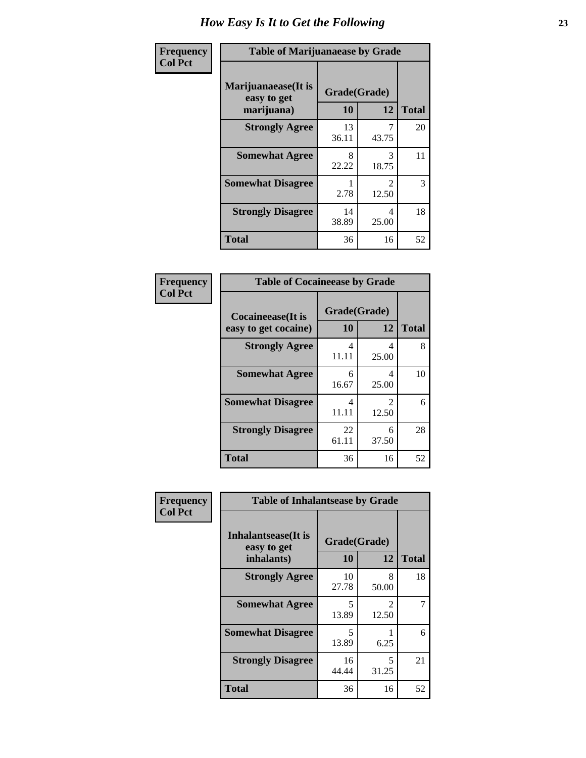# How Easy Is It to Get the Following

**Frequency**
**Col Pct**

| Table of Marijuanaease by Grade | | | |
|---|---|---|---|
| **Marijuanaease(It is easy to get marijuana)** | **Grade(Grade)** | | **Total** |
| | **10** | **12** | |
| **Strongly Agree** | 13<br>36.11 | 7<br>43.75 | 20 |
| **Somewhat Agree** | 8<br>22.22 | 3<br>18.75 | 11 |
| **Somewhat Disagree** | 1<br>2.78 | 2<br>12.50 | 3 |
| **Strongly Disagree** | 14<br>38.89 | 4<br>25.00 | 18 |
| **Total** | 36 | 16 | 52 |

**Frequency**
**Col Pct**

| Table of Cocaineease by Grade | | | |
|---|---|---|---|
| **Cocaineease(It is easy to get cocaine)** | **Grade(Grade)** | | **Total** |
| | **10** | **12** | |
| **Strongly Agree** | 4<br>11.11 | 4<br>25.00 | 8 |
| **Somewhat Agree** | 6<br>16.67 | 4<br>25.00 | 10 |
| **Somewhat Disagree** | 4<br>11.11 | 2<br>12.50 | 6 |
| **Strongly Disagree** | 22<br>61.11 | 6<br>37.50 | 28 |
| **Total** | 36 | 16 | 52 |

**Frequency**
**Col Pct**

| Table of Inhalantsease by Grade | | | |
|---|---|---|---|
| **Inhalantsease(It is easy to get inhalants)** | **Grade(Grade)** | | **Total** |
| | **10** | **12** | |
| **Strongly Agree** | 10<br>27.78 | 8<br>50.00 | 18 |
| **Somewhat Agree** | 5<br>13.89 | 2<br>12.50 | 7 |
| **Somewhat Disagree** | 5<br>13.89 | 1<br>6.25 | 6 |
| **Strongly Disagree** | 16<br>44.44 | 5<br>31.25 | 21 |
| **Total** | 36 | 16 | 52 |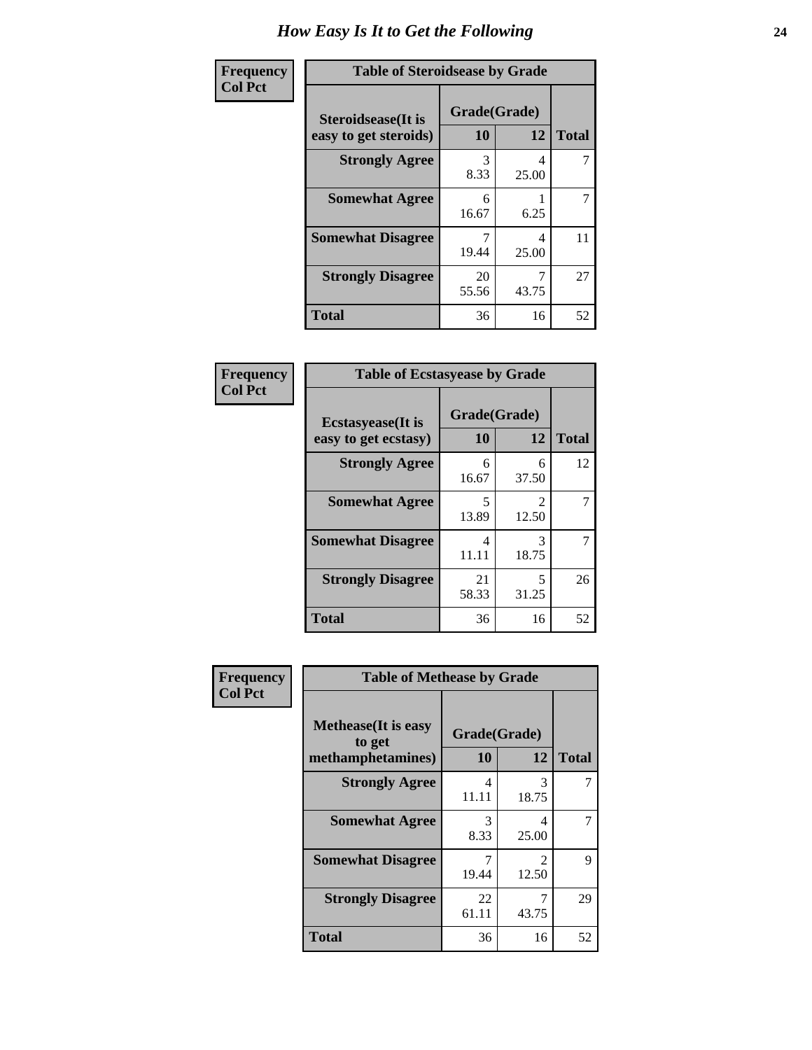# How Easy Is It to Get the Following

**Frequency**
**Col Pct**

| Table of Steroidsease by Grade | | | |
|---|---|---|---|
| **Steroidsease(It is easy to get steroids)** | **Grade(Grade)** | | **Total** |
| | **10** | **12** | |
| **Strongly Agree** | 3<br>8.33 | 4<br>25.00 | 7 |
| **Somewhat Agree** | 6<br>16.67 | 1<br>6.25 | 7 |
| **Somewhat Disagree** | 7<br>19.44 | 4<br>25.00 | 11 |
| **Strongly Disagree** | 20<br>55.56 | 7<br>43.75 | 27 |
| **Total** | 36 | 16 | 52 |

**Frequency**
**Col Pct**

| Table of Ecstasyease by Grade | | | |
|---|---|---|---|
| **Ecstasyease(It is easy to get ecstasy)** | **Grade(Grade)** | | **Total** |
| | **10** | **12** | |
| **Strongly Agree** | 6<br>16.67 | 6<br>37.50 | 12 |
| **Somewhat Agree** | 5<br>13.89 | 2<br>12.50 | 7 |
| **Somewhat Disagree** | 4<br>11.11 | 3<br>18.75 | 7 |
| **Strongly Disagree** | 21<br>58.33 | 5<br>31.25 | 26 |
| **Total** | 36 | 16 | 52 |

**Frequency**
**Col Pct**

| Table of Methease by Grade | | | |
|---|---|---|---|
| **Methease(It is easy to get methamphetamines)** | **Grade(Grade)** | | **Total** |
| | **10** | **12** | |
| **Strongly Agree** | 4<br>11.11 | 3<br>18.75 | 7 |
| **Somewhat Agree** | 3<br>8.33 | 4<br>25.00 | 7 |
| **Somewhat Disagree** | 7<br>19.44 | 2<br>12.50 | 9 |
| **Strongly Disagree** | 22<br>61.11 | 7<br>43.75 | 29 |
| **Total** | 36 | 16 | 52 |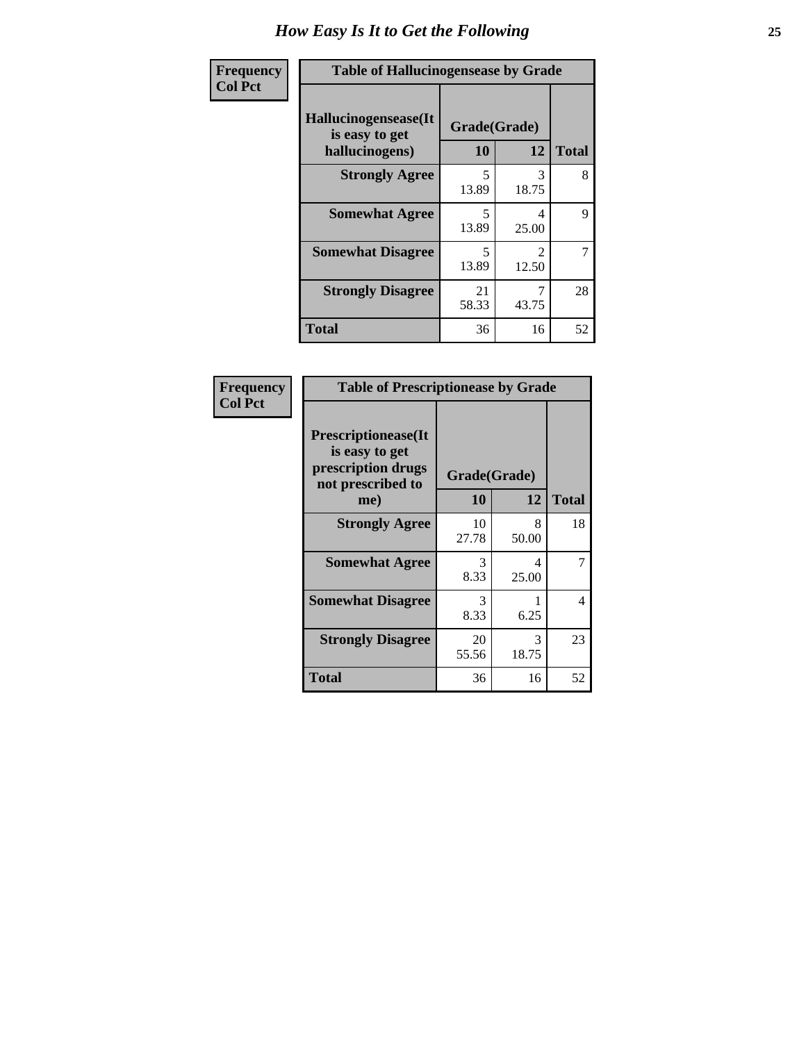# How Easy Is It to Get the Following

**Frequency**
**Col Pct**

**Table of Hallucinogensease by Grade**

| Hallucinogensease(It is easy to get hallucinogens) | Grade(Grade) 10 | 12 | Total |
|---|---|---|---|
| **Strongly Agree** | 5<br>13.89 | 3<br>18.75 | 8 |
| **Somewhat Agree** | 5<br>13.89 | 4<br>25.00 | 9 |
| **Somewhat Disagree** | 5<br>13.89 | 2<br>12.50 | 7 |
| **Strongly Disagree** | 21<br>58.33 | 7<br>43.75 | 28 |
| **Total** | 36 | 16 | 52 |

**Frequency**
**Col Pct**

**Table of Prescriptionease by Grade**

| Prescriptionease(It is easy to get prescription drugs not prescribed to me) | Grade(Grade) 10 | 12 | Total |
|---|---|---|---|
| **Strongly Agree** | 10<br>27.78 | 8<br>50.00 | 18 |
| **Somewhat Agree** | 3<br>8.33 | 4<br>25.00 | 7 |
| **Somewhat Disagree** | 3<br>8.33 | 1<br>6.25 | 4 |
| **Strongly Disagree** | 20<br>55.56 | 3<br>18.75 | 23 |
| **Total** | 36 | 16 | 52 |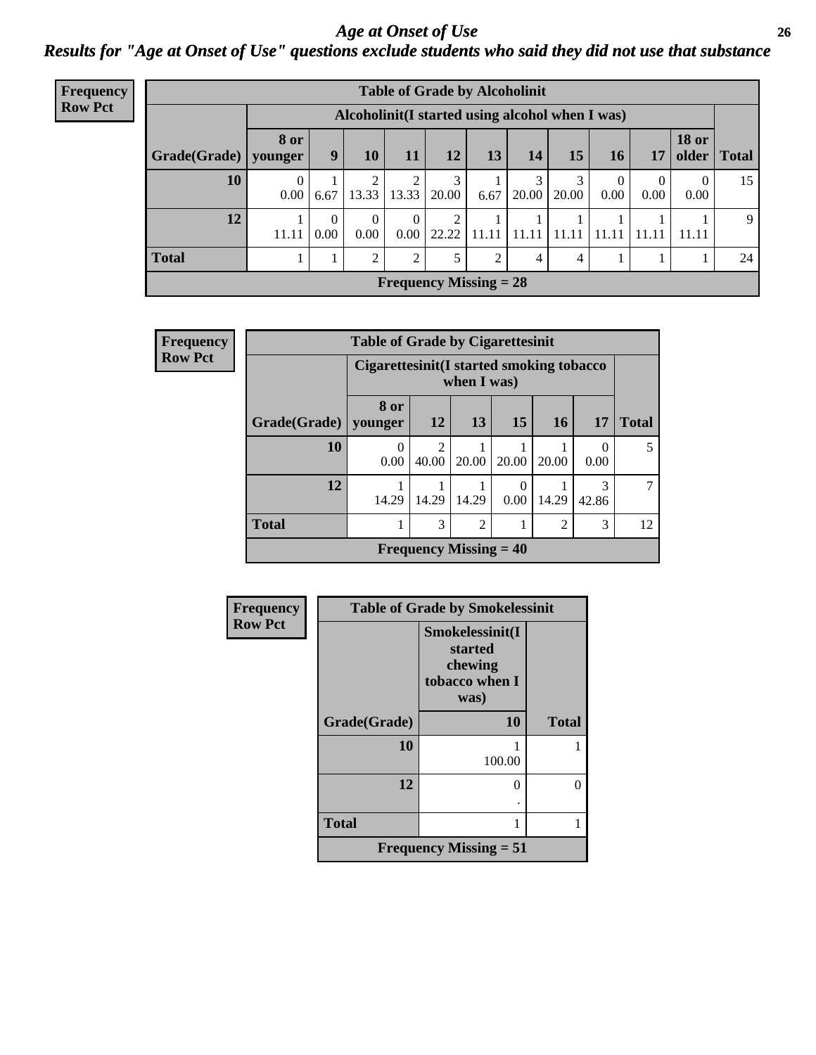# *Age at Onset of Use*

## *Results for "Age at Onset of Use" questions exclude students who said they did not use that substance*

**Frequency**
**Row Pct**

| Table of Grade by Alcoholinit | | | | | | | | | | | | |
|---|---|---|---|---|---|---|---|---|---|---|---|---|
| | Alcoholinit(I started using alcohol when I was) | | | | | | | | | | | |
| Grade(Grade) | 8 or younger | 9 | 10 | 11 | 12 | 13 | 14 | 15 | 16 | 17 | 18 or older | Total |
| 10 | 0<br>0.00 | 1<br>6.67 | 2<br>13.33 | 2<br>13.33 | 3<br>20.00 | 1<br>6.67 | 3<br>20.00 | 3<br>20.00 | 0<br>0.00 | 0<br>0.00 | 0<br>0.00 | 15 |
| 12 | 1<br>11.11 | 0<br>0.00 | 0<br>0.00 | 0<br>0.00 | 2<br>22.22 | 1<br>11.11 | 1<br>11.11 | 1<br>11.11 | 1<br>11.11 | 1<br>11.11 | 1<br>11.11 | 9 |
| Total | 1 | 1 | 2 | 2 | 5 | 2 | 4 | 4 | 1 | 1 | 1 | 24 |
| Frequency Missing = 28 | | | | | | | | | | | | |

**Frequency**
**Row Pct**

| Table of Grade by Cigarettesinit | | | | | | | |
|---|---|---|---|---|---|---|---|
| | Cigarettesinit(I started smoking tobacco when I was) | | | | | | |
| Grade(Grade) | 8 or younger | 12 | 13 | 15 | 16 | 17 | Total |
| 10 | 0<br>0.00 | 2<br>40.00 | 1<br>20.00 | 1<br>20.00 | 1<br>20.00 | 0<br>0.00 | 5 |
| 12 | 1<br>14.29 | 1<br>14.29 | 1<br>14.29 | 0<br>0.00 | 1<br>14.29 | 3<br>42.86 | 7 |
| Total | 1 | 3 | 2 | 1 | 2 | 3 | 12 |
| Frequency Missing = 40 | | | | | | | |

**Frequency**
**Row Pct**

| Table of Grade by Smokelessinit | | |
|---|---|---|
| | Smokelessinit(I started chewing tobacco when I was) | |
| Grade(Grade) | 10 | Total |
| 10 | 1<br>100.00 | 1 |
| 12 | 0<br>. | 0 |
| Total | 1 | 1 |
| Frequency Missing = 51 | | |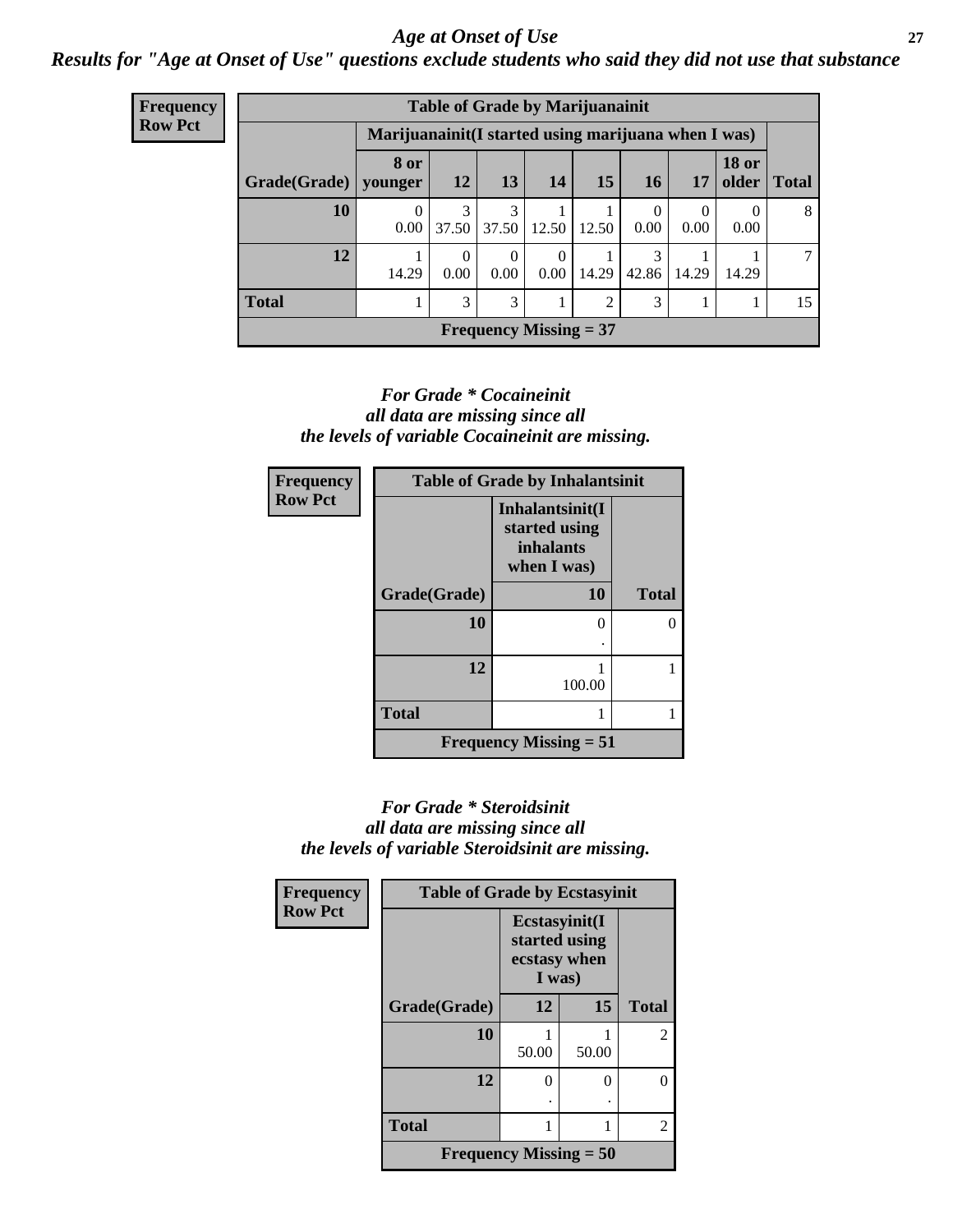## *Age at Onset of Use*

### *Results for "Age at Onset of Use" questions exclude students who said they did not use that substance*

**Frequency**
**Row Pct**

| Table of Grade by Marijuanainit | | | | | | | | | |
|---|---|---|---|---|---|---|---|---|---|
| | Marijuanainit(I started using marijuana when I was) | | | | | | | | |
| Grade(Grade) | 8 or younger | 12 | 13 | 14 | 15 | 16 | 17 | 18 or older | Total |
| 10 | 0<br>0.00 | 3<br>37.50 | 3<br>37.50 | 1<br>12.50 | 1<br>12.50 | 0<br>0.00 | 0<br>0.00 | 0<br>0.00 | 8 |
| 12 | 1<br>14.29 | 0<br>0.00 | 0<br>0.00 | 0<br>0.00 | 1<br>14.29 | 3<br>42.86 | 1<br>14.29 | 1<br>14.29 | 7 |
| Total | 1 | 3 | 3 | 1 | 2 | 3 | 1 | 1 | 15 |
| Frequency Missing = 37 | | | | | | | | | |

*For Grade * Cocaineinit*
*all data are missing since all*
*the levels of variable Cocaineinit are missing.*

**Frequency**
**Row Pct**

| Table of Grade by Inhalantsinit | | |
|---|---|---|
| | Inhalantsinit(I started using inhalants when I was) | |
| Grade(Grade) | 10 | Total |
| 10 | 0<br>. | 0 |
| 12 | 1<br>100.00 | 1 |
| Total | 1 | 1 |
| Frequency Missing = 51 | | |

*For Grade * Steroidsinit*
*all data are missing since all*
*the levels of variable Steroidsinit are missing.*

**Frequency**
**Row Pct**

| Table of Grade by Ecstasyinit | | | |
|---|---|---|---|
| | Ecstasyinit(I started using ecstasy when I was) | | |
| Grade(Grade) | 12 | 15 | Total |
| 10 | 1<br>50.00 | 1<br>50.00 | 2 |
| 12 | 0<br>. | 0<br>. | 0 |
| Total | 1 | 1 | 2 |
| Frequency Missing = 50 | | | |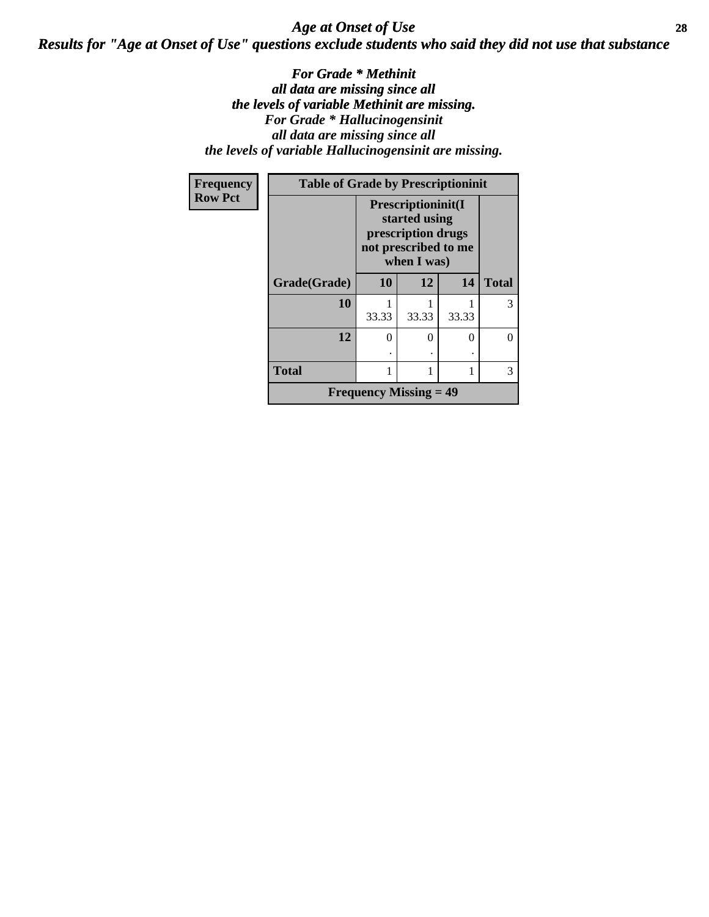## *Age at Onset of Use*

***Results for "Age at Onset of Use" questions exclude students who said they did not use that substance***

***For Grade * Methinit all data are missing since all the levels of variable Methinit are missing.***

***For Grade * Hallucinogensinit all data are missing since all the levels of variable Hallucinogensinit are missing.***

**Frequency**
**Row Pct**

**Table of Grade by Prescriptioninit**

| | Prescriptioninit(I started using prescription drugs not prescribed to me when I was) | | | |
|---|---|---|---|---|
| **Grade(Grade)** | **10** | **12** | **14** | **Total** |
| **10** | 1<br>33.33 | 1<br>33.33 | 1<br>33.33 | 3 |
| **12** | 0<br>. | 0<br>. | 0<br>. | 0 |
| **Total** | 1 | 1 | 1 | 3 |
| **Frequency Missing = 49** | | | | |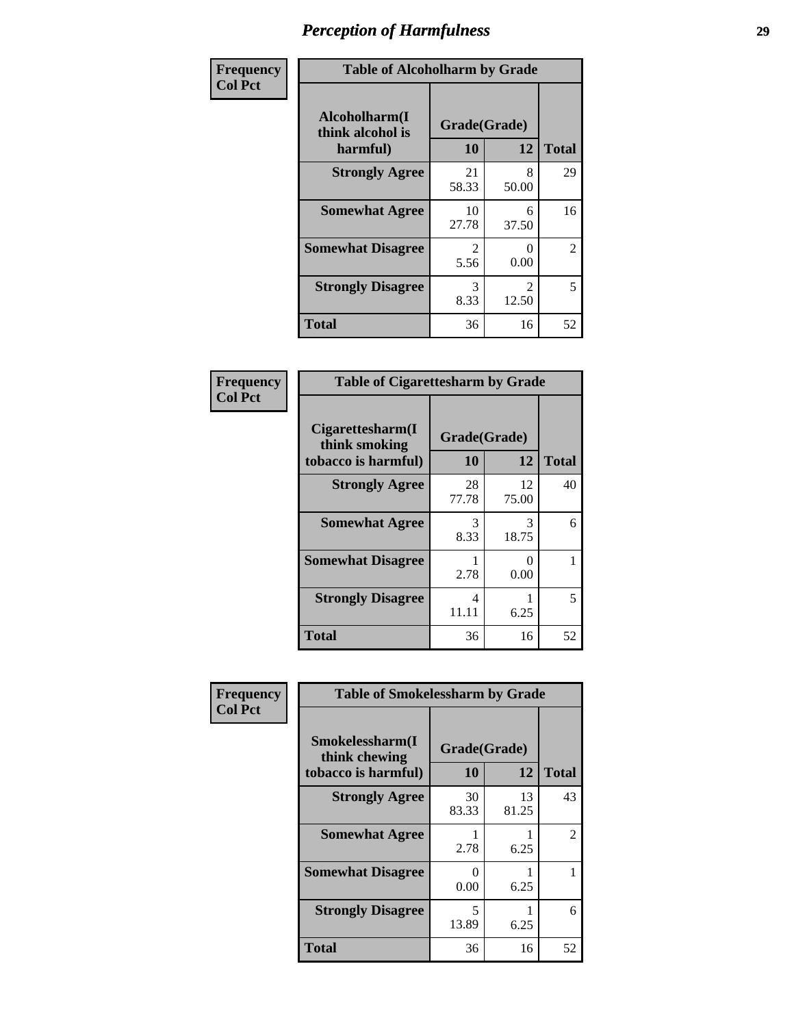# Perception of Harmfulness

**Frequency**
**Col Pct**

| Table of Alcoholharm by Grade | | | |
|---|---|---|---|
| Alcoholharm(I think alcohol is harmful) | Grade(Grade) | | Total |
| | 10 | 12 | |
| Strongly Agree | 21<br>58.33 | 8<br>50.00 | 29 |
| Somewhat Agree | 10<br>27.78 | 6<br>37.50 | 16 |
| Somewhat Disagree | 2<br>5.56 | 0<br>0.00 | 2 |
| Strongly Disagree | 3<br>8.33 | 2<br>12.50 | 5 |
| Total | 36 | 16 | 52 |

**Frequency**
**Col Pct**

| Table of Cigarettesharm by Grade | | | |
|---|---|---|---|
| Cigarettesharm(I think smoking tobacco is harmful) | Grade(Grade) | | Total |
| | 10 | 12 | |
| Strongly Agree | 28<br>77.78 | 12<br>75.00 | 40 |
| Somewhat Agree | 3<br>8.33 | 3<br>18.75 | 6 |
| Somewhat Disagree | 1<br>2.78 | 0<br>0.00 | 1 |
| Strongly Disagree | 4<br>11.11 | 1<br>6.25 | 5 |
| Total | 36 | 16 | 52 |

**Frequency**
**Col Pct**

| Table of Smokelessharm by Grade | | | |
|---|---|---|---|
| Smokelessharm(I think chewing tobacco is harmful) | Grade(Grade) | | Total |
| | 10 | 12 | |
| Strongly Agree | 30<br>83.33 | 13<br>81.25 | 43 |
| Somewhat Agree | 1<br>2.78 | 1<br>6.25 | 2 |
| Somewhat Disagree | 0<br>0.00 | 1<br>6.25 | 1 |
| Strongly Disagree | 5<br>13.89 | 1<br>6.25 | 6 |
| Total | 36 | 16 | 52 |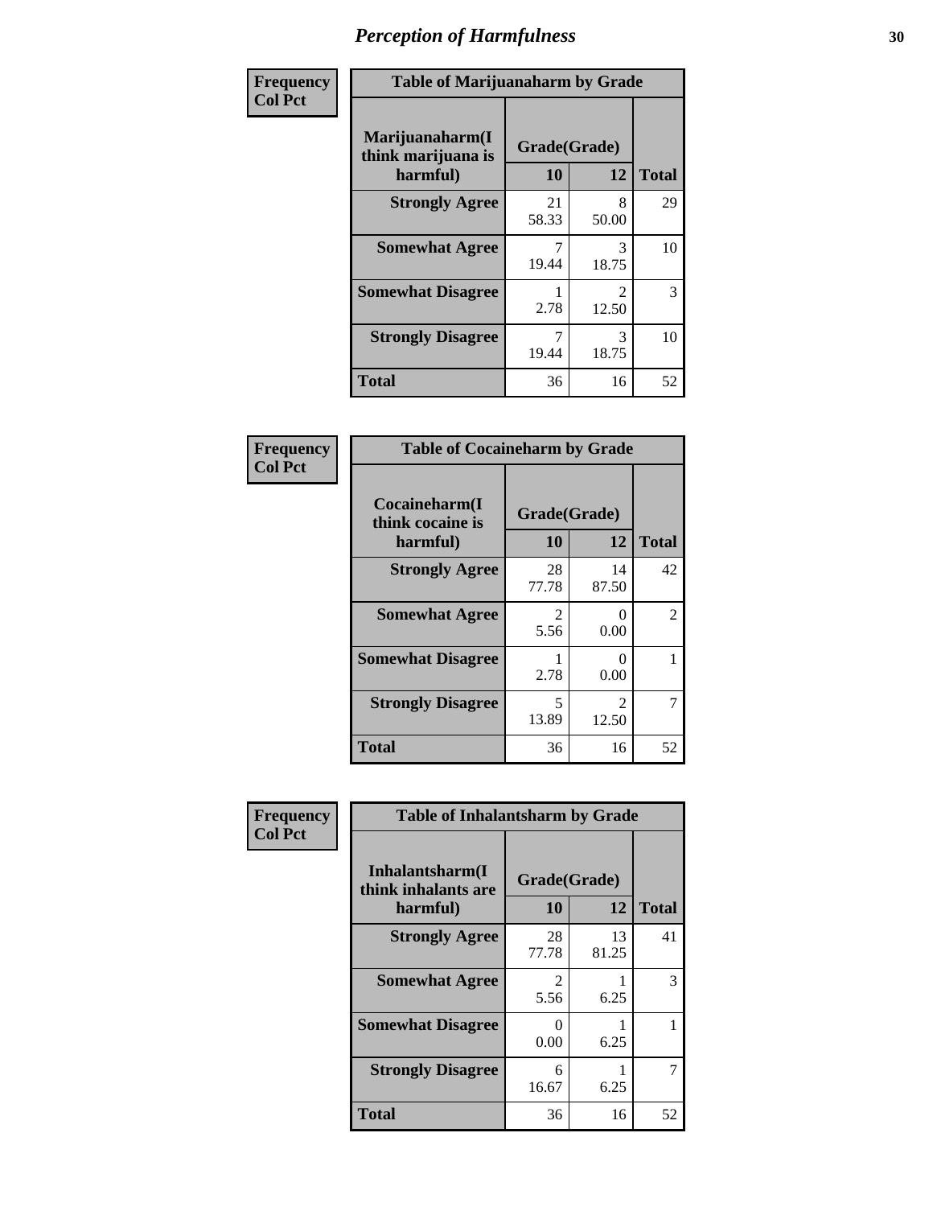# Perception of Harmfulness

| Frequency<br>Col Pct | Table of Marijuanaharm by Grade | | |
|---|---|---|---|
| **Marijuanaharm(I think marijuana is harmful)** | **Grade(Grade)** | | **Total** |
| | **10** | **12** | |
| **Strongly Agree** | 21<br>58.33 | 8<br>50.00 | 29 |
| **Somewhat Agree** | 7<br>19.44 | 3<br>18.75 | 10 |
| **Somewhat Disagree** | 1<br>2.78 | 2<br>12.50 | 3 |
| **Strongly Disagree** | 7<br>19.44 | 3<br>18.75 | 10 |
| **Total** | 36 | 16 | 52 |

| Frequency<br>Col Pct | Table of Cocaineharm by Grade | | |
|---|---|---|---|
| **Cocaineharm(I think cocaine is harmful)** | **Grade(Grade)** | | **Total** |
| | **10** | **12** | |
| **Strongly Agree** | 28<br>77.78 | 14<br>87.50 | 42 |
| **Somewhat Agree** | 2<br>5.56 | 0<br>0.00 | 2 |
| **Somewhat Disagree** | 1<br>2.78 | 0<br>0.00 | 1 |
| **Strongly Disagree** | 5<br>13.89 | 2<br>12.50 | 7 |
| **Total** | 36 | 16 | 52 |

| Frequency<br>Col Pct | Table of Inhalantsharm by Grade | | |
|---|---|---|---|
| **Inhalantsharm(I think inhalants are harmful)** | **Grade(Grade)** | | **Total** |
| | **10** | **12** | |
| **Strongly Agree** | 28<br>77.78 | 13<br>81.25 | 41 |
| **Somewhat Agree** | 2<br>5.56 | 1<br>6.25 | 3 |
| **Somewhat Disagree** | 0<br>0.00 | 1<br>6.25 | 1 |
| **Strongly Disagree** | 6<br>16.67 | 1<br>6.25 | 7 |
| **Total** | 36 | 16 | 52 |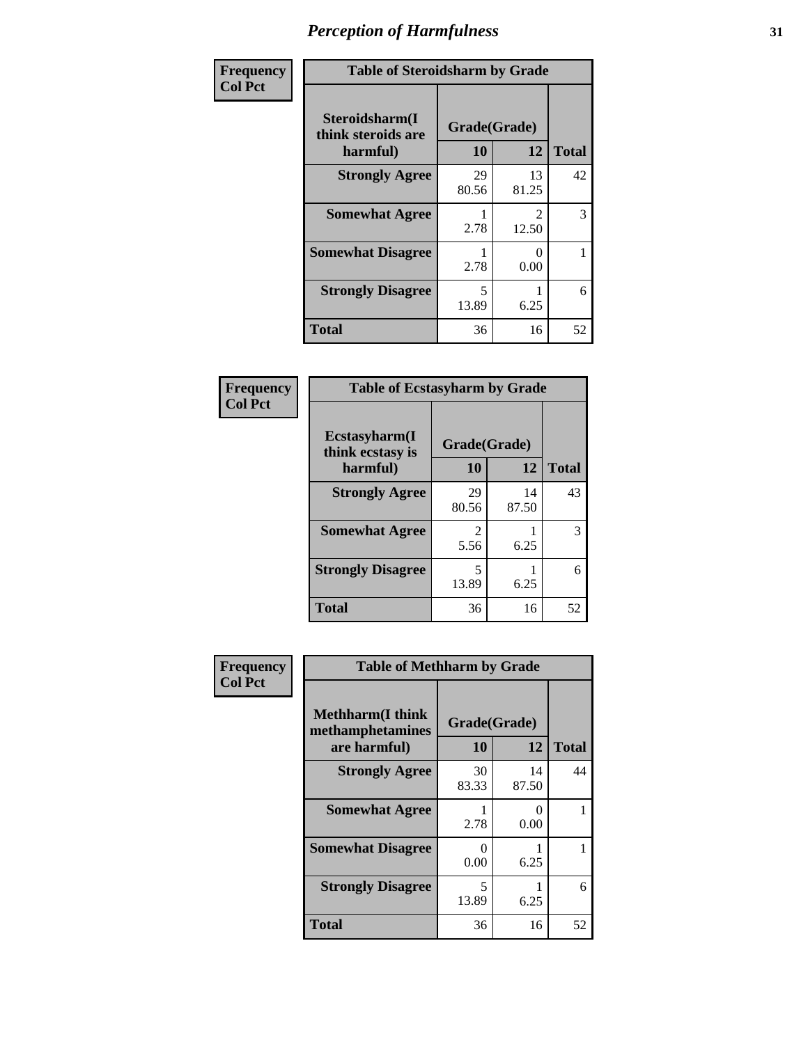# Perception of Harmfulness

**Frequency**
**Col Pct**

**Table of Steroidsharm by Grade**

| Steroidsharm(I think steroids are harmful) | Grade(Grade) 10 | 12 | Total |
|---|---|---|---|
| **Strongly Agree** | 29<br>80.56 | 13<br>81.25 | 42 |
| **Somewhat Agree** | 1<br>2.78 | 2<br>12.50 | 3 |
| **Somewhat Disagree** | 1<br>2.78 | 0<br>0.00 | 1 |
| **Strongly Disagree** | 5<br>13.89 | 1<br>6.25 | 6 |
| **Total** | 36 | 16 | 52 |

**Frequency**
**Col Pct**

**Table of Ecstasyharm by Grade**

| Ecstasyharm(I think ecstasy is harmful) | Grade(Grade) 10 | 12 | Total |
|---|---|---|---|
| **Strongly Agree** | 29<br>80.56 | 14<br>87.50 | 43 |
| **Somewhat Agree** | 2<br>5.56 | 1<br>6.25 | 3 |
| **Strongly Disagree** | 5<br>13.89 | 1<br>6.25 | 6 |
| **Total** | 36 | 16 | 52 |

**Frequency**
**Col Pct**

**Table of Methharm by Grade**

| Methharm(I think methamphetamines are harmful) | Grade(Grade) 10 | 12 | Total |
|---|---|---|---|
| **Strongly Agree** | 30<br>83.33 | 14<br>87.50 | 44 |
| **Somewhat Agree** | 1<br>2.78 | 0<br>0.00 | 1 |
| **Somewhat Disagree** | 0<br>0.00 | 1<br>6.25 | 1 |
| **Strongly Disagree** | 5<br>13.89 | 1<br>6.25 | 6 |
| **Total** | 36 | 16 | 52 |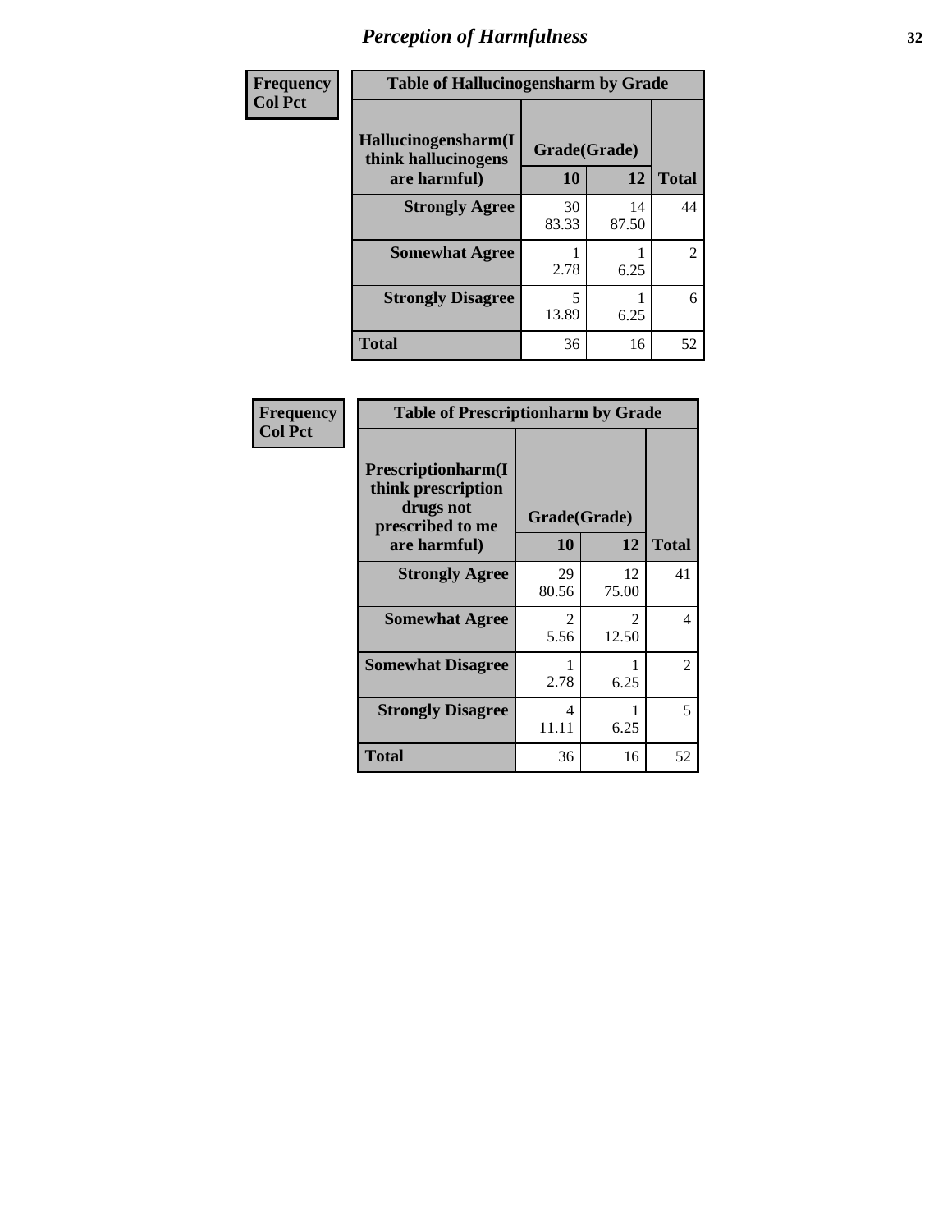# Perception of Harmfulness

| Frequency Col Pct | Table of Hallucinogensharm by Grade | | |
|---|---|---|---|
| Hallucinogensharm(I think hallucinogens are harmful) | Grade(Grade) | | |
| | 10 | 12 | Total |
| Strongly Agree | 30<br>83.33 | 14<br>87.50 | 44 |
| Somewhat Agree | 1<br>2.78 | 1<br>6.25 | 2 |
| Strongly Disagree | 5<br>13.89 | 1<br>6.25 | 6 |
| Total | 36 | 16 | 52 |

| Frequency Col Pct | Table of Prescriptionharm by Grade | | |
|---|---|---|---|
| Prescriptionharm(I think prescription drugs not prescribed to me are harmful) | Grade(Grade) | | |
| | 10 | 12 | Total |
| Strongly Agree | 29<br>80.56 | 12<br>75.00 | 41 |
| Somewhat Agree | 2<br>5.56 | 2<br>12.50 | 4 |
| Somewhat Disagree | 1<br>2.78 | 1<br>6.25 | 2 |
| Strongly Disagree | 4<br>11.11 | 1<br>6.25 | 5 |
| Total | 36 | 16 | 52 |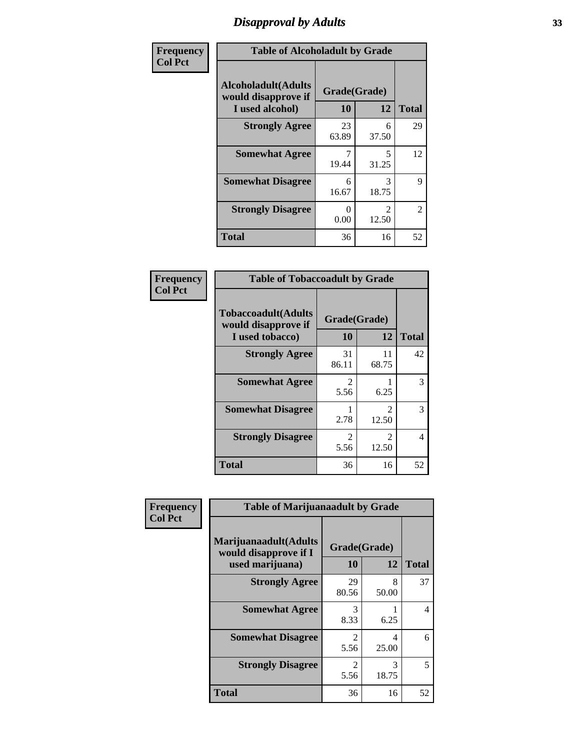# Disapproval by Adults

| Frequency<br>Col Pct | | | |
|---|---|---|---|
| **Table of Alcoholadult by Grade** | | | |
| **Alcoholadult(Adults would disapprove if I used alcohol)** | **Grade(Grade)** | | **Total** |
| | **10** | **12** | |
| **Strongly Agree** | 23<br>63.89 | 6<br>37.50 | 29 |
| **Somewhat Agree** | 7<br>19.44 | 5<br>31.25 | 12 |
| **Somewhat Disagree** | 6<br>16.67 | 3<br>18.75 | 9 |
| **Strongly Disagree** | 0<br>0.00 | 2<br>12.50 | 2 |
| **Total** | 36 | 16 | 52 |

| Frequency<br>Col Pct | | | |
|---|---|---|---|
| **Table of Tobaccoadult by Grade** | | | |
| **Tobaccoadult(Adults would disapprove if I used tobacco)** | **Grade(Grade)** | | **Total** |
| | **10** | **12** | |
| **Strongly Agree** | 31<br>86.11 | 11<br>68.75 | 42 |
| **Somewhat Agree** | 2<br>5.56 | 1<br>6.25 | 3 |
| **Somewhat Disagree** | 1<br>2.78 | 2<br>12.50 | 3 |
| **Strongly Disagree** | 2<br>5.56 | 2<br>12.50 | 4 |
| **Total** | 36 | 16 | 52 |

| Frequency<br>Col Pct | | | |
|---|---|---|---|
| **Table of Marijuanaadult by Grade** | | | |
| **Marijuanaadult(Adults would disapprove if I used marijuana)** | **Grade(Grade)** | | **Total** |
| | **10** | **12** | |
| **Strongly Agree** | 29<br>80.56 | 8<br>50.00 | 37 |
| **Somewhat Agree** | 3<br>8.33 | 1<br>6.25 | 4 |
| **Somewhat Disagree** | 2<br>5.56 | 4<br>25.00 | 6 |
| **Strongly Disagree** | 2<br>5.56 | 3<br>18.75 | 5 |
| **Total** | 36 | 16 | 52 |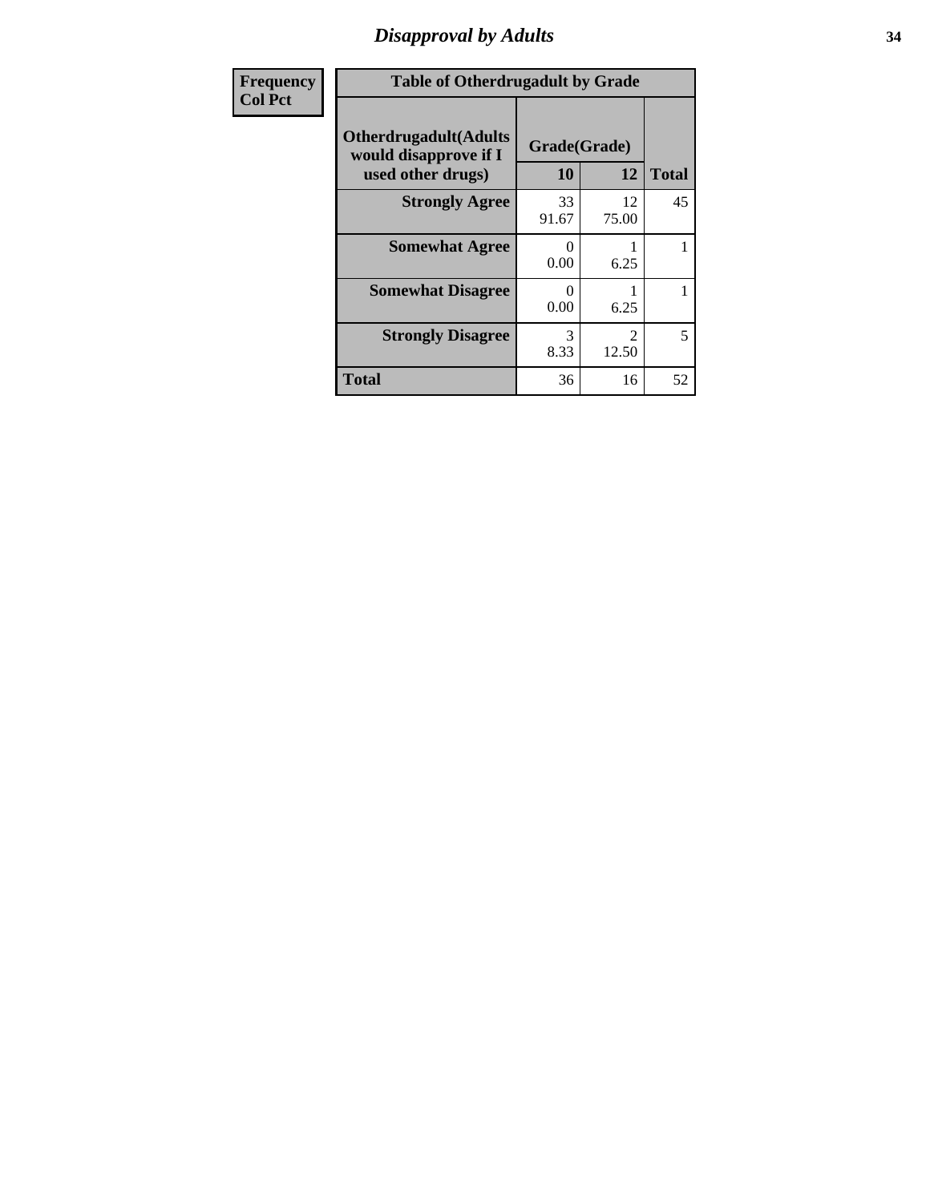| Frequency<br>Col Pct |
|---|

**Table of Otherdrugadult by Grade**

| Otherdrugadult(Adults would disapprove if I used other drugs) | Grade(Grade) 10 | 12 | Total |
|---|---|---|---|
| **Strongly Agree** | 33<br>91.67 | 12<br>75.00 | 45 |
| **Somewhat Agree** | 0<br>0.00 | 1<br>6.25 | 1 |
| **Somewhat Disagree** | 0<br>0.00 | 1<br>6.25 | 1 |
| **Strongly Disagree** | 3<br>8.33 | 2<br>12.50 | 5 |
| **Total** | 36 | 16 | 52 |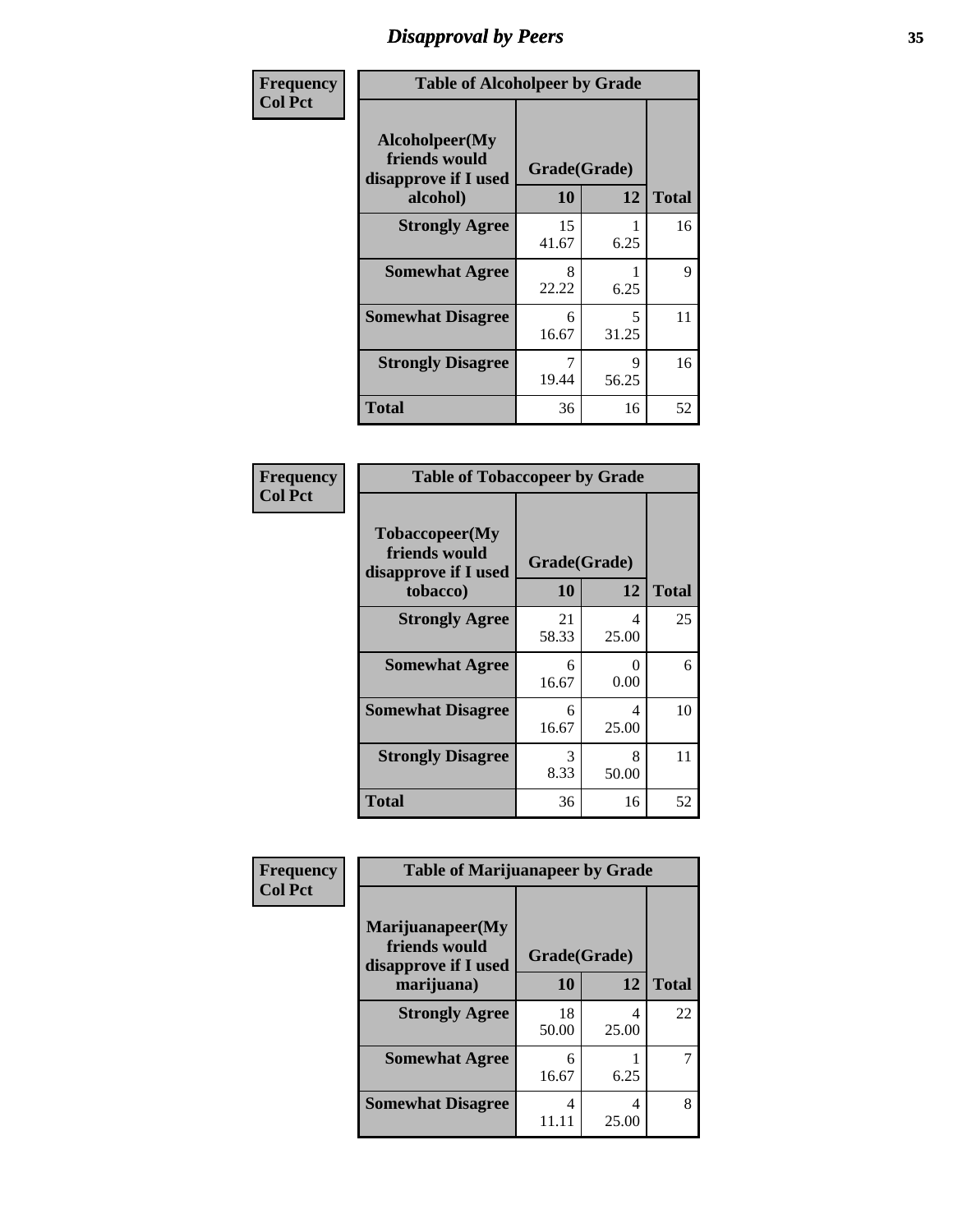# Disapproval by Peers

| Frequency Col Pct | Table of Alcoholpeer by Grade | | |
|---|---|---|---|
| Alcoholpeer(My friends would disapprove if I used alcohol) | Grade(Grade) | | |
| | 10 | 12 | Total |
| Strongly Agree | 15<br>41.67 | 1<br>6.25 | 16 |
| Somewhat Agree | 8<br>22.22 | 1<br>6.25 | 9 |
| Somewhat Disagree | 6<br>16.67 | 5<br>31.25 | 11 |
| Strongly Disagree | 7<br>19.44 | 9<br>56.25 | 16 |
| Total | 36 | 16 | 52 |

| Frequency Col Pct | Table of Tobaccopeer by Grade | | |
|---|---|---|---|
| Tobaccopeer(My friends would disapprove if I used tobacco) | Grade(Grade) | | |
| | 10 | 12 | Total |
| Strongly Agree | 21<br>58.33 | 4<br>25.00 | 25 |
| Somewhat Agree | 6<br>16.67 | 0<br>0.00 | 6 |
| Somewhat Disagree | 6<br>16.67 | 4<br>25.00 | 10 |
| Strongly Disagree | 3<br>8.33 | 8<br>50.00 | 11 |
| Total | 36 | 16 | 52 |

| Frequency Col Pct | Table of Marijuanapeer by Grade | | |
|---|---|---|---|
| Marijuanapeer(My friends would disapprove if I used marijuana) | Grade(Grade) | | |
| | 10 | 12 | Total |
| Strongly Agree | 18<br>50.00 | 4<br>25.00 | 22 |
| Somewhat Agree | 6<br>16.67 | 1<br>6.25 | 7 |
| Somewhat Disagree | 4<br>11.11 | 4<br>25.00 | 8 |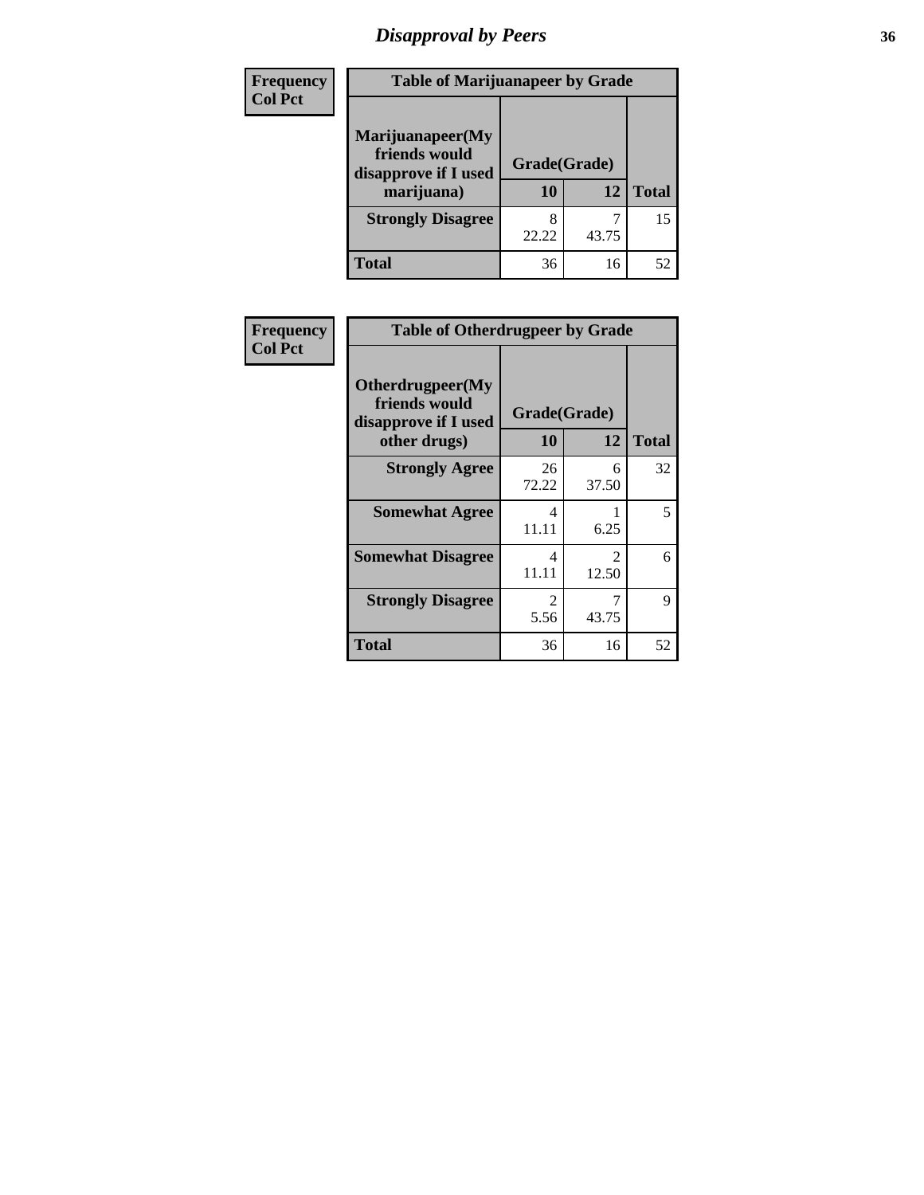# Disapproval by Peers

Frequency
Col Pct

**Table of Marijuanapeer by Grade**

| Marijuanapeer(My friends would disapprove if I used marijuana) | Grade(Grade) 10 | 12 | Total |
|---|---|---|---|
| **Strongly Disagree** | 8<br>22.22 | 7<br>43.75 | 15 |
| **Total** | 36 | 16 | 52 |

Frequency
Col Pct

**Table of Otherdrugpeer by Grade**

| Otherdrugpeer(My friends would disapprove if I used other drugs) | Grade(Grade) 10 | 12 | Total |
|---|---|---|---|
| **Strongly Agree** | 26<br>72.22 | 6<br>37.50 | 32 |
| **Somewhat Agree** | 4<br>11.11 | 1<br>6.25 | 5 |
| **Somewhat Disagree** | 4<br>11.11 | 2<br>12.50 | 6 |
| **Strongly Disagree** | 2<br>5.56 | 7<br>43.75 | 9 |
| **Total** | 36 | 16 | 52 |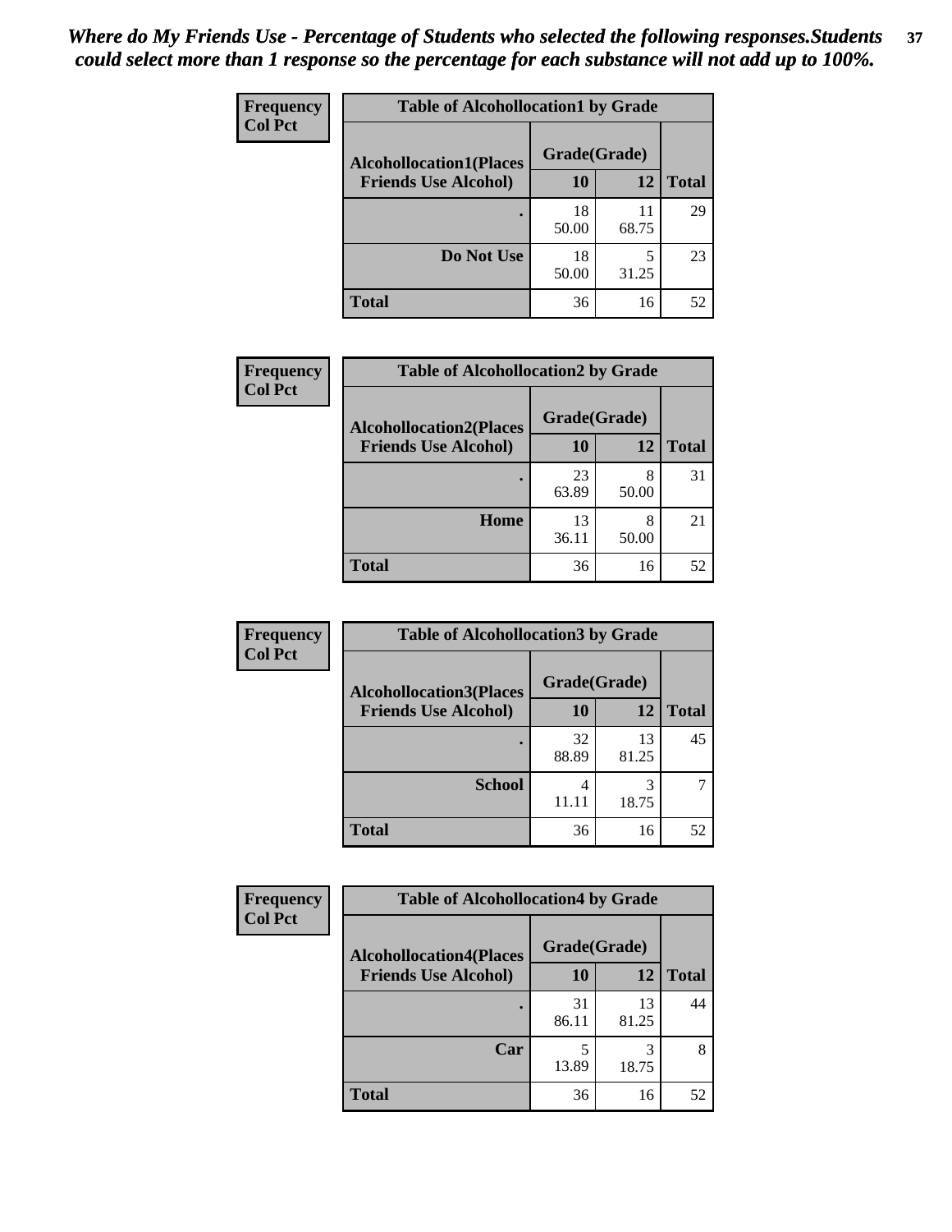*Where do My Friends Use - Percentage of Students who selected the following responses.Students could select more than 1 response so the percentage for each substance will not add up to 100%.*

**Frequency**
**Col Pct**

**Table of Alcohollocation1 by Grade**

| Alcohollocation1(Places Friends Use Alcohol) | Grade(Grade) 10 | 12 | Total |
|---|---|---|---|
| . | 18<br>50.00 | 11<br>68.75 | 29 |
| Do Not Use | 18<br>50.00 | 5<br>31.25 | 23 |
| Total | 36 | 16 | 52 |

**Frequency**
**Col Pct**

**Table of Alcohollocation2 by Grade**

| Alcohollocation2(Places Friends Use Alcohol) | Grade(Grade) 10 | 12 | Total |
|---|---|---|---|
| . | 23<br>63.89 | 8<br>50.00 | 31 |
| Home | 13<br>36.11 | 8<br>50.00 | 21 |
| Total | 36 | 16 | 52 |

**Frequency**
**Col Pct**

**Table of Alcohollocation3 by Grade**

| Alcohollocation3(Places Friends Use Alcohol) | Grade(Grade) 10 | 12 | Total |
|---|---|---|---|
| . | 32<br>88.89 | 13<br>81.25 | 45 |
| School | 4<br>11.11 | 3<br>18.75 | 7 |
| Total | 36 | 16 | 52 |

**Frequency**
**Col Pct**

**Table of Alcohollocation4 by Grade**

| Alcohollocation4(Places Friends Use Alcohol) | Grade(Grade) 10 | 12 | Total |
|---|---|---|---|
| . | 31<br>86.11 | 13<br>81.25 | 44 |
| Car | 5<br>13.89 | 3<br>18.75 | 8 |
| Total | 36 | 16 | 52 |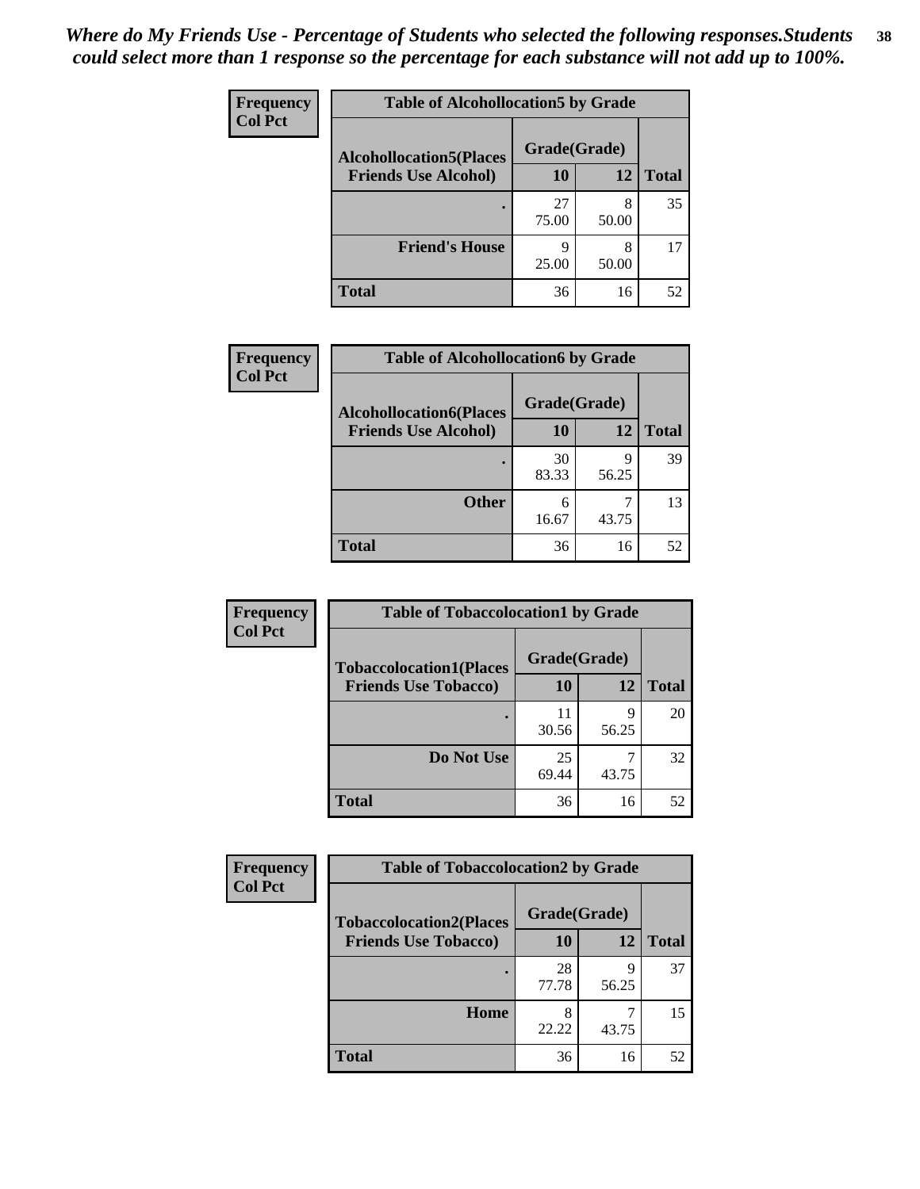*Where do My Friends Use - Percentage of Students who selected the following responses.Students could select more than 1 response so the percentage for each substance will not add up to 100%.*

**Frequency**
**Col Pct**

| Table of Alcohollocation5 by Grade | | | |
|---|---|---|---|
| **Alcohollocation5(Places Friends Use Alcohol)** | **Grade(Grade)** | | **Total** |
| | **10** | **12** | |
| . | 27<br>75.00 | 8<br>50.00 | 35 |
| **Friend's House** | 9<br>25.00 | 8<br>50.00 | 17 |
| **Total** | 36 | 16 | 52 |

**Frequency**
**Col Pct**

| Table of Alcohollocation6 by Grade | | | |
|---|---|---|---|
| **Alcohollocation6(Places Friends Use Alcohol)** | **Grade(Grade)** | | **Total** |
| | **10** | **12** | |
| . | 30<br>83.33 | 9<br>56.25 | 39 |
| **Other** | 6<br>16.67 | 7<br>43.75 | 13 |
| **Total** | 36 | 16 | 52 |

**Frequency**
**Col Pct**

| Table of Tobaccolocation1 by Grade | | | |
|---|---|---|---|
| **Tobaccolocation1(Places Friends Use Tobacco)** | **Grade(Grade)** | | **Total** |
| | **10** | **12** | |
| . | 11<br>30.56 | 9<br>56.25 | 20 |
| **Do Not Use** | 25<br>69.44 | 7<br>43.75 | 32 |
| **Total** | 36 | 16 | 52 |

**Frequency**
**Col Pct**

| Table of Tobaccolocation2 by Grade | | | |
|---|---|---|---|
| **Tobaccolocation2(Places Friends Use Tobacco)** | **Grade(Grade)** | | **Total** |
| | **10** | **12** | |
| . | 28<br>77.78 | 9<br>56.25 | 37 |
| **Home** | 8<br>22.22 | 7<br>43.75 | 15 |
| **Total** | 36 | 16 | 52 |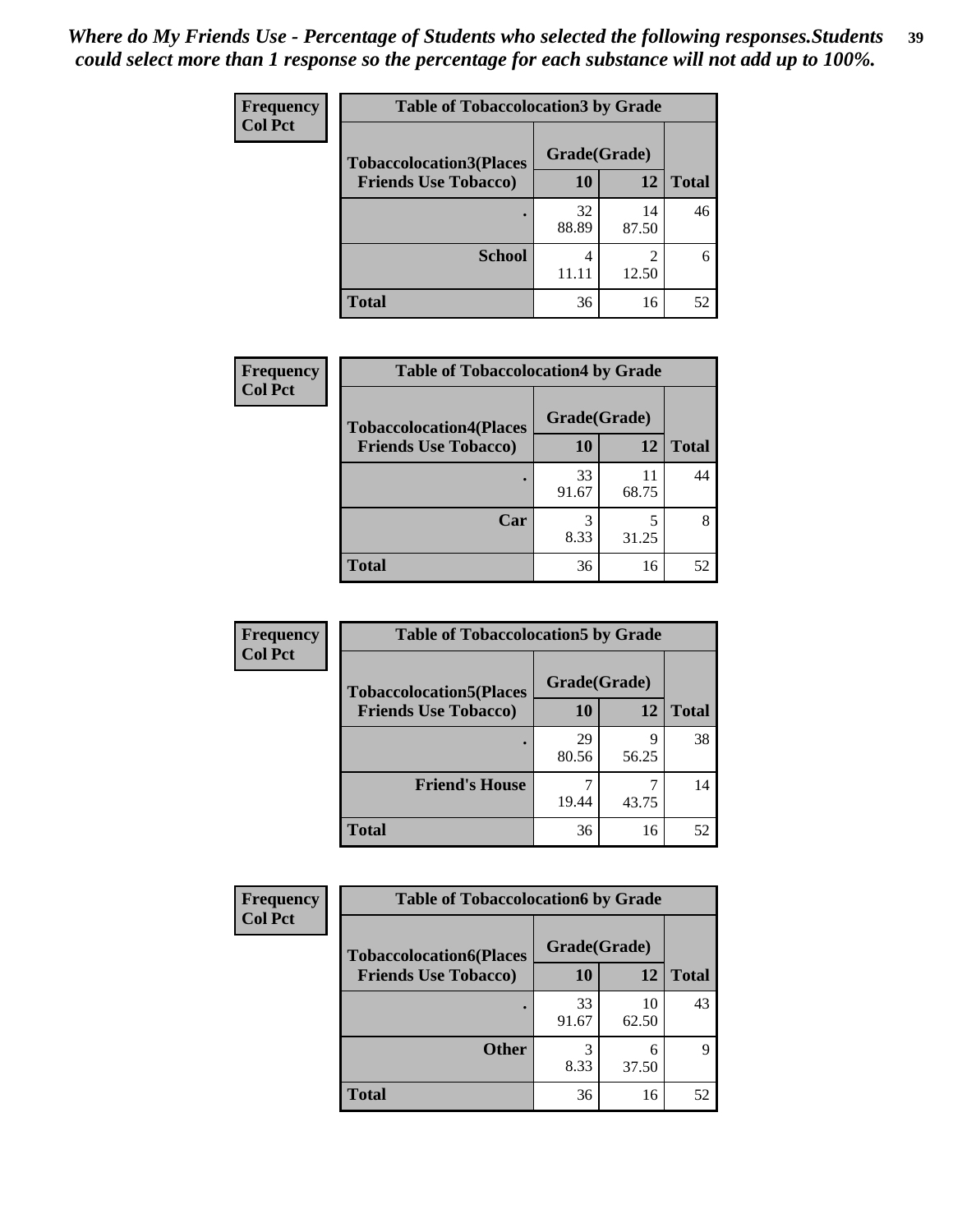*Where do My Friends Use - Percentage of Students who selected the following responses.Students could select more than 1 response so the percentage for each substance will not add up to 100%.*

**Frequency**
**Col Pct**

**Table of Tobaccolocation3 by Grade**

| Tobaccolocation3(Places Friends Use Tobacco) | Grade(Grade) 10 | 12 | Total |
|---|---|---|---|
| . | 32<br>88.89 | 14<br>87.50 | 46 |
| School | 4<br>11.11 | 2<br>12.50 | 6 |
| Total | 36 | 16 | 52 |

**Frequency**
**Col Pct**

**Table of Tobaccolocation4 by Grade**

| Tobaccolocation4(Places Friends Use Tobacco) | Grade(Grade) 10 | 12 | Total |
|---|---|---|---|
| . | 33<br>91.67 | 11<br>68.75 | 44 |
| Car | 3<br>8.33 | 5<br>31.25 | 8 |
| Total | 36 | 16 | 52 |

**Frequency**
**Col Pct**

**Table of Tobaccolocation5 by Grade**

| Tobaccolocation5(Places Friends Use Tobacco) | Grade(Grade) 10 | 12 | Total |
|---|---|---|---|
| . | 29<br>80.56 | 9<br>56.25 | 38 |
| Friend's House | 7<br>19.44 | 7<br>43.75 | 14 |
| Total | 36 | 16 | 52 |

**Frequency**
**Col Pct**

**Table of Tobaccolocation6 by Grade**

| Tobaccolocation6(Places Friends Use Tobacco) | Grade(Grade) 10 | 12 | Total |
|---|---|---|---|
| . | 33<br>91.67 | 10<br>62.50 | 43 |
| Other | 3<br>8.33 | 6<br>37.50 | 9 |
| Total | 36 | 16 | 52 |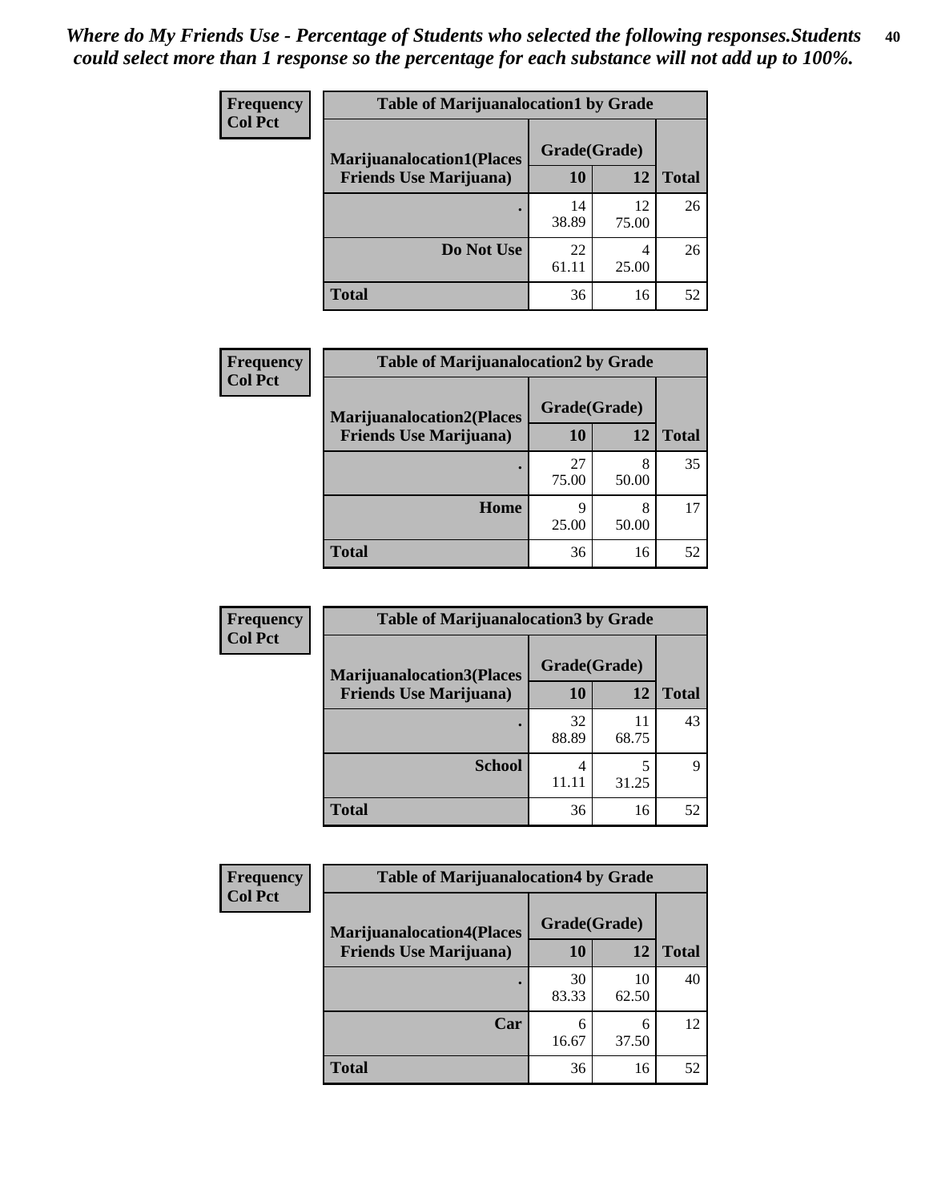***Where do My Friends Use - Percentage of Students who selected the following responses.Students could select more than 1 response so the percentage for each substance will not add up to 100%.***

**Frequency**
**Col Pct**

| Table of Marijuanalocation1 by Grade | | | |
|---|---|---|---|
| **Marijuanalocation1(Places Friends Use Marijuana)** | **Grade(Grade)** | | **Total** |
| | **10** | **12** | |
| **.** | 14<br>38.89 | 12<br>75.00 | 26 |
| **Do Not Use** | 22<br>61.11 | 4<br>25.00 | 26 |
| **Total** | 36 | 16 | 52 |

**Frequency**
**Col Pct**

| Table of Marijuanalocation2 by Grade | | | |
|---|---|---|---|
| **Marijuanalocation2(Places Friends Use Marijuana)** | **Grade(Grade)** | | **Total** |
| | **10** | **12** | |
| **.** | 27<br>75.00 | 8<br>50.00 | 35 |
| **Home** | 9<br>25.00 | 8<br>50.00 | 17 |
| **Total** | 36 | 16 | 52 |

**Frequency**
**Col Pct**

| Table of Marijuanalocation3 by Grade | | | |
|---|---|---|---|
| **Marijuanalocation3(Places Friends Use Marijuana)** | **Grade(Grade)** | | **Total** |
| | **10** | **12** | |
| **.** | 32<br>88.89 | 11<br>68.75 | 43 |
| **School** | 4<br>11.11 | 5<br>31.25 | 9 |
| **Total** | 36 | 16 | 52 |

**Frequency**
**Col Pct**

| Table of Marijuanalocation4 by Grade | | | |
|---|---|---|---|
| **Marijuanalocation4(Places Friends Use Marijuana)** | **Grade(Grade)** | | **Total** |
| | **10** | **12** | |
| **.** | 30<br>83.33 | 10<br>62.50 | 40 |
| **Car** | 6<br>16.67 | 6<br>37.50 | 12 |
| **Total** | 36 | 16 | 52 |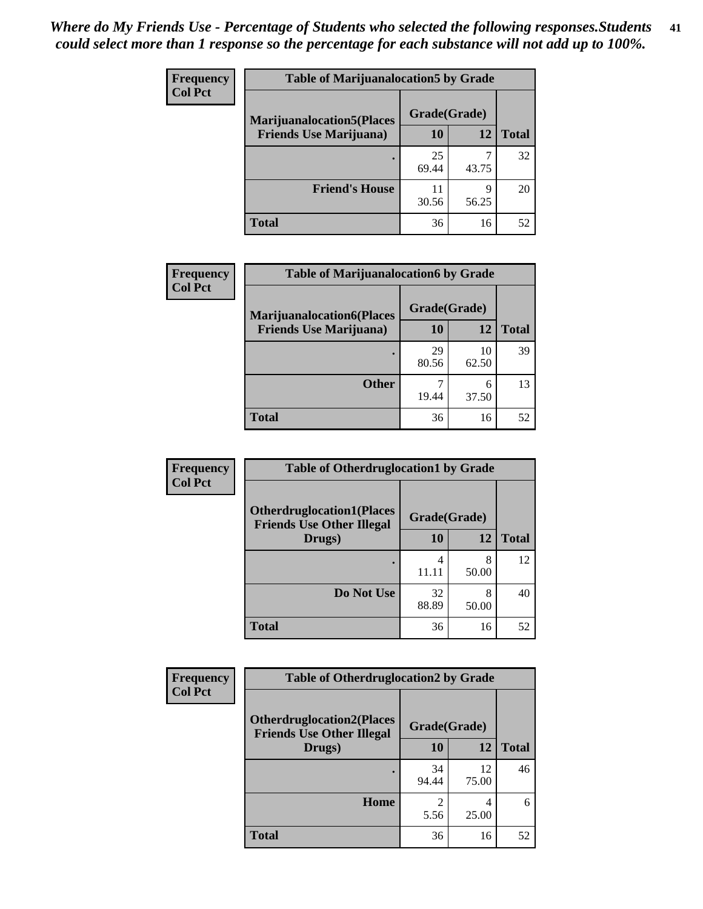*Where do My Friends Use - Percentage of Students who selected the following responses.Students could select more than 1 response so the percentage for each substance will not add up to 100%.*

**Frequency**
**Col Pct**

| Table of Marijuanalocation5 by Grade | | | |
|---|---|---|---|
| **Marijuanalocation5(Places Friends Use Marijuana)** | **Grade(Grade)** | | |
| | **10** | **12** | **Total** |
| **.** | 25<br>69.44 | 7<br>43.75 | 32 |
| **Friend's House** | 11<br>30.56 | 9<br>56.25 | 20 |
| **Total** | 36 | 16 | 52 |

**Frequency**
**Col Pct**

| Table of Marijuanalocation6 by Grade | | | |
|---|---|---|---|
| **Marijuanalocation6(Places Friends Use Marijuana)** | **Grade(Grade)** | | |
| | **10** | **12** | **Total** |
| **.** | 29<br>80.56 | 10<br>62.50 | 39 |
| **Other** | 7<br>19.44 | 6<br>37.50 | 13 |
| **Total** | 36 | 16 | 52 |

**Frequency**
**Col Pct**

| Table of Otherdruglocation1 by Grade | | | |
|---|---|---|---|
| **Otherdruglocation1(Places Friends Use Other Illegal Drugs)** | **Grade(Grade)** | | |
| | **10** | **12** | **Total** |
| **.** | 4<br>11.11 | 8<br>50.00 | 12 |
| **Do Not Use** | 32<br>88.89 | 8<br>50.00 | 40 |
| **Total** | 36 | 16 | 52 |

**Frequency**
**Col Pct**

| Table of Otherdruglocation2 by Grade | | | |
|---|---|---|---|
| **Otherdruglocation2(Places Friends Use Other Illegal Drugs)** | **Grade(Grade)** | | |
| | **10** | **12** | **Total** |
| **.** | 34<br>94.44 | 12<br>75.00 | 46 |
| **Home** | 2<br>5.56 | 4<br>25.00 | 6 |
| **Total** | 36 | 16 | 52 |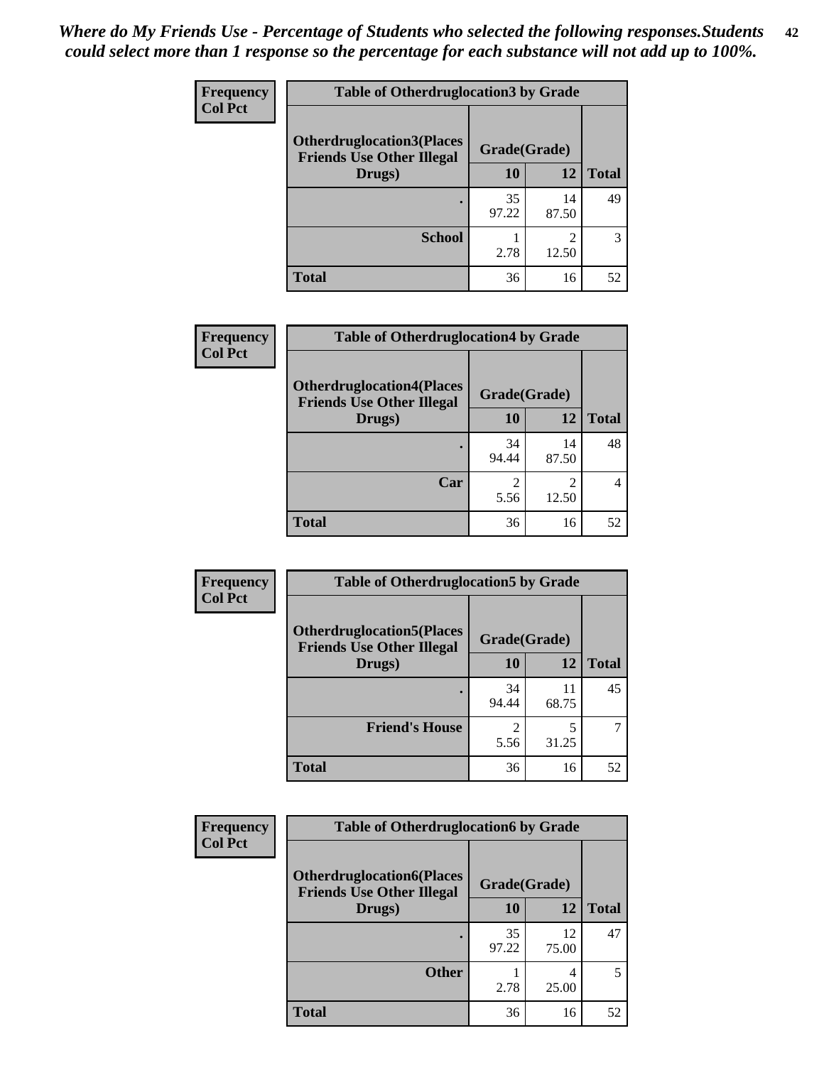*Where do My Friends Use - Percentage of Students who selected the following responses.Students could select more than 1 response so the percentage for each substance will not add up to 100%.*

**Frequency**
**Col Pct**

| Table of Otherdruglocation3 by Grade | | | |
|---|---|---|---|
| **Otherdruglocation3(Places Friends Use Other Illegal Drugs)** | **Grade(Grade)** | | **Total** |
| | **10** | **12** | |
| **.** | 35<br>97.22 | 14<br>87.50 | 49 |
| **School** | 1<br>2.78 | 2<br>12.50 | 3 |
| **Total** | 36 | 16 | 52 |

**Frequency**
**Col Pct**

| Table of Otherdruglocation4 by Grade | | | |
|---|---|---|---|
| **Otherdruglocation4(Places Friends Use Other Illegal Drugs)** | **Grade(Grade)** | | **Total** |
| | **10** | **12** | |
| **.** | 34<br>94.44 | 14<br>87.50 | 48 |
| **Car** | 2<br>5.56 | 2<br>12.50 | 4 |
| **Total** | 36 | 16 | 52 |

**Frequency**
**Col Pct**

| Table of Otherdruglocation5 by Grade | | | |
|---|---|---|---|
| **Otherdruglocation5(Places Friends Use Other Illegal Drugs)** | **Grade(Grade)** | | **Total** |
| | **10** | **12** | |
| **.** | 34<br>94.44 | 11<br>68.75 | 45 |
| **Friend's House** | 2<br>5.56 | 5<br>31.25 | 7 |
| **Total** | 36 | 16 | 52 |

**Frequency**
**Col Pct**

| Table of Otherdruglocation6 by Grade | | | |
|---|---|---|---|
| **Otherdruglocation6(Places Friends Use Other Illegal Drugs)** | **Grade(Grade)** | | **Total** |
| | **10** | **12** | |
| **.** | 35<br>97.22 | 12<br>75.00 | 47 |
| **Other** | 1<br>2.78 | 4<br>25.00 | 5 |
| **Total** | 36 | 16 | 52 |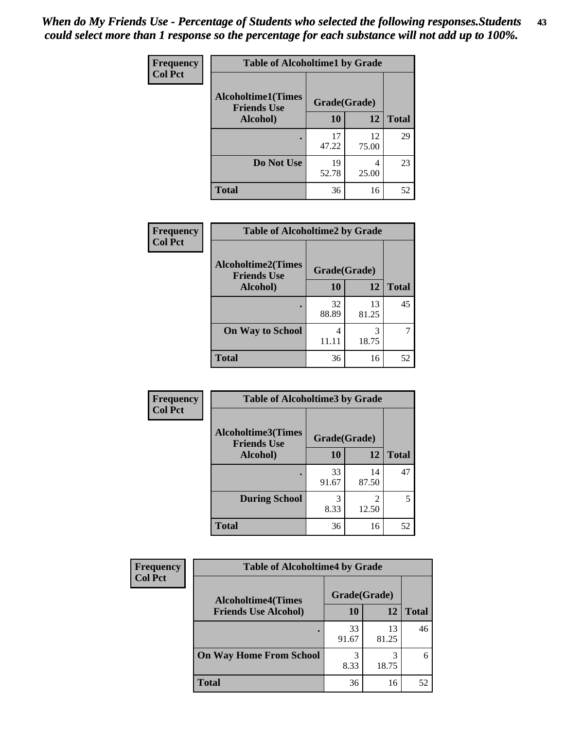*When do My Friends Use - Percentage of Students who selected the following responses.Students could select more than 1 response so the percentage for each substance will not add up to 100%.*

**Frequency**
**Col Pct**

**Table of Alcoholtime1 by Grade**

| Alcoholtime1(Times Friends Use Alcohol) | Grade(Grade) | | Total |
|---|---|---|---|
| | 10 | 12 | |
| . | 17<br>47.22 | 12<br>75.00 | 29 |
| Do Not Use | 19<br>52.78 | 4<br>25.00 | 23 |
| Total | 36 | 16 | 52 |

**Frequency**
**Col Pct**

**Table of Alcoholtime2 by Grade**

| Alcoholtime2(Times Friends Use Alcohol) | Grade(Grade) | | Total |
|---|---|---|---|
| | 10 | 12 | |
| . | 32<br>88.89 | 13<br>81.25 | 45 |
| On Way to School | 4<br>11.11 | 3<br>18.75 | 7 |
| Total | 36 | 16 | 52 |

**Frequency**
**Col Pct**

**Table of Alcoholtime3 by Grade**

| Alcoholtime3(Times Friends Use Alcohol) | Grade(Grade) | | Total |
|---|---|---|---|
| | 10 | 12 | |
| . | 33<br>91.67 | 14<br>87.50 | 47 |
| During School | 3<br>8.33 | 2<br>12.50 | 5 |
| Total | 36 | 16 | 52 |

**Frequency**
**Col Pct**

**Table of Alcoholtime4 by Grade**

| Alcoholtime4(Times Friends Use Alcohol) | Grade(Grade) | | Total |
|---|---|---|---|
| | 10 | 12 | |
| . | 33<br>91.67 | 13<br>81.25 | 46 |
| On Way Home From School | 3<br>8.33 | 3<br>18.75 | 6 |
| Total | 36 | 16 | 52 |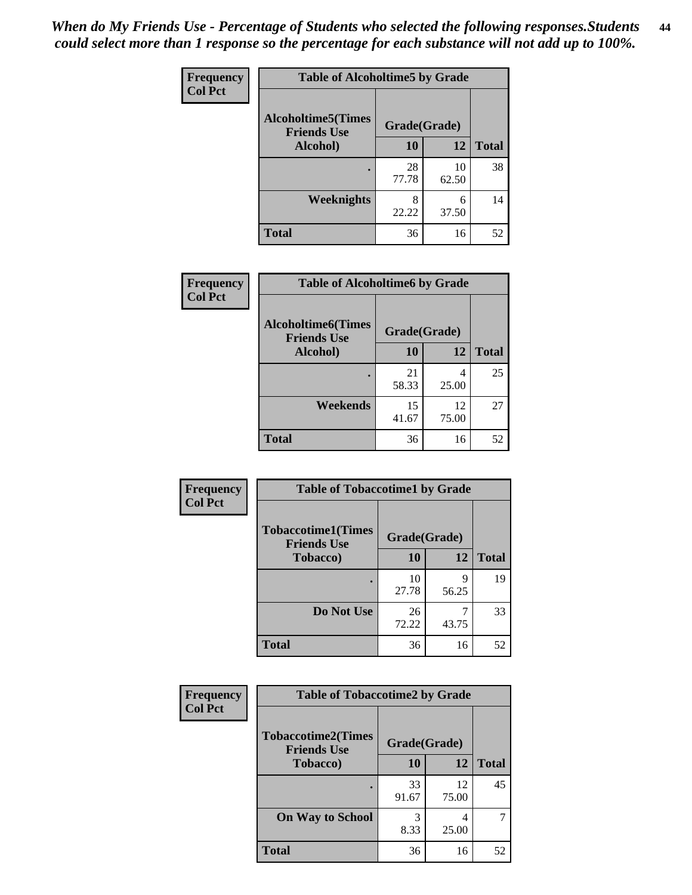*When do My Friends Use - Percentage of Students who selected the following responses.Students could select more than 1 response so the percentage for each substance will not add up to 100%.*

**Frequency Col Pct**

**Table of Alcoholtime5 by Grade**

| Alcoholtime5(Times Friends Use Alcohol) | Grade(Grade) | | Total |
|---|---|---|---|
| | 10 | 12 | |
| . | 28<br>77.78 | 10<br>62.50 | 38 |
| Weeknights | 8<br>22.22 | 6<br>37.50 | 14 |
| Total | 36 | 16 | 52 |

**Frequency Col Pct**

**Table of Alcoholtime6 by Grade**

| Alcoholtime6(Times Friends Use Alcohol) | Grade(Grade) | | Total |
|---|---|---|---|
| | 10 | 12 | |
| . | 21<br>58.33 | 4<br>25.00 | 25 |
| Weekends | 15<br>41.67 | 12<br>75.00 | 27 |
| Total | 36 | 16 | 52 |

**Frequency Col Pct**

**Table of Tobaccotime1 by Grade**

| Tobaccotime1(Times Friends Use Tobacco) | Grade(Grade) | | Total |
|---|---|---|---|
| | 10 | 12 | |
| . | 10<br>27.78 | 9<br>56.25 | 19 |
| Do Not Use | 26<br>72.22 | 7<br>43.75 | 33 |
| Total | 36 | 16 | 52 |

**Frequency Col Pct**

**Table of Tobaccotime2 by Grade**

| Tobaccotime2(Times Friends Use Tobacco) | Grade(Grade) | | Total |
|---|---|---|---|
| | 10 | 12 | |
| . | 33<br>91.67 | 12<br>75.00 | 45 |
| On Way to School | 3<br>8.33 | 4<br>25.00 | 7 |
| Total | 36 | 16 | 52 |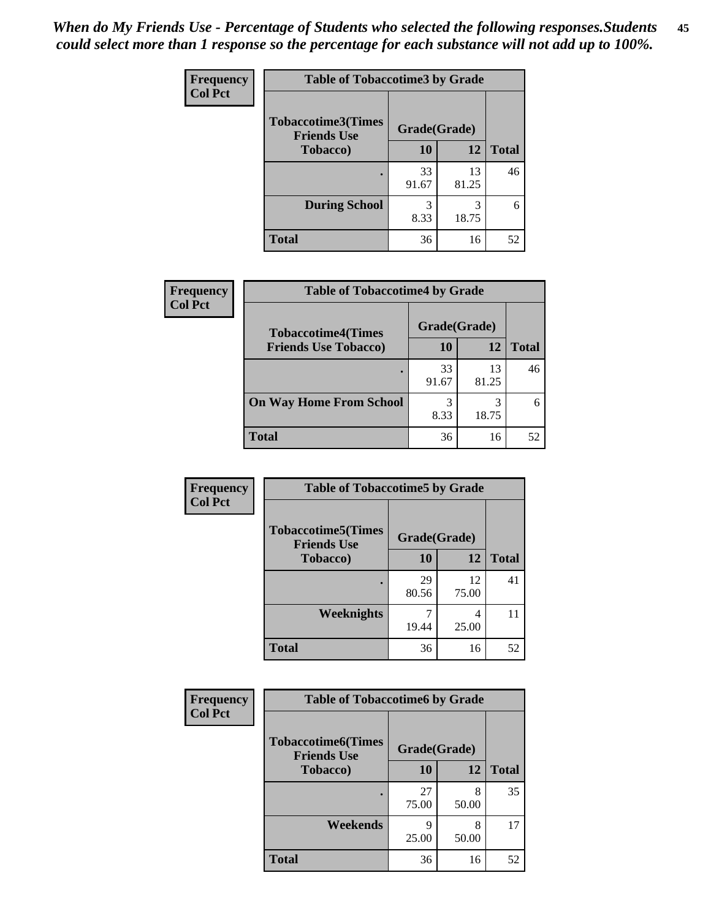*When do My Friends Use - Percentage of Students who selected the following responses.Students could select more than 1 response so the percentage for each substance will not add up to 100%.*

**Frequency**
**Col Pct**

| Table of Tobaccotime3 by Grade | | | |
|---|---|---|---|
| **Tobaccotime3(Times Friends Use Tobacco)** | **Grade(Grade)** | | |
| | **10** | **12** | **Total** |
| **.** | 33<br>91.67 | 13<br>81.25 | 46 |
| **During School** | 3<br>8.33 | 3<br>18.75 | 6 |
| **Total** | 36 | 16 | 52 |

**Frequency**
**Col Pct**

| Table of Tobaccotime4 by Grade | | | |
|---|---|---|---|
| **Tobaccotime4(Times Friends Use Tobacco)** | **Grade(Grade)** | | |
| | **10** | **12** | **Total** |
| **.** | 33<br>91.67 | 13<br>81.25 | 46 |
| **On Way Home From School** | 3<br>8.33 | 3<br>18.75 | 6 |
| **Total** | 36 | 16 | 52 |

**Frequency**
**Col Pct**

| Table of Tobaccotime5 by Grade | | | |
|---|---|---|---|
| **Tobaccotime5(Times Friends Use Tobacco)** | **Grade(Grade)** | | |
| | **10** | **12** | **Total** |
| **.** | 29<br>80.56 | 12<br>75.00 | 41 |
| **Weeknights** | 7<br>19.44 | 4<br>25.00 | 11 |
| **Total** | 36 | 16 | 52 |

**Frequency**
**Col Pct**

| Table of Tobaccotime6 by Grade | | | |
|---|---|---|---|
| **Tobaccotime6(Times Friends Use Tobacco)** | **Grade(Grade)** | | |
| | **10** | **12** | **Total** |
| **.** | 27<br>75.00 | 8<br>50.00 | 35 |
| **Weekends** | 9<br>25.00 | 8<br>50.00 | 17 |
| **Total** | 36 | 16 | 52 |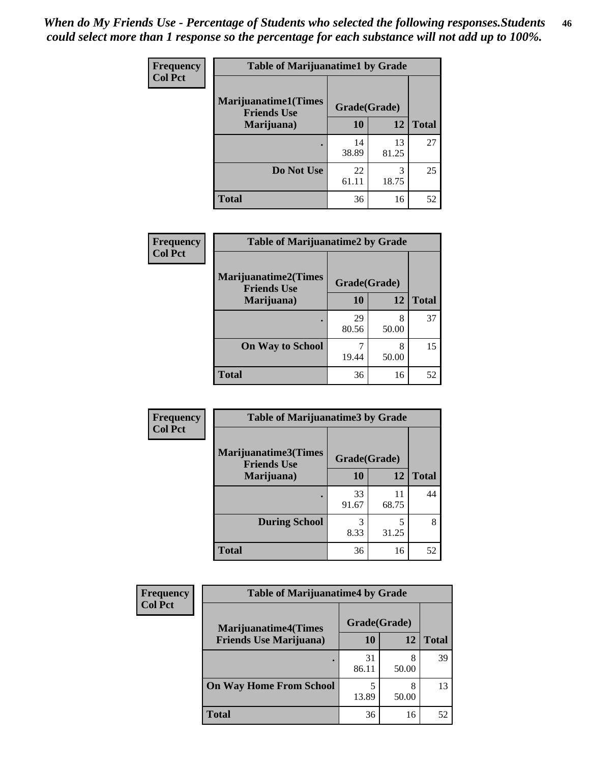*When do My Friends Use - Percentage of Students who selected the following responses.Students could select more than 1 response so the percentage for each substance will not add up to 100%.*

**Frequency / Col Pct**

| Table of Marijuanatime1 by Grade | | | |
|---|---|---|---|
| Marijuanatime1(Times Friends Use Marijuana) | Grade(Grade) | | |
| | 10 | 12 | Total |
| . | 14<br>38.89 | 13<br>81.25 | 27 |
| Do Not Use | 22<br>61.11 | 3<br>18.75 | 25 |
| Total | 36 | 16 | 52 |

**Frequency / Col Pct**

| Table of Marijuanatime2 by Grade | | | |
|---|---|---|---|
| Marijuanatime2(Times Friends Use Marijuana) | Grade(Grade) | | |
| | 10 | 12 | Total |
| . | 29<br>80.56 | 8<br>50.00 | 37 |
| On Way to School | 7<br>19.44 | 8<br>50.00 | 15 |
| Total | 36 | 16 | 52 |

**Frequency / Col Pct**

| Table of Marijuanatime3 by Grade | | | |
|---|---|---|---|
| Marijuanatime3(Times Friends Use Marijuana) | Grade(Grade) | | |
| | 10 | 12 | Total |
| . | 33<br>91.67 | 11<br>68.75 | 44 |
| During School | 3<br>8.33 | 5<br>31.25 | 8 |
| Total | 36 | 16 | 52 |

**Frequency / Col Pct**

| Table of Marijuanatime4 by Grade | | | |
|---|---|---|---|
| Marijuanatime4(Times Friends Use Marijuana) | Grade(Grade) | | |
| | 10 | 12 | Total |
| . | 31<br>86.11 | 8<br>50.00 | 39 |
| On Way Home From School | 5<br>13.89 | 8<br>50.00 | 13 |
| Total | 36 | 16 | 52 |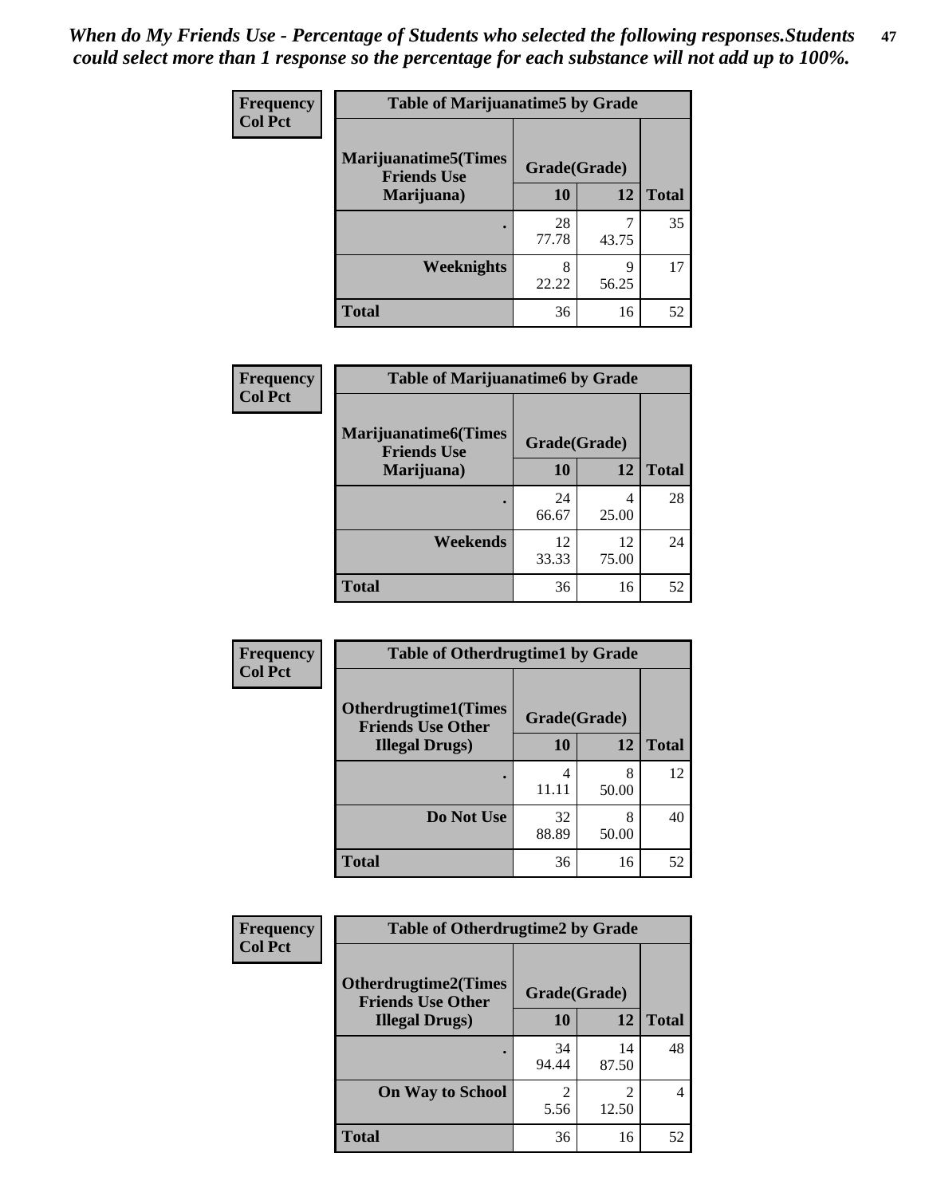*When do My Friends Use - Percentage of Students who selected the following responses.Students could select more than 1 response so the percentage for each substance will not add up to 100%.*

**Frequency**
**Col Pct**

| Table of Marijuanatime5 by Grade | | | |
|---|---|---|---|
| **Marijuanatime5(Times Friends Use Marijuana)** | **Grade(Grade)** | | |
| | **10** | **12** | **Total** |
| **.** | 28<br>77.78 | 7<br>43.75 | 35 |
| **Weeknights** | 8<br>22.22 | 9<br>56.25 | 17 |
| **Total** | 36 | 16 | 52 |

**Frequency**
**Col Pct**

| Table of Marijuanatime6 by Grade | | | |
|---|---|---|---|
| **Marijuanatime6(Times Friends Use Marijuana)** | **Grade(Grade)** | | |
| | **10** | **12** | **Total** |
| **.** | 24<br>66.67 | 4<br>25.00 | 28 |
| **Weekends** | 12<br>33.33 | 12<br>75.00 | 24 |
| **Total** | 36 | 16 | 52 |

**Frequency**
**Col Pct**

| Table of Otherdrugtime1 by Grade | | | |
|---|---|---|---|
| **Otherdrugtime1(Times Friends Use Other Illegal Drugs)** | **Grade(Grade)** | | |
| | **10** | **12** | **Total** |
| **.** | 4<br>11.11 | 8<br>50.00 | 12 |
| **Do Not Use** | 32<br>88.89 | 8<br>50.00 | 40 |
| **Total** | 36 | 16 | 52 |

**Frequency**
**Col Pct**

| Table of Otherdrugtime2 by Grade | | | |
|---|---|---|---|
| **Otherdrugtime2(Times Friends Use Other Illegal Drugs)** | **Grade(Grade)** | | |
| | **10** | **12** | **Total** |
| **.** | 34<br>94.44 | 14<br>87.50 | 48 |
| **On Way to School** | 2<br>5.56 | 2<br>12.50 | 4 |
| **Total** | 36 | 16 | 52 |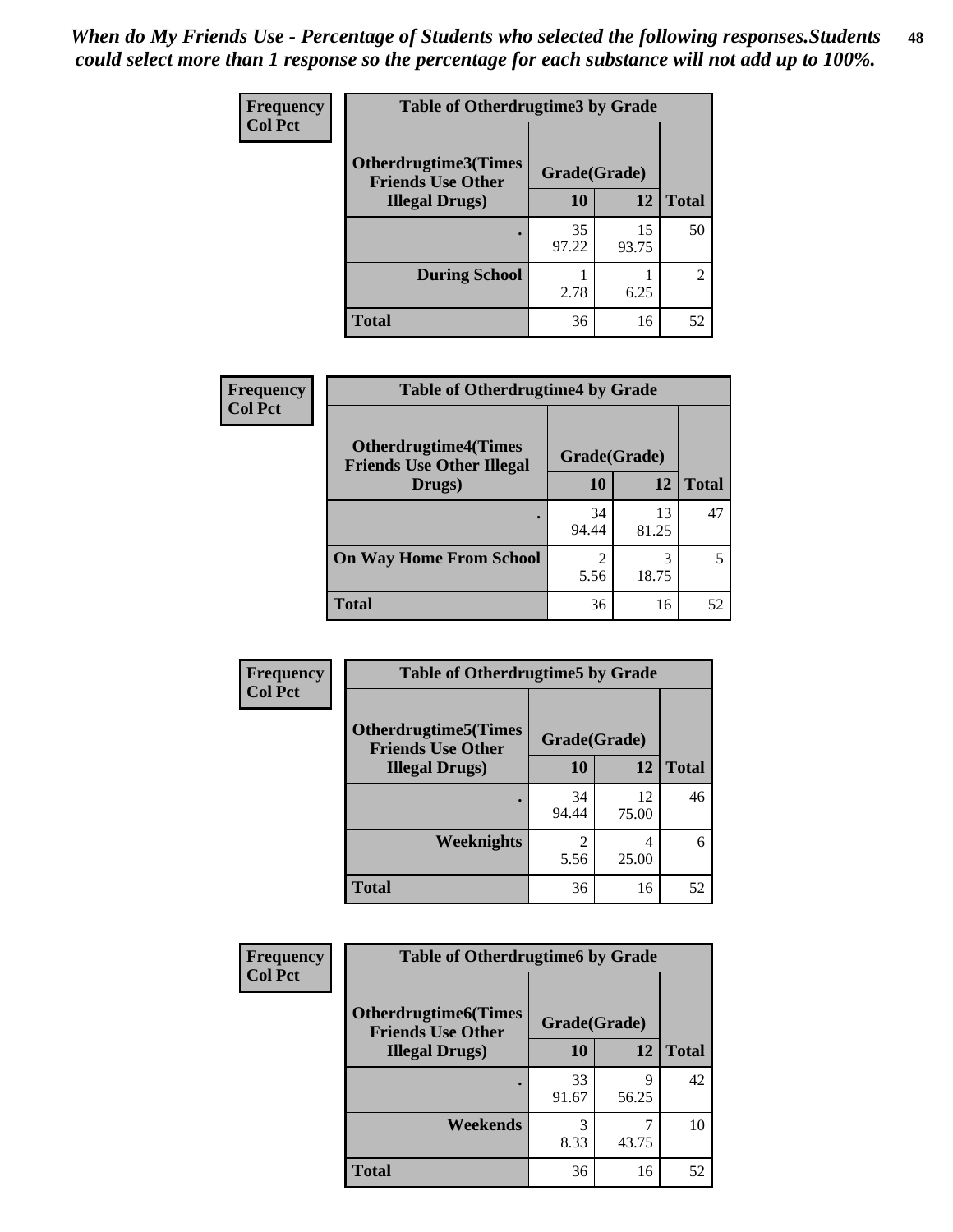*When do My Friends Use - Percentage of Students who selected the following responses.Students could select more than 1 response so the percentage for each substance will not add up to 100%.*

**Frequency / Col Pct**

| Table of Otherdrugtime3 by Grade | | | |
|---|---|---|---|
| Otherdrugtime3(Times Friends Use Other Illegal Drugs) | Grade(Grade) | | |
| | 10 | 12 | Total |
| . | 35<br>97.22 | 15<br>93.75 | 50 |
| During School | 1<br>2.78 | 1<br>6.25 | 2 |
| Total | 36 | 16 | 52 |

**Frequency / Col Pct**

| Table of Otherdrugtime4 by Grade | | | |
|---|---|---|---|
| Otherdrugtime4(Times Friends Use Other Illegal Drugs) | Grade(Grade) | | |
| | 10 | 12 | Total |
| . | 34<br>94.44 | 13<br>81.25 | 47 |
| On Way Home From School | 2<br>5.56 | 3<br>18.75 | 5 |
| Total | 36 | 16 | 52 |

**Frequency / Col Pct**

| Table of Otherdrugtime5 by Grade | | | |
|---|---|---|---|
| Otherdrugtime5(Times Friends Use Other Illegal Drugs) | Grade(Grade) | | |
| | 10 | 12 | Total |
| . | 34<br>94.44 | 12<br>75.00 | 46 |
| Weeknights | 2<br>5.56 | 4<br>25.00 | 6 |
| Total | 36 | 16 | 52 |

**Frequency / Col Pct**

| Table of Otherdrugtime6 by Grade | | | |
|---|---|---|---|
| Otherdrugtime6(Times Friends Use Other Illegal Drugs) | Grade(Grade) | | |
| | 10 | 12 | Total |
| . | 33<br>91.67 | 9<br>56.25 | 42 |
| Weekends | 3<br>8.33 | 7<br>43.75 | 10 |
| Total | 36 | 16 | 52 |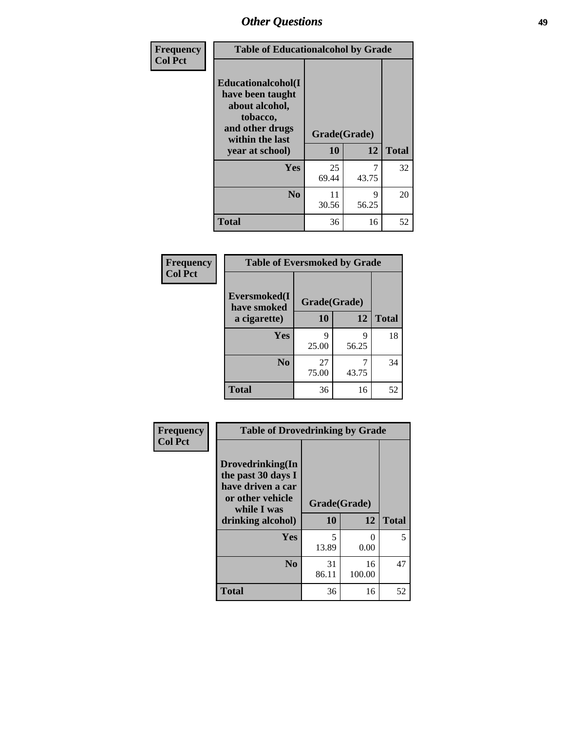## Other Questions

**Frequency**
**Col Pct**

| Table of Educationalalcohol by Grade | | | |
|---|---|---|---|
| **Educationalalcohol(I have been taught about alcohol, tobacco, and other drugs within the last year at school)** | **Grade(Grade)** | | |
| | **10** | **12** | **Total** |
| **Yes** | 25<br>69.44 | 7<br>43.75 | 32 |
| **No** | 11<br>30.56 | 9<br>56.25 | 20 |
| **Total** | 36 | 16 | 52 |

**Frequency**
**Col Pct**

| Table of Eversmoked by Grade | | | |
|---|---|---|---|
| **Eversmoked(I have smoked a cigarette)** | **Grade(Grade)** | | |
| | **10** | **12** | **Total** |
| **Yes** | 9<br>25.00 | 9<br>56.25 | 18 |
| **No** | 27<br>75.00 | 7<br>43.75 | 34 |
| **Total** | 36 | 16 | 52 |

**Frequency**
**Col Pct**

| Table of Drovedrinking by Grade | | | |
|---|---|---|---|
| **Drovedrinking(In the past 30 days I have driven a car or other vehicle while I was drinking alcohol)** | **Grade(Grade)** | | |
| | **10** | **12** | **Total** |
| **Yes** | 5<br>13.89 | 0<br>0.00 | 5 |
| **No** | 31<br>86.11 | 16<br>100.00 | 47 |
| **Total** | 36 | 16 | 52 |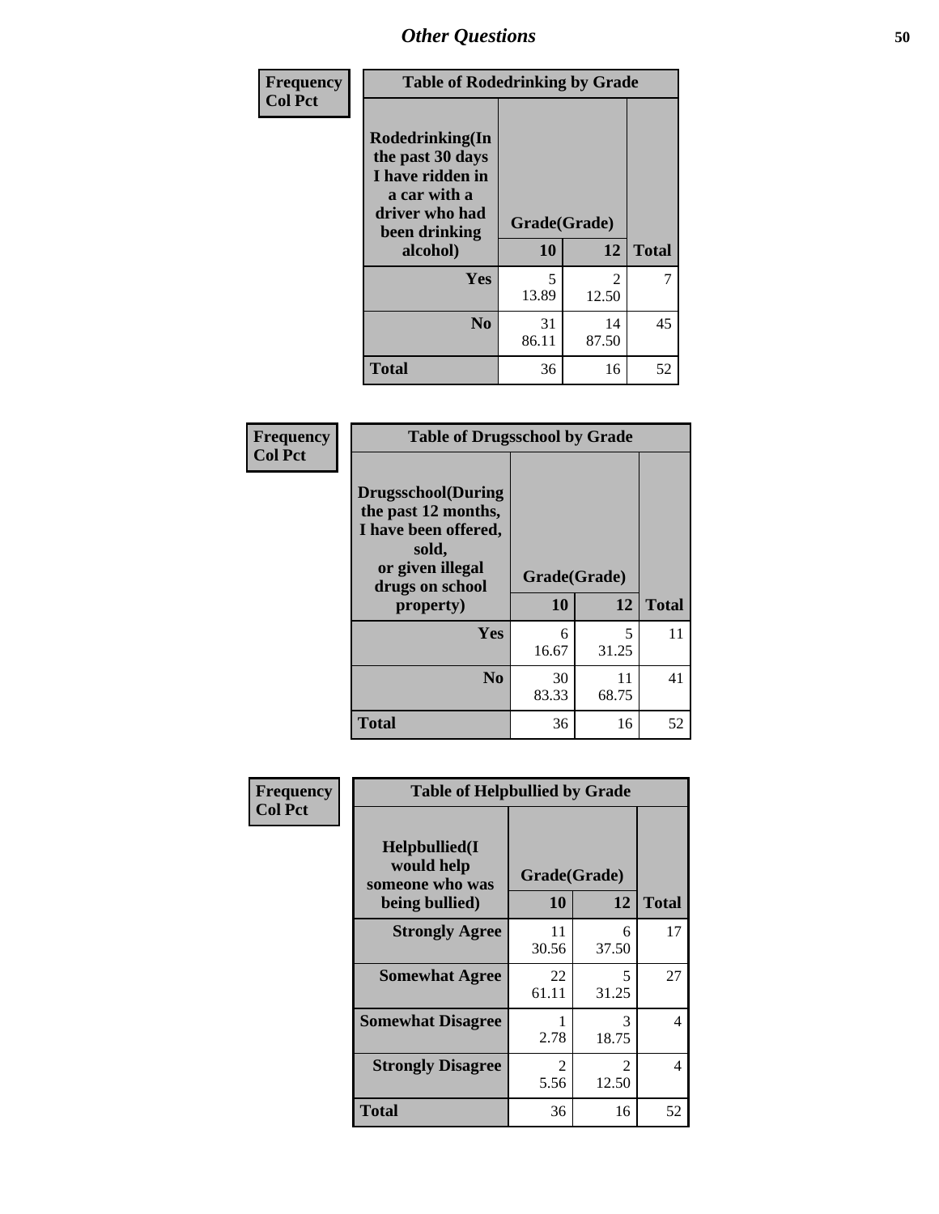# Other Questions

**Frequency**
**Col Pct**

| Table of Rodedrinking by Grade | | | |
|---|---|---|---|
| **Rodedrinking(In the past 30 days I have ridden in a car with a driver who had been drinking alcohol)** | **Grade(Grade)** | | |
| | **10** | **12** | **Total** |
| **Yes** | 5<br>13.89 | 2<br>12.50 | 7 |
| **No** | 31<br>86.11 | 14<br>87.50 | 45 |
| **Total** | 36 | 16 | 52 |

**Frequency**
**Col Pct**

| Table of Drugsschool by Grade | | | |
|---|---|---|---|
| **Drugsschool(During the past 12 months, I have been offered, sold, or given illegal drugs on school property)** | **Grade(Grade)** | | |
| | **10** | **12** | **Total** |
| **Yes** | 6<br>16.67 | 5<br>31.25 | 11 |
| **No** | 30<br>83.33 | 11<br>68.75 | 41 |
| **Total** | 36 | 16 | 52 |

**Frequency**
**Col Pct**

| Table of Helpbullied by Grade | | | |
|---|---|---|---|
| **Helpbullied(I would help someone who was being bullied)** | **Grade(Grade)** | | |
| | **10** | **12** | **Total** |
| **Strongly Agree** | 11<br>30.56 | 6<br>37.50 | 17 |
| **Somewhat Agree** | 22<br>61.11 | 5<br>31.25 | 27 |
| **Somewhat Disagree** | 1<br>2.78 | 3<br>18.75 | 4 |
| **Strongly Disagree** | 2<br>5.56 | 2<br>12.50 | 4 |
| **Total** | 36 | 16 | 52 |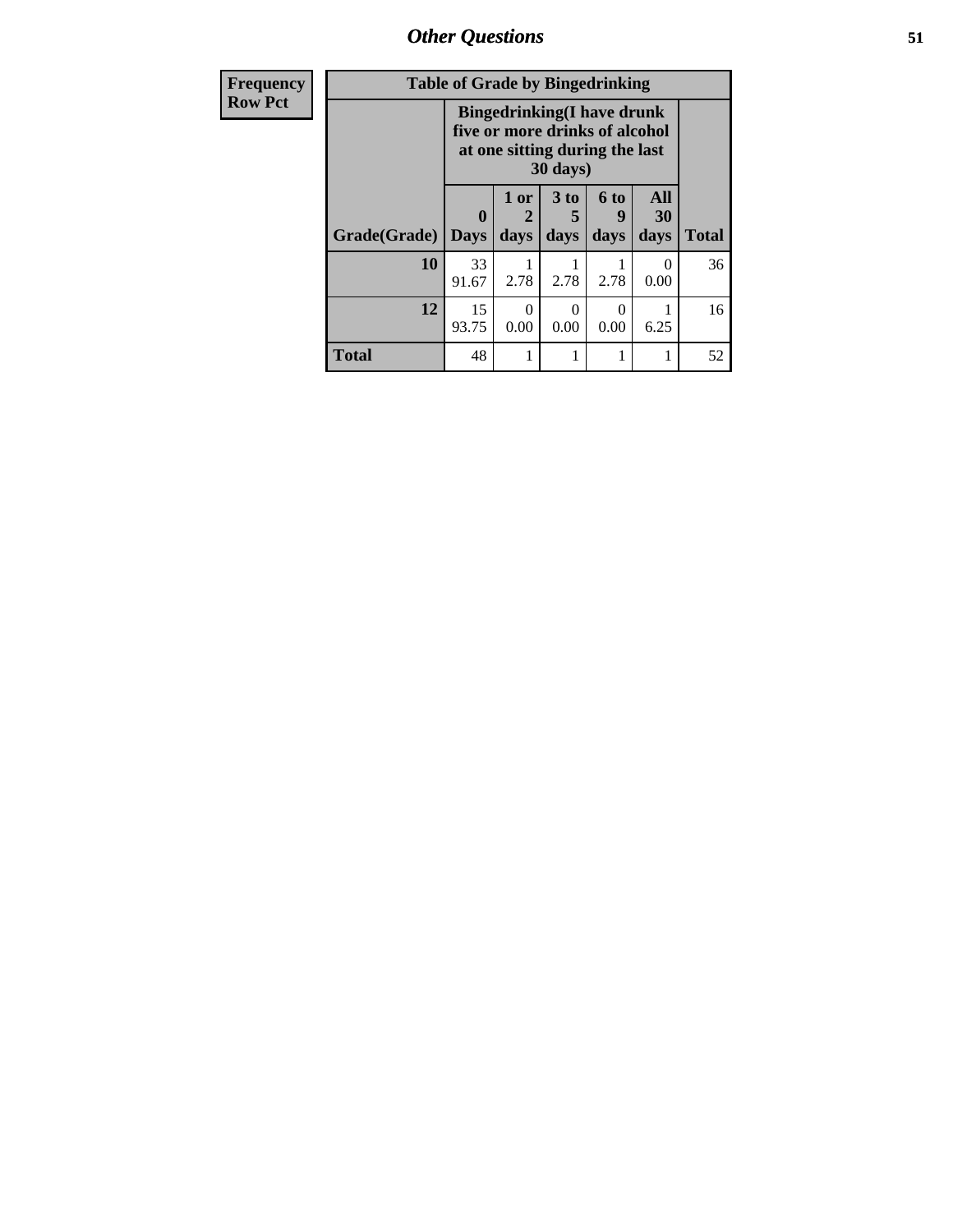| Frequency Row Pct | Table of Grade by Bingedrinking | | | | | |
|---|---|---|---|---|---|---|
| | Bingedrinking(I have drunk five or more drinks of alcohol at one sitting during the last 30 days) | | | | | |
| Grade(Grade) | 0 Days | 1 or 2 days | 3 to 5 days | 6 to 9 days | All 30 days | Total |
| 10 | 33<br>91.67 | 1<br>2.78 | 1<br>2.78 | 1<br>2.78 | 0<br>0.00 | 36 |
| 12 | 15<br>93.75 | 0<br>0.00 | 0<br>0.00 | 0<br>0.00 | 1<br>6.25 | 16 |
| Total | 48 | 1 | 1 | 1 | 1 | 52 |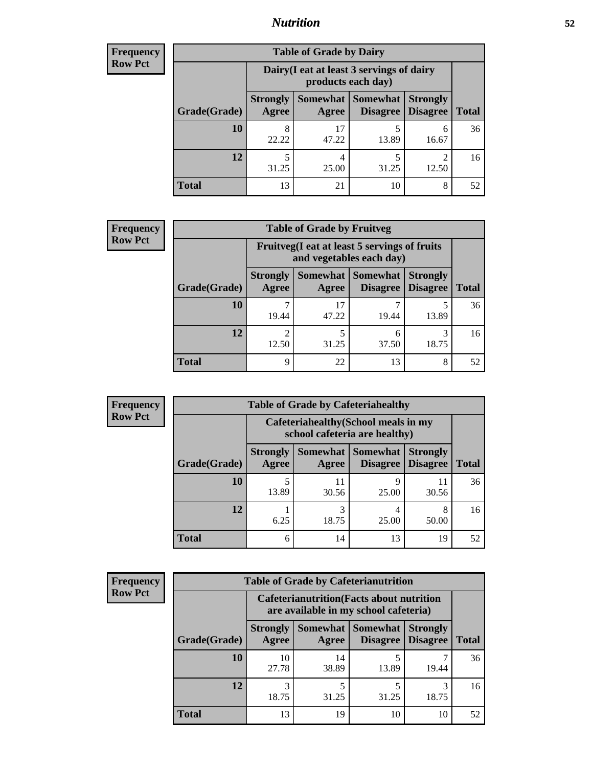## Nutrition

**Frequency**
**Row Pct**

| Table of Grade by Dairy | | | | | |
|---|---|---|---|---|---|
| | Dairy(I eat at least 3 servings of dairy products each day) | | | | |
| Grade(Grade) | Strongly Agree | Somewhat Agree | Somewhat Disagree | Strongly Disagree | Total |
| 10 | 8<br>22.22 | 17<br>47.22 | 5<br>13.89 | 6<br>16.67 | 36 |
| 12 | 5<br>31.25 | 4<br>25.00 | 5<br>31.25 | 2<br>12.50 | 16 |
| Total | 13 | 21 | 10 | 8 | 52 |

**Frequency**
**Row Pct**

| Table of Grade by Fruitveg | | | | | |
|---|---|---|---|---|---|
| | Fruitveg(I eat at least 5 servings of fruits and vegetables each day) | | | | |
| Grade(Grade) | Strongly Agree | Somewhat Agree | Somewhat Disagree | Strongly Disagree | Total |
| 10 | 7<br>19.44 | 17<br>47.22 | 7<br>19.44 | 5<br>13.89 | 36 |
| 12 | 2<br>12.50 | 5<br>31.25 | 6<br>37.50 | 3<br>18.75 | 16 |
| Total | 9 | 22 | 13 | 8 | 52 |

**Frequency**
**Row Pct**

| Table of Grade by Cafeteriahealthy | | | | | |
|---|---|---|---|---|---|
| | Cafeteriahealthy(School meals in my school cafeteria are healthy) | | | | |
| Grade(Grade) | Strongly Agree | Somewhat Agree | Somewhat Disagree | Strongly Disagree | Total |
| 10 | 5<br>13.89 | 11<br>30.56 | 9<br>25.00 | 11<br>30.56 | 36 |
| 12 | 1<br>6.25 | 3<br>18.75 | 4<br>25.00 | 8<br>50.00 | 16 |
| Total | 6 | 14 | 13 | 19 | 52 |

**Frequency**
**Row Pct**

| Table of Grade by Cafeterianutrition | | | | | |
|---|---|---|---|---|---|
| | Cafeterianutrition(Facts about nutrition are available in my school cafeteria) | | | | |
| Grade(Grade) | Strongly Agree | Somewhat Agree | Somewhat Disagree | Strongly Disagree | Total |
| 10 | 10<br>27.78 | 14<br>38.89 | 5<br>13.89 | 7<br>19.44 | 36 |
| 12 | 3<br>18.75 | 5<br>31.25 | 5<br>31.25 | 3<br>18.75 | 16 |
| Total | 13 | 19 | 10 | 10 | 52 |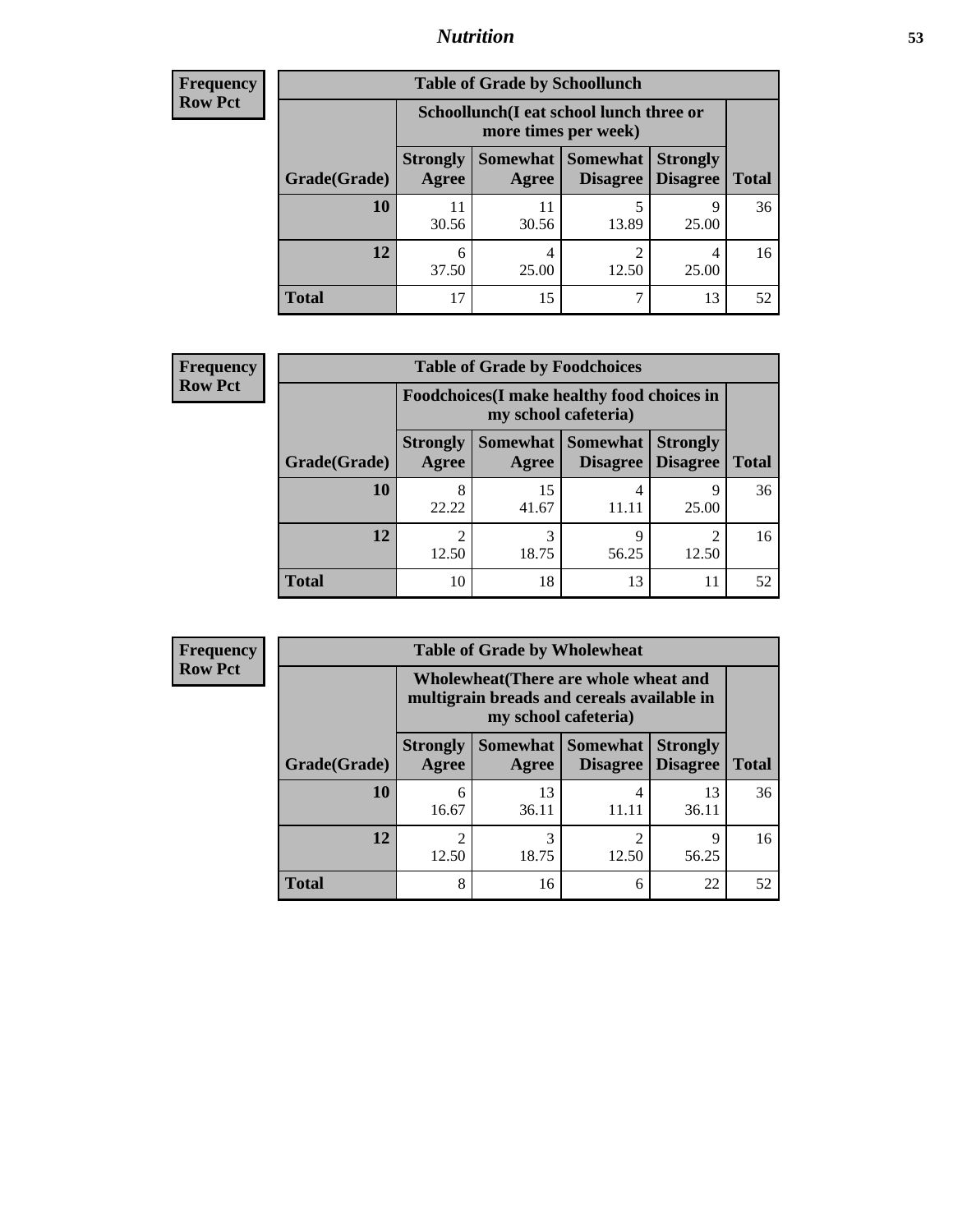| Frequency<br>Row Pct |
|---|

**Table of Grade by Schoollunch**

| Grade(Grade) | Schoollunch(I eat school lunch three or more times per week) | | | | Total |
|---|---|---|---|---|---|
| | Strongly Agree | Somewhat Agree | Somewhat Disagree | Strongly Disagree | |
| 10 | 11<br>30.56 | 11<br>30.56 | 5<br>13.89 | 9<br>25.00 | 36 |
| 12 | 6<br>37.50 | 4<br>25.00 | 2<br>12.50 | 4<br>25.00 | 16 |
| Total | 17 | 15 | 7 | 13 | 52 |

| Frequency<br>Row Pct |
|---|

**Table of Grade by Foodchoices**

| Grade(Grade) | Foodchoices(I make healthy food choices in my school cafeteria) | | | | Total |
|---|---|---|---|---|---|
| | Strongly Agree | Somewhat Agree | Somewhat Disagree | Strongly Disagree | |
| 10 | 8<br>22.22 | 15<br>41.67 | 4<br>11.11 | 9<br>25.00 | 36 |
| 12 | 2<br>12.50 | 3<br>18.75 | 9<br>56.25 | 2<br>12.50 | 16 |
| Total | 10 | 18 | 13 | 11 | 52 |

| Frequency<br>Row Pct |
|---|

**Table of Grade by Wholewheat**

| Grade(Grade) | Wholewheat(There are whole wheat and multigrain breads and cereals available in my school cafeteria) | | | | Total |
|---|---|---|---|---|---|
| | Strongly Agree | Somewhat Agree | Somewhat Disagree | Strongly Disagree | |
| 10 | 6<br>16.67 | 13<br>36.11 | 4<br>11.11 | 13<br>36.11 | 36 |
| 12 | 2<br>12.50 | 3<br>18.75 | 2<br>12.50 | 9<br>56.25 | 16 |
| Total | 8 | 16 | 6 | 22 | 52 |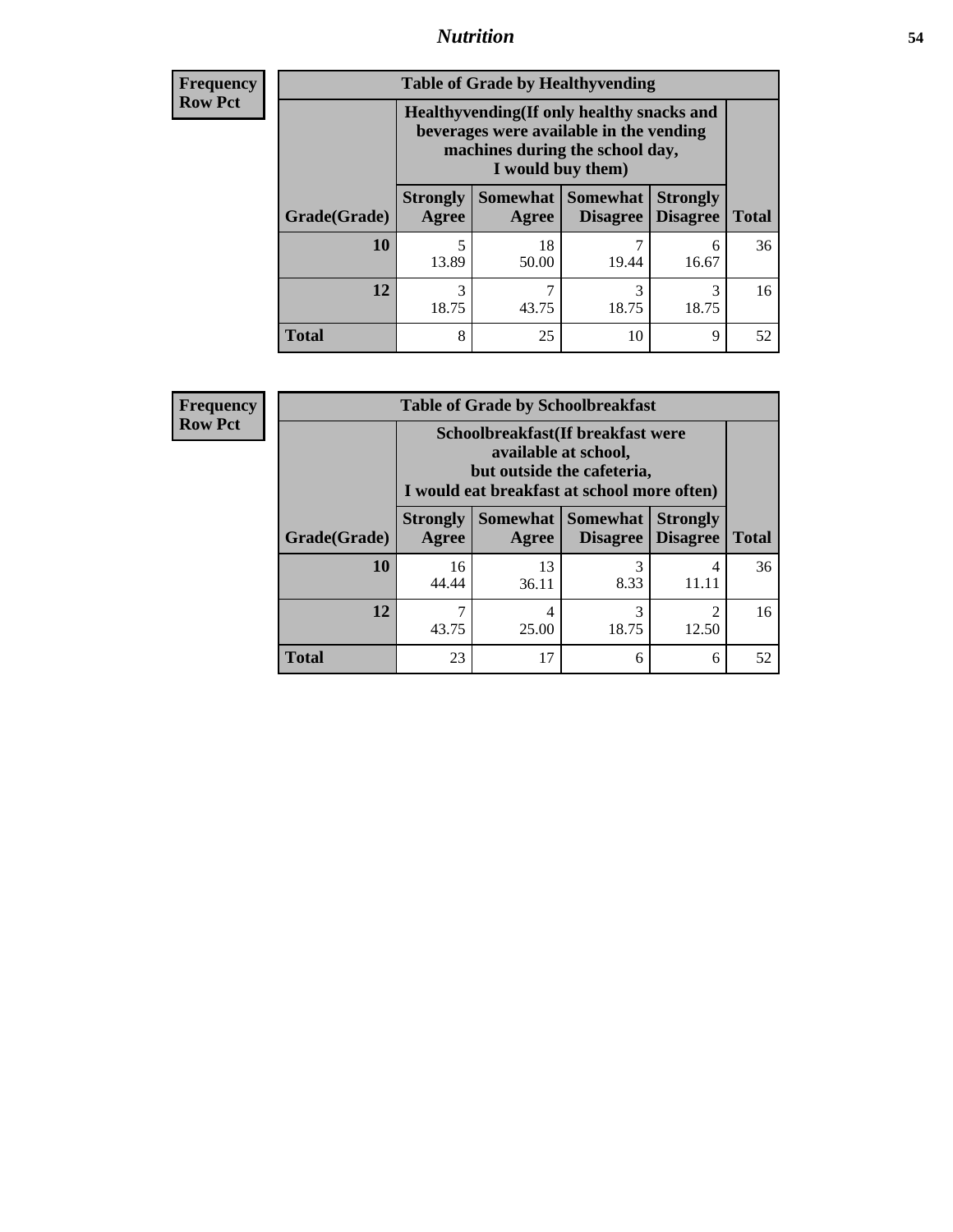# Nutrition

**Frequency**
**Row Pct**

**Table of Grade by Healthyvending**

| Grade(Grade) | Healthyvending(If only healthy snacks and beverages were available in the vending machines during the school day, I would buy them) | | | | Total |
|---|---|---|---|---|---|
| | Strongly Agree | Somewhat Agree | Somewhat Disagree | Strongly Disagree | |
| **10** | 5<br>13.89 | 18<br>50.00 | 7<br>19.44 | 6<br>16.67 | 36 |
| **12** | 3<br>18.75 | 7<br>43.75 | 3<br>18.75 | 3<br>18.75 | 16 |
| **Total** | 8 | 25 | 10 | 9 | 52 |

**Frequency**
**Row Pct**

**Table of Grade by Schoolbreakfast**

| Grade(Grade) | Schoolbreakfast(If breakfast were available at school, but outside the cafeteria, I would eat breakfast at school more often) | | | | Total |
|---|---|---|---|---|---|
| | Strongly Agree | Somewhat Agree | Somewhat Disagree | Strongly Disagree | |
| **10** | 16<br>44.44 | 13<br>36.11 | 3<br>8.33 | 4<br>11.11 | 36 |
| **12** | 7<br>43.75 | 4<br>25.00 | 3<br>18.75 | 2<br>12.50 | 16 |
| **Total** | 23 | 17 | 6 | 6 | 52 |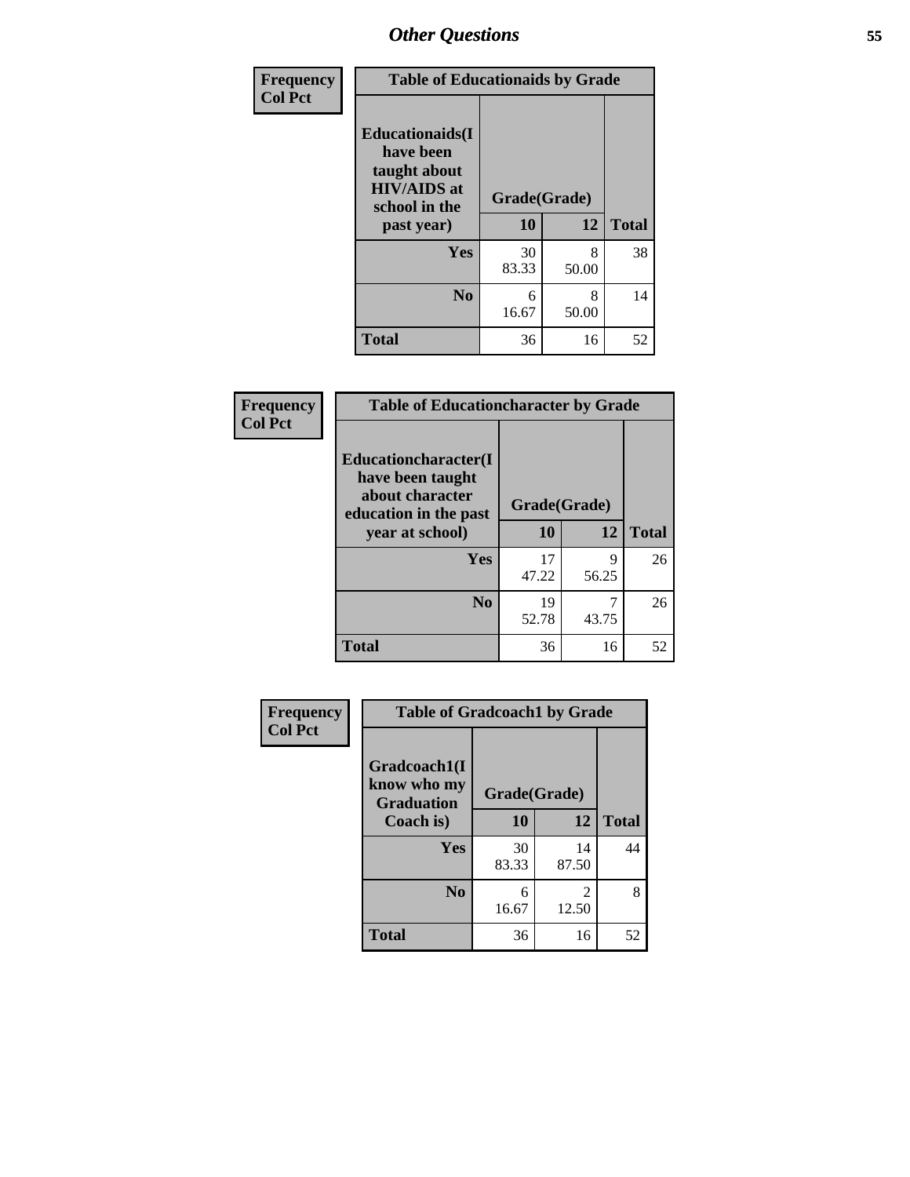## Other Questions

| Frequency Col Pct |
|---|

**Table of Educationaids by Grade**

| Educationaids(I have been taught about HIV/AIDS at school in the past year) | Grade(Grade) | | Total |
|---|---|---|---|
| | 10 | 12 | |
| Yes | 30<br>83.33 | 8<br>50.00 | 38 |
| No | 6<br>16.67 | 8<br>50.00 | 14 |
| Total | 36 | 16 | 52 |

| Frequency Col Pct |
|---|

**Table of Educationcharacter by Grade**

| Educationcharacter(I have been taught about character education in the past year at school) | Grade(Grade) | | Total |
|---|---|---|---|
| | 10 | 12 | |
| Yes | 17<br>47.22 | 9<br>56.25 | 26 |
| No | 19<br>52.78 | 7<br>43.75 | 26 |
| Total | 36 | 16 | 52 |

| Frequency Col Pct |
|---|

**Table of Gradcoach1 by Grade**

| Gradcoach1(I know who my Graduation Coach is) | Grade(Grade) | | Total |
|---|---|---|---|
| | 10 | 12 | |
| Yes | 30<br>83.33 | 14<br>87.50 | 44 |
| No | 6<br>16.67 | 2<br>12.50 | 8 |
| Total | 36 | 16 | 52 |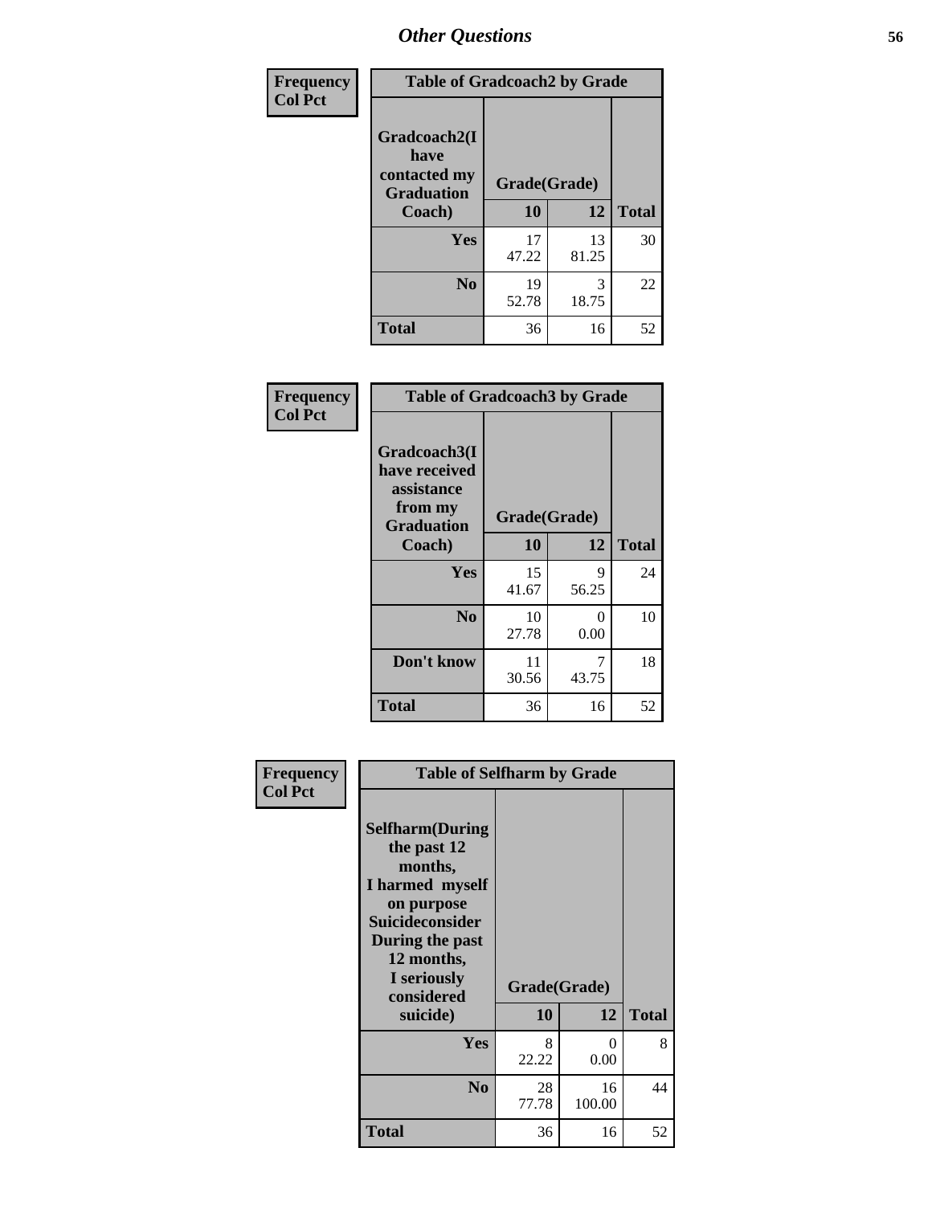## Other Questions

**Frequency**
**Col Pct**

| Table of Gradcoach2 by Grade | | | |
|---|---|---|---|
| Gradcoach2(I have contacted my Graduation Coach) | Grade(Grade) | | |
| | 10 | 12 | Total |
| Yes | 17<br>47.22 | 13<br>81.25 | 30 |
| No | 19<br>52.78 | 3<br>18.75 | 22 |
| Total | 36 | 16 | 52 |

**Frequency**
**Col Pct**

| Table of Gradcoach3 by Grade | | | |
|---|---|---|---|
| Gradcoach3(I have received assistance from my Graduation Coach) | Grade(Grade) | | |
| | 10 | 12 | Total |
| Yes | 15<br>41.67 | 9<br>56.25 | 24 |
| No | 10<br>27.78 | 0<br>0.00 | 10 |
| Don't know | 11<br>30.56 | 7<br>43.75 | 18 |
| Total | 36 | 16 | 52 |

**Frequency**
**Col Pct**

| Table of Selfharm by Grade | | | |
|---|---|---|---|
| Selfharm(During the past 12 months, I harmed myself on purpose Suicideconsider During the past 12 months, I seriously considered suicide) | Grade(Grade) | | |
| | 10 | 12 | Total |
| Yes | 8<br>22.22 | 0<br>0.00 | 8 |
| No | 28<br>77.78 | 16<br>100.00 | 44 |
| Total | 36 | 16 | 52 |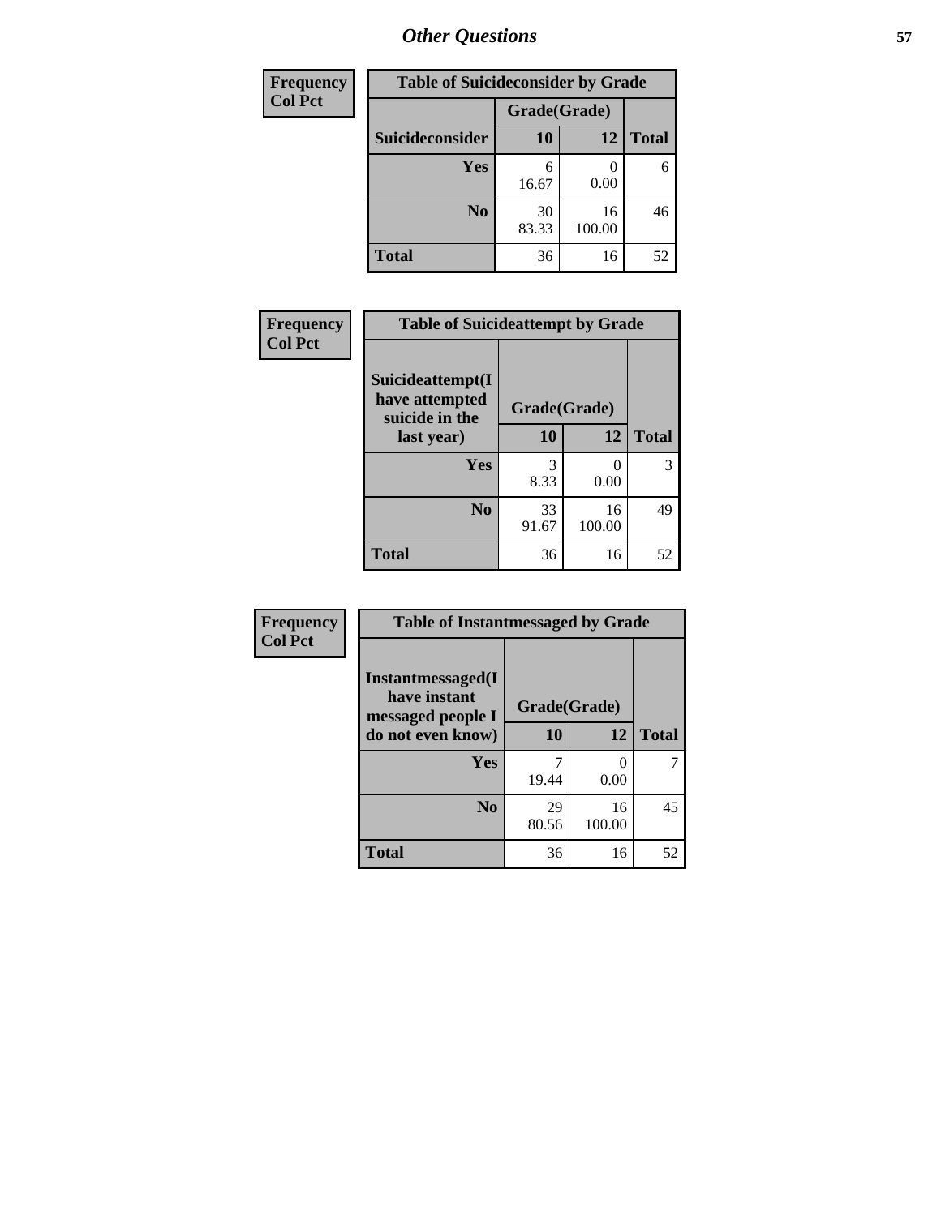## Other Questions

| Frequency<br>Col Pct | Table of Suicideconsider by Grade | | |
|---|---|---|---|
| | Grade(Grade) | | |
| Suicideconsider | 10 | 12 | Total |
| Yes | 6<br>16.67 | 0<br>0.00 | 6 |
| No | 30<br>83.33 | 16<br>100.00 | 46 |
| Total | 36 | 16 | 52 |

| Frequency<br>Col Pct | Table of Suicideattempt by Grade | | |
|---|---|---|---|
| Suicideattempt(I have attempted suicide in the last year) | Grade(Grade) | | |
| | 10 | 12 | Total |
| Yes | 3<br>8.33 | 0<br>0.00 | 3 |
| No | 33<br>91.67 | 16<br>100.00 | 49 |
| Total | 36 | 16 | 52 |

| Frequency<br>Col Pct | Table of Instantmessaged by Grade | | |
|---|---|---|---|
| Instantmessaged(I have instant messaged people I do not even know) | Grade(Grade) | | |
| | 10 | 12 | Total |
| Yes | 7<br>19.44 | 0<br>0.00 | 7 |
| No | 29<br>80.56 | 16<br>100.00 | 45 |
| Total | 36 | 16 | 52 |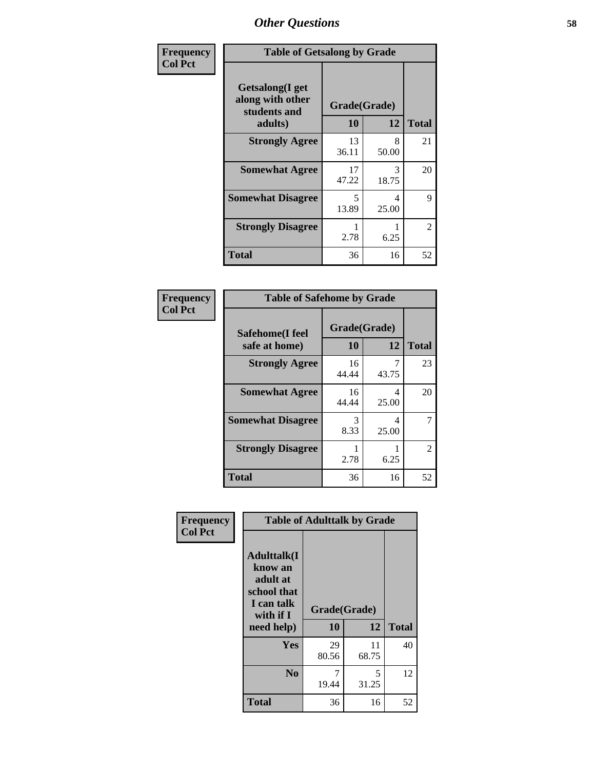## Other Questions

**Frequency / Col Pct**

| Table of Getsalong by Grade | | | |
|---|---|---|---|
| Getsalong(I get along with other students and adults) | Grade(Grade) | | |
| | 10 | 12 | Total |
| **Strongly Agree** | 13<br>36.11 | 8<br>50.00 | 21 |
| **Somewhat Agree** | 17<br>47.22 | 3<br>18.75 | 20 |
| **Somewhat Disagree** | 5<br>13.89 | 4<br>25.00 | 9 |
| **Strongly Disagree** | 1<br>2.78 | 1<br>6.25 | 2 |
| **Total** | 36 | 16 | 52 |

**Frequency / Col Pct**

| Table of Safehome by Grade | | | |
|---|---|---|---|
| Safehome(I feel safe at home) | Grade(Grade) | | |
| | 10 | 12 | Total |
| **Strongly Agree** | 16<br>44.44 | 7<br>43.75 | 23 |
| **Somewhat Agree** | 16<br>44.44 | 4<br>25.00 | 20 |
| **Somewhat Disagree** | 3<br>8.33 | 4<br>25.00 | 7 |
| **Strongly Disagree** | 1<br>2.78 | 1<br>6.25 | 2 |
| **Total** | 36 | 16 | 52 |

**Frequency / Col Pct**

| Table of Adulttalk by Grade | | | |
|---|---|---|---|
| Adulttalk(I know an adult at school that I can talk with if I need help) | Grade(Grade) | | |
| | 10 | 12 | Total |
| **Yes** | 29<br>80.56 | 11<br>68.75 | 40 |
| **No** | 7<br>19.44 | 5<br>31.25 | 12 |
| **Total** | 36 | 16 | 52 |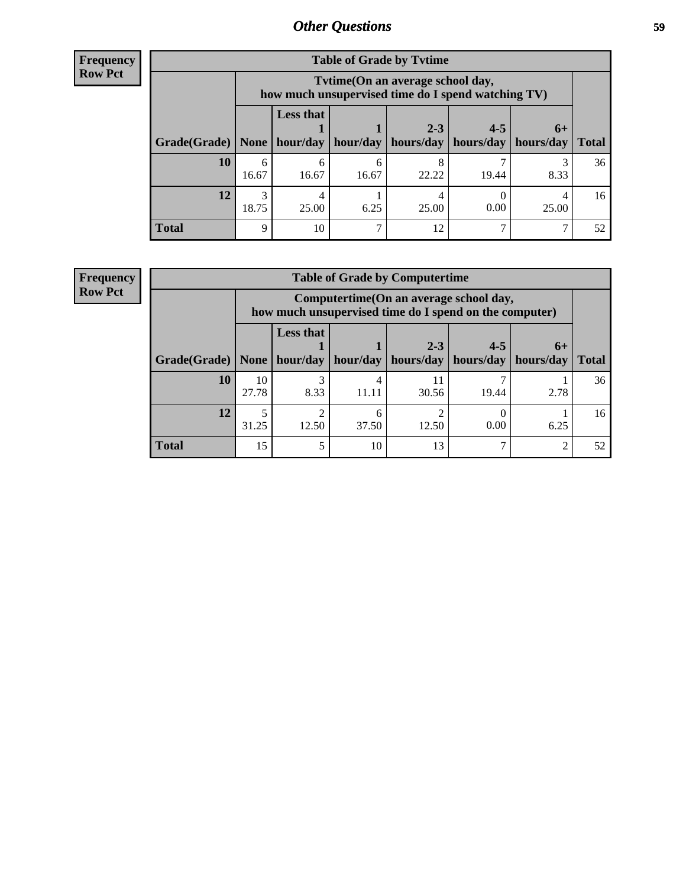**Frequency**
**Row Pct**

| Table of Grade by Tvtime | | | | | | | |
|---|---|---|---|---|---|---|---|
| | Tvtime(On an average school day, how much unsupervised time do I spend watching TV) | | | | | | |
| Grade(Grade) | None | Less that 1 hour/day | 1 hour/day | 2-3 hours/day | 4-5 hours/day | 6+ hours/day | Total |
| **10** | 6<br>16.67 | 6<br>16.67 | 6<br>16.67 | 8<br>22.22 | 7<br>19.44 | 3<br>8.33 | 36 |
| **12** | 3<br>18.75 | 4<br>25.00 | 1<br>6.25 | 4<br>25.00 | 0<br>0.00 | 4<br>25.00 | 16 |
| **Total** | 9 | 10 | 7 | 12 | 7 | 7 | 52 |

**Frequency**
**Row Pct**

| Table of Grade by Computertime | | | | | | | |
|---|---|---|---|---|---|---|---|
| | Computertime(On an average school day, how much unsupervised time do I spend on the computer) | | | | | | |
| Grade(Grade) | None | Less that 1 hour/day | 1 hour/day | 2-3 hours/day | 4-5 hours/day | 6+ hours/day | Total |
| **10** | 10<br>27.78 | 3<br>8.33 | 4<br>11.11 | 11<br>30.56 | 7<br>19.44 | 1<br>2.78 | 36 |
| **12** | 5<br>31.25 | 2<br>12.50 | 6<br>37.50 | 2<br>12.50 | 0<br>0.00 | 1<br>6.25 | 16 |
| **Total** | 15 | 5 | 10 | 13 | 7 | 2 | 52 |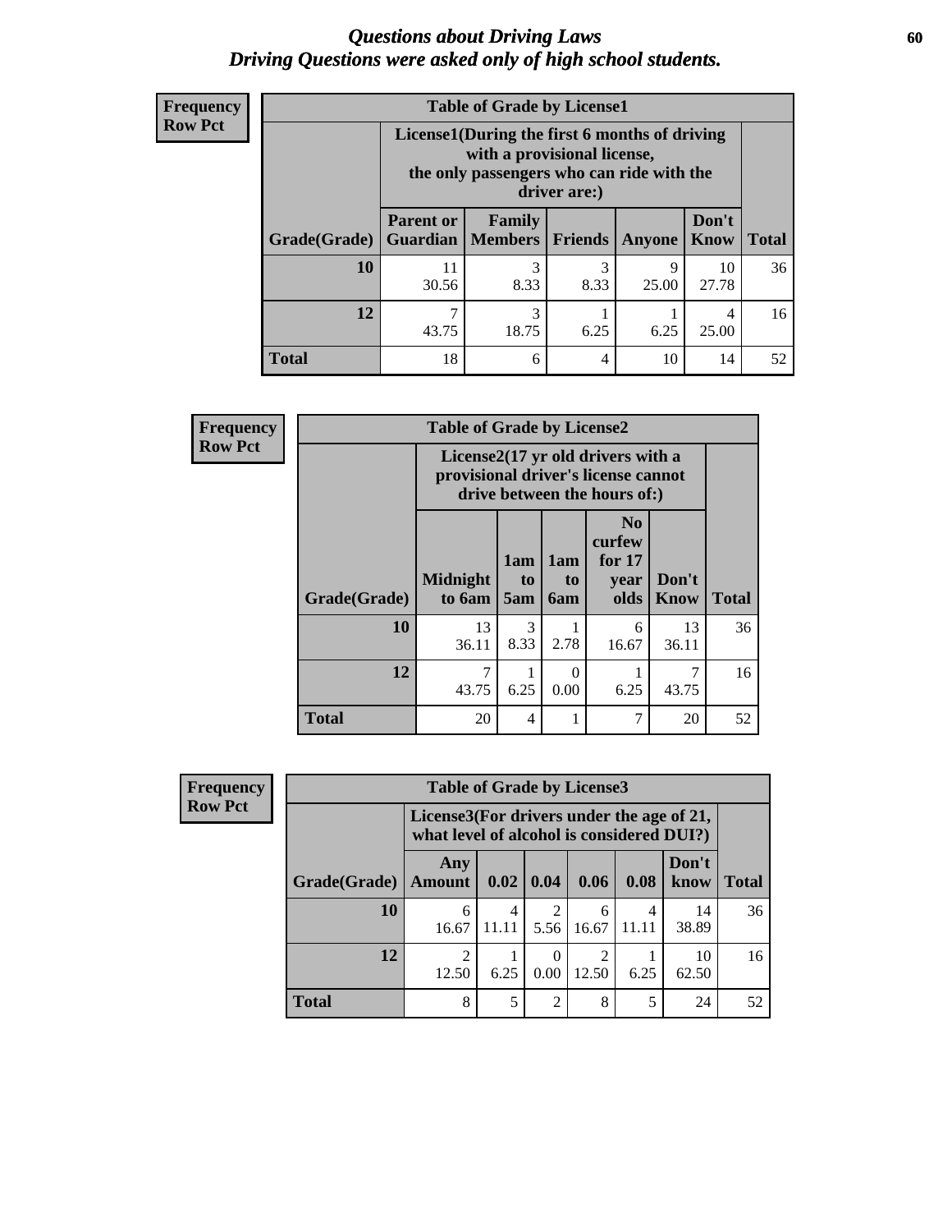# Questions about Driving Laws
# Driving Questions were asked only of high school students.

**Frequency**
**Row Pct**

**Table of Grade by License1**

| Grade(Grade) | License1(During the first 6 months of driving with a provisional license, the only passengers who can ride with the driver are:) | | | | | Total |
|---|---|---|---|---|---|---|
| | Parent or Guardian | Family Members | Friends | Anyone | Don't Know | |
| 10 | 11<br>30.56 | 3<br>8.33 | 3<br>8.33 | 9<br>25.00 | 10<br>27.78 | 36 |
| 12 | 7<br>43.75 | 3<br>18.75 | 1<br>6.25 | 1<br>6.25 | 4<br>25.00 | 16 |
| Total | 18 | 6 | 4 | 10 | 14 | 52 |

**Frequency**
**Row Pct**

**Table of Grade by License2**

| Grade(Grade) | License2(17 yr old drivers with a provisional driver's license cannot drive between the hours of:) | | | | | Total |
|---|---|---|---|---|---|---|
| | Midnight to 6am | 1am to 5am | 1am to 6am | No curfew for 17 year olds | Don't Know | |
| 10 | 13<br>36.11 | 3<br>8.33 | 1<br>2.78 | 6<br>16.67 | 13<br>36.11 | 36 |
| 12 | 7<br>43.75 | 1<br>6.25 | 0<br>0.00 | 1<br>6.25 | 7<br>43.75 | 16 |
| Total | 20 | 4 | 1 | 7 | 20 | 52 |

**Frequency**
**Row Pct**

**Table of Grade by License3**

| Grade(Grade) | License3(For drivers under the age of 21, what level of alcohol is considered DUI?) | | | | | | Total |
|---|---|---|---|---|---|---|---|
| | Any Amount | 0.02 | 0.04 | 0.06 | 0.08 | Don't know | |
| 10 | 6<br>16.67 | 4<br>11.11 | 2<br>5.56 | 6<br>16.67 | 4<br>11.11 | 14<br>38.89 | 36 |
| 12 | 2<br>12.50 | 1<br>6.25 | 0<br>0.00 | 2<br>12.50 | 1<br>6.25 | 10<br>62.50 | 16 |
| Total | 8 | 5 | 2 | 8 | 5 | 24 | 52 |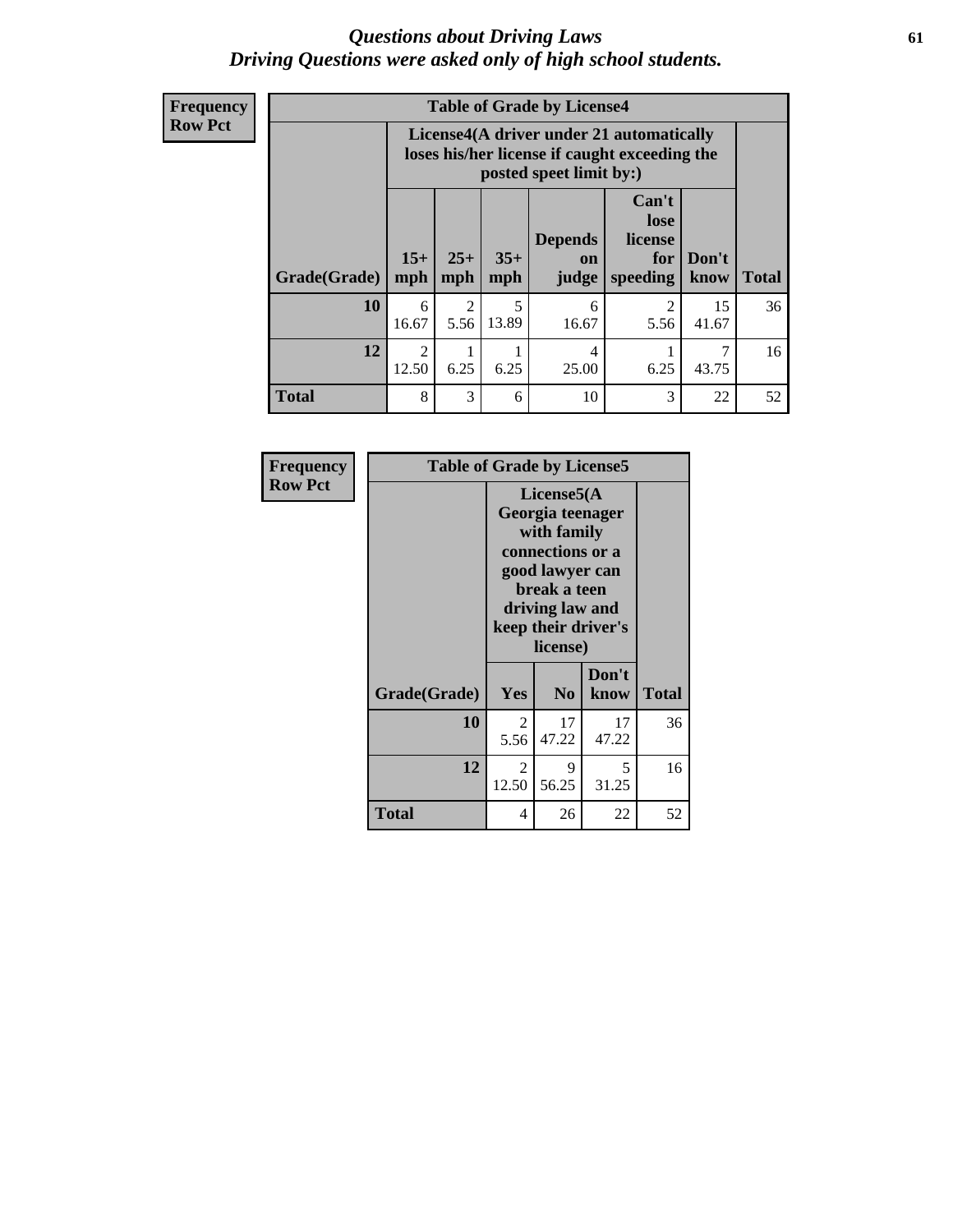# *Questions about Driving Laws*
# *Driving Questions were asked only of high school students.*

**Frequency**
**Row Pct**

**Table of Grade by License4**

| | License4(A driver under 21 automatically loses his/her license if caught exceeding the posted speet limit by:) | | | | | | |
|---|---|---|---|---|---|---|---|
| **Grade(Grade)** | **15+ mph** | **25+ mph** | **35+ mph** | **Depends on judge** | **Can't lose license for speeding** | **Don't know** | **Total** |
| **10** | 6<br>16.67 | 2<br>5.56 | 5<br>13.89 | 6<br>16.67 | 2<br>5.56 | 15<br>41.67 | 36 |
| **12** | 2<br>12.50 | 1<br>6.25 | 1<br>6.25 | 4<br>25.00 | 1<br>6.25 | 7<br>43.75 | 16 |
| **Total** | 8 | 3 | 6 | 10 | 3 | 22 | 52 |

**Frequency**
**Row Pct**

**Table of Grade by License5**

| | License5(A Georgia teenager with family connections or a good lawyer can break a teen driving law and keep their driver's license) | | | |
|---|---|---|---|---|
| **Grade(Grade)** | **Yes** | **No** | **Don't know** | **Total** |
| **10** | 2<br>5.56 | 17<br>47.22 | 17<br>47.22 | 36 |
| **12** | 2<br>12.50 | 9<br>56.25 | 5<br>31.25 | 16 |
| **Total** | 4 | 26 | 22 | 52 |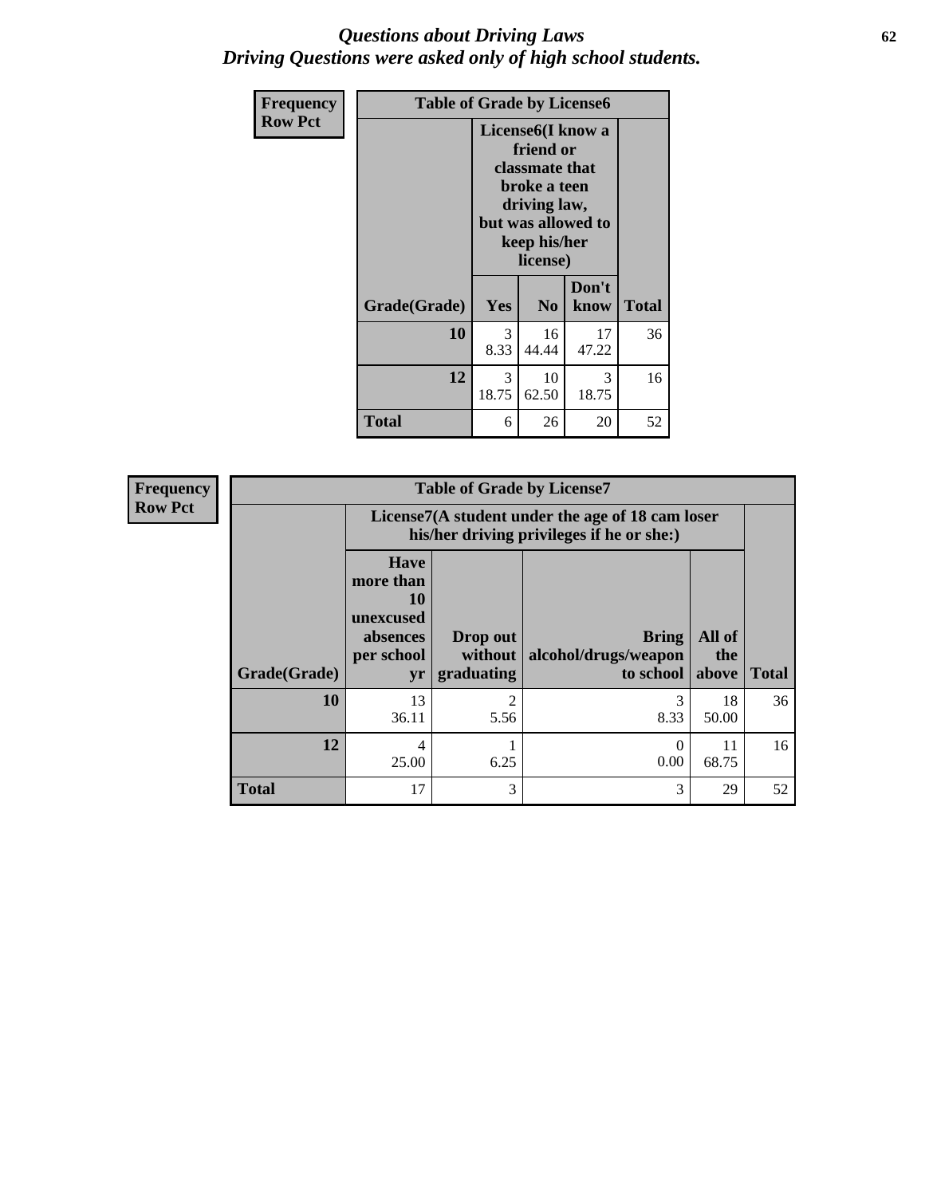# *Questions about Driving Laws*
## *Driving Questions were asked only of high school students.*

**Frequency**
**Row Pct**

| Table of Grade by License6 | | | | |
|---|---|---|---|---|
| | License6(I know a friend or classmate that broke a teen driving law, but was allowed to keep his/her license) | | | |
| **Grade(Grade)** | **Yes** | **No** | **Don't know** | **Total** |
| **10** | 3<br>8.33 | 16<br>44.44 | 17<br>47.22 | 36 |
| **12** | 3<br>18.75 | 10<br>62.50 | 3<br>18.75 | 16 |
| **Total** | 6 | 26 | 20 | 52 |

**Frequency**
**Row Pct**

| Table of Grade by License7 | | | | | |
|---|---|---|---|---|---|
| | License7(A student under the age of 18 cam loser his/her driving privileges if he or she:) | | | | |
| **Grade(Grade)** | **Have more than 10 unexcused absences per school yr** | **Drop out without graduating** | **Bring alcohol/drugs/weapon to school** | **All of the above** | **Total** |
| **10** | 13<br>36.11 | 2<br>5.56 | 3<br>8.33 | 18<br>50.00 | 36 |
| **12** | 4<br>25.00 | 1<br>6.25 | 0<br>0.00 | 11<br>68.75 | 16 |
| **Total** | 17 | 3 | 3 | 29 | 52 |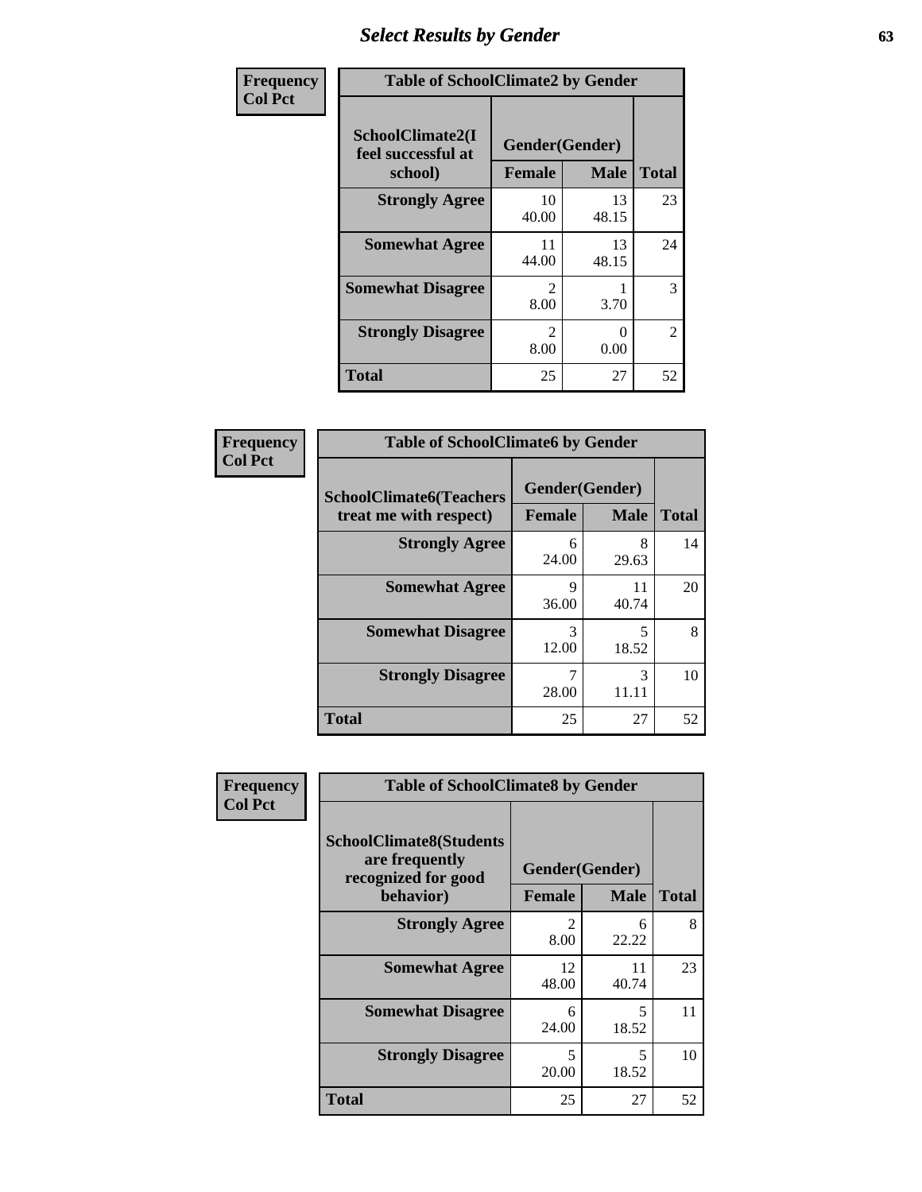## Select Results by Gender

**Frequency / Col Pct**

**Table of SchoolClimate2 by Gender**

| SchoolClimate2(I feel successful at school) | Gender(Gender) Female | Male | Total |
|---|---|---|---|
| **Strongly Agree** | 10<br>40.00 | 13<br>48.15 | 23 |
| **Somewhat Agree** | 11<br>44.00 | 13<br>48.15 | 24 |
| **Somewhat Disagree** | 2<br>8.00 | 1<br>3.70 | 3 |
| **Strongly Disagree** | 2<br>8.00 | 0<br>0.00 | 2 |
| **Total** | 25 | 27 | 52 |

**Frequency / Col Pct**

**Table of SchoolClimate6 by Gender**

| SchoolClimate6(Teachers treat me with respect) | Gender(Gender) Female | Male | Total |
|---|---|---|---|
| **Strongly Agree** | 6<br>24.00 | 8<br>29.63 | 14 |
| **Somewhat Agree** | 9<br>36.00 | 11<br>40.74 | 20 |
| **Somewhat Disagree** | 3<br>12.00 | 5<br>18.52 | 8 |
| **Strongly Disagree** | 7<br>28.00 | 3<br>11.11 | 10 |
| **Total** | 25 | 27 | 52 |

**Frequency / Col Pct**

**Table of SchoolClimate8 by Gender**

| SchoolClimate8(Students are frequently recognized for good behavior) | Gender(Gender) Female | Male | Total |
|---|---|---|---|
| **Strongly Agree** | 2<br>8.00 | 6<br>22.22 | 8 |
| **Somewhat Agree** | 12<br>48.00 | 11<br>40.74 | 23 |
| **Somewhat Disagree** | 6<br>24.00 | 5<br>18.52 | 11 |
| **Strongly Disagree** | 5<br>20.00 | 5<br>18.52 | 10 |
| **Total** | 25 | 27 | 52 |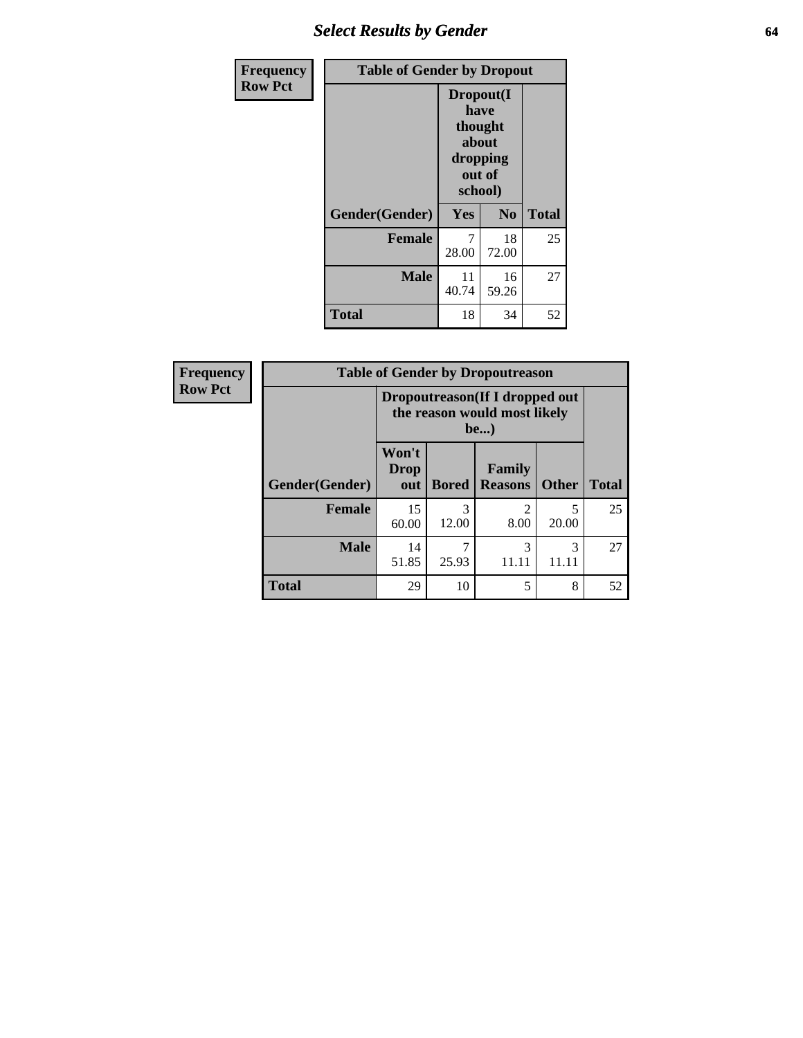| Frequency Row Pct | Table of Gender by Dropout | | |
|---|---|---|---|
| | Dropout(I have thought about dropping out of school) | | |
| Gender(Gender) | Yes | No | Total |
| Female | 7<br>28.00 | 18<br>72.00 | 25 |
| Male | 11<br>40.74 | 16<br>59.26 | 27 |
| Total | 18 | 34 | 52 |

| Frequency Row Pct | Table of Gender by Dropoutreason | | | | |
|---|---|---|---|---|---|
| | Dropoutreason(If I dropped out the reason would most likely be...) | | | | |
| Gender(Gender) | Won't Drop out | Bored | Family Reasons | Other | Total |
| Female | 15<br>60.00 | 3<br>12.00 | 2<br>8.00 | 5<br>20.00 | 25 |
| Male | 14<br>51.85 | 7<br>25.93 | 3<br>11.11 | 3<br>11.11 | 27 |
| Total | 29 | 10 | 5 | 8 | 52 |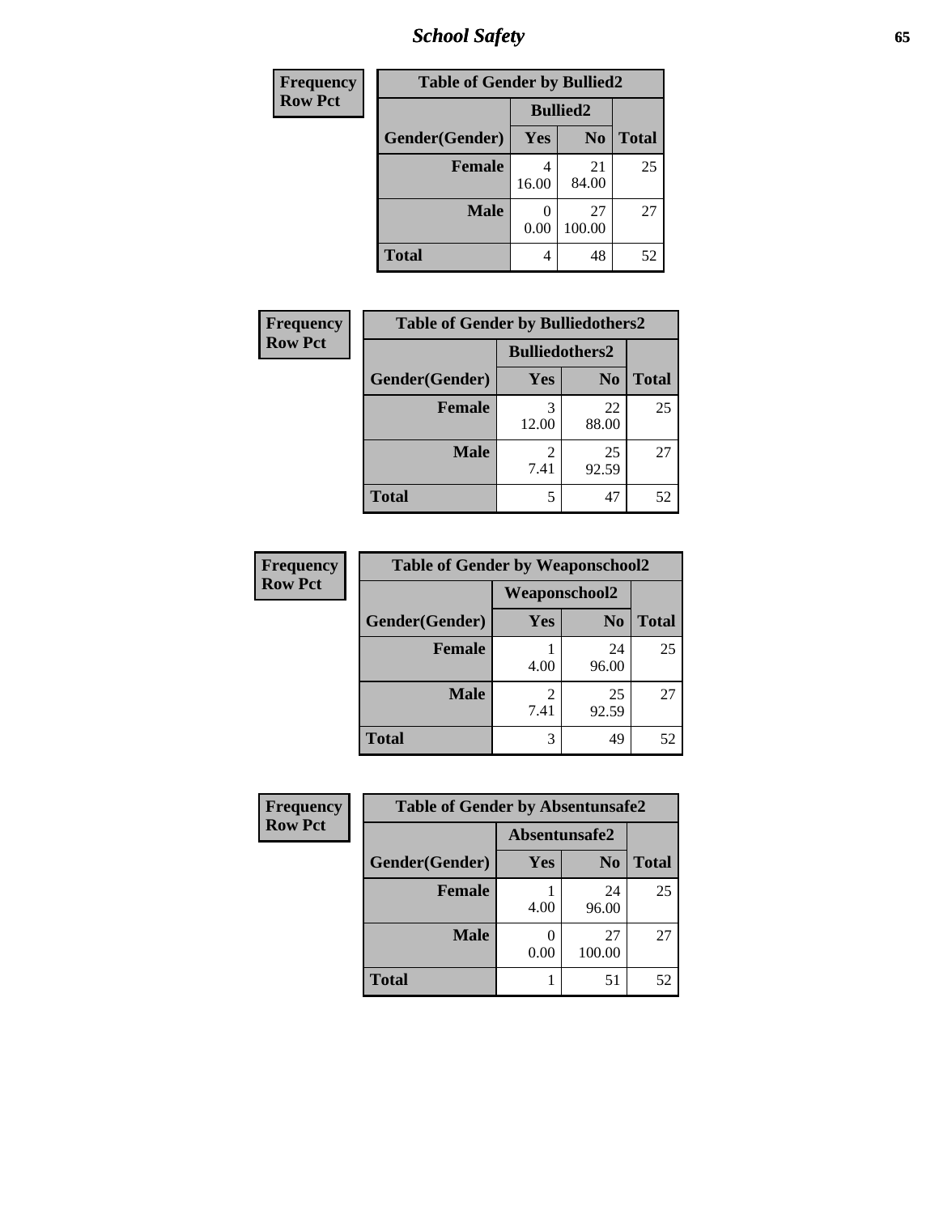| Frequency Row Pct | | | |
|---|---|---|---|
| **Table of Gender by Bullied2** | | | |
| | **Bullied2** | | |
| **Gender(Gender)** | **Yes** | **No** | **Total** |
| **Female** | 4<br>16.00 | 21<br>84.00 | 25 |
| **Male** | 0<br>0.00 | 27<br>100.00 | 27 |
| **Total** | 4 | 48 | 52 |

| Frequency Row Pct | | | |
|---|---|---|---|
| **Table of Gender by Bulliedothers2** | | | |
| | **Bulliedothers2** | | |
| **Gender(Gender)** | **Yes** | **No** | **Total** |
| **Female** | 3<br>12.00 | 22<br>88.00 | 25 |
| **Male** | 2<br>7.41 | 25<br>92.59 | 27 |
| **Total** | 5 | 47 | 52 |

| Frequency Row Pct | | | |
|---|---|---|---|
| **Table of Gender by Weaponschool2** | | | |
| | **Weaponschool2** | | |
| **Gender(Gender)** | **Yes** | **No** | **Total** |
| **Female** | 1<br>4.00 | 24<br>96.00 | 25 |
| **Male** | 2<br>7.41 | 25<br>92.59 | 27 |
| **Total** | 3 | 49 | 52 |

| Frequency Row Pct | | | |
|---|---|---|---|
| **Table of Gender by Absentunsafe2** | | | |
| | **Absentunsafe2** | | |
| **Gender(Gender)** | **Yes** | **No** | **Total** |
| **Female** | 1<br>4.00 | 24<br>96.00 | 25 |
| **Male** | 0<br>0.00 | 27<br>100.00 | 27 |
| **Total** | 1 | 51 | 52 |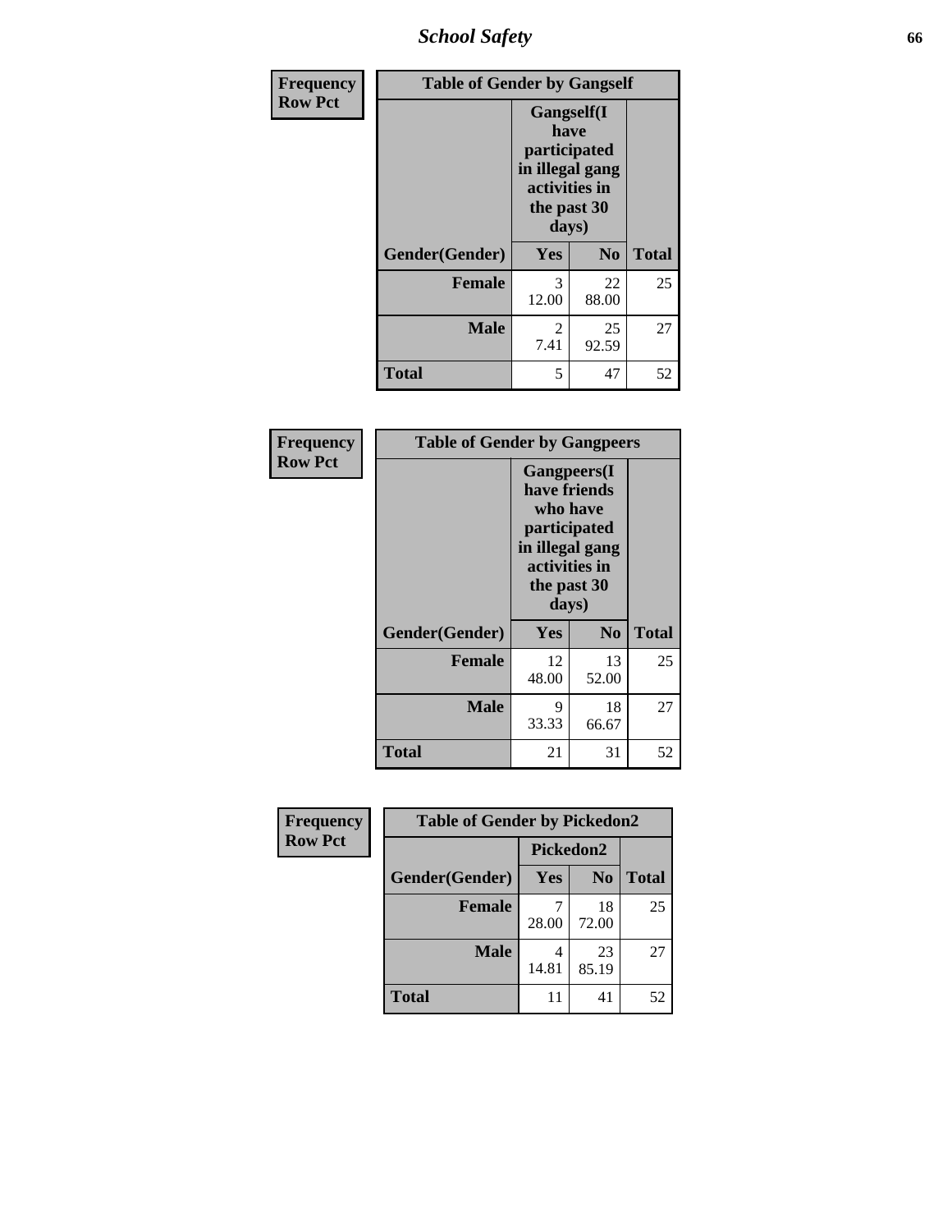| Frequency<br>Row Pct | Table of Gender by Gangself | | |
|---|---|---|---|
| | Gangself(I have participated in illegal gang activities in the past 30 days) | | |
| Gender(Gender) | Yes | No | Total |
| Female | 3<br>12.00 | 22<br>88.00 | 25 |
| Male | 2<br>7.41 | 25<br>92.59 | 27 |
| Total | 5 | 47 | 52 |

| Frequency<br>Row Pct | Table of Gender by Gangpeers | | |
|---|---|---|---|
| | Gangpeers(I have friends who have participated in illegal gang activities in the past 30 days) | | |
| Gender(Gender) | Yes | No | Total |
| Female | 12<br>48.00 | 13<br>52.00 | 25 |
| Male | 9<br>33.33 | 18<br>66.67 | 27 |
| Total | 21 | 31 | 52 |

| Frequency<br>Row Pct | Table of Gender by Pickedon2 | | |
|---|---|---|---|
| | Pickedon2 | | |
| Gender(Gender) | Yes | No | Total |
| Female | 7<br>28.00 | 18<br>72.00 | 25 |
| Male | 4<br>14.81 | 23<br>85.19 | 27 |
| Total | 11 | 41 | 52 |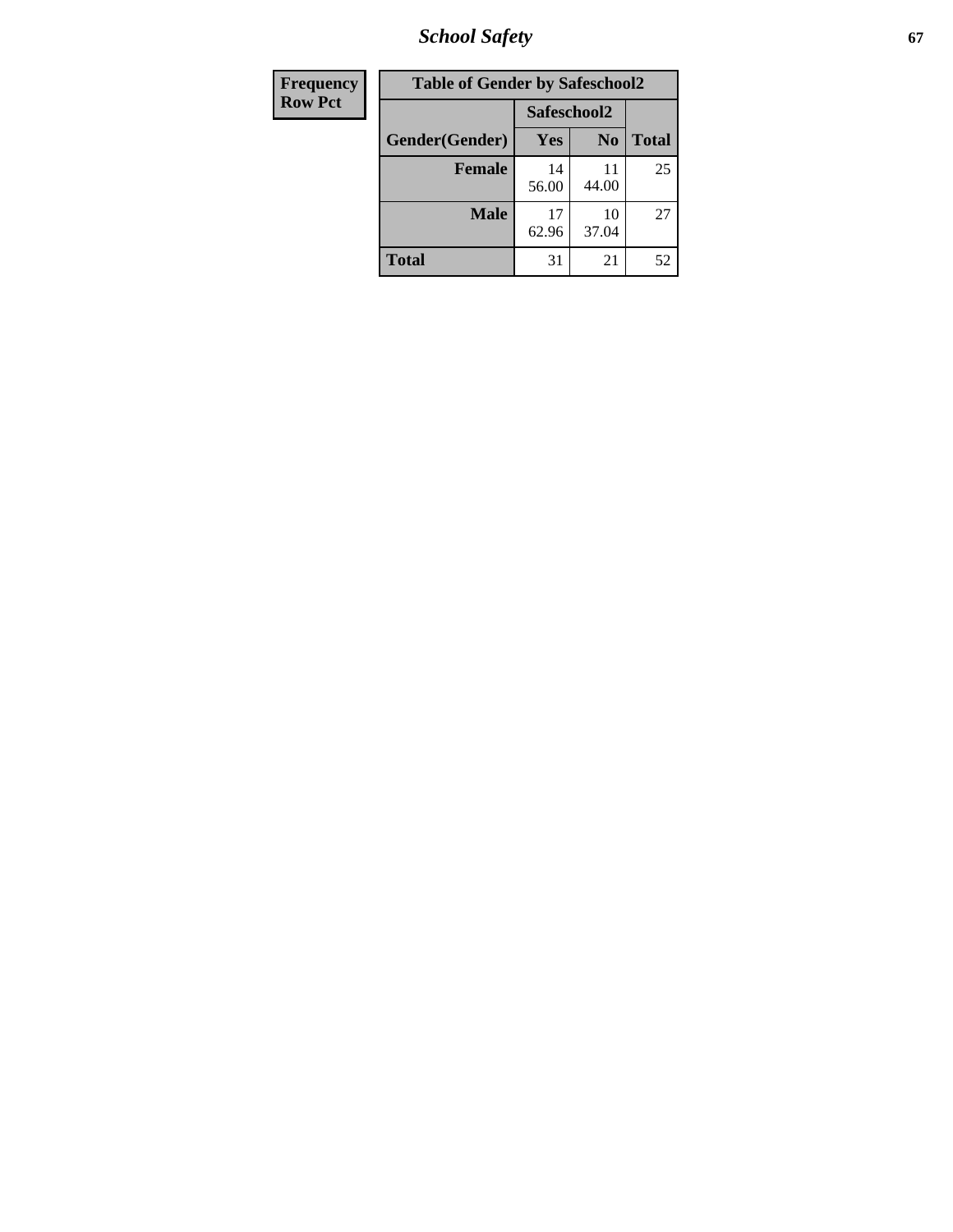| Frequency<br>Row Pct |
|---|

| Table of Gender by Safeschool2 | | | |
|---|---|---|---|
| | Safeschool2 | | |
| Gender(Gender) | Yes | No | Total |
| Female | 14<br>56.00 | 11<br>44.00 | 25 |
| Male | 17<br>62.96 | 10<br>37.04 | 27 |
| Total | 31 | 21 | 52 |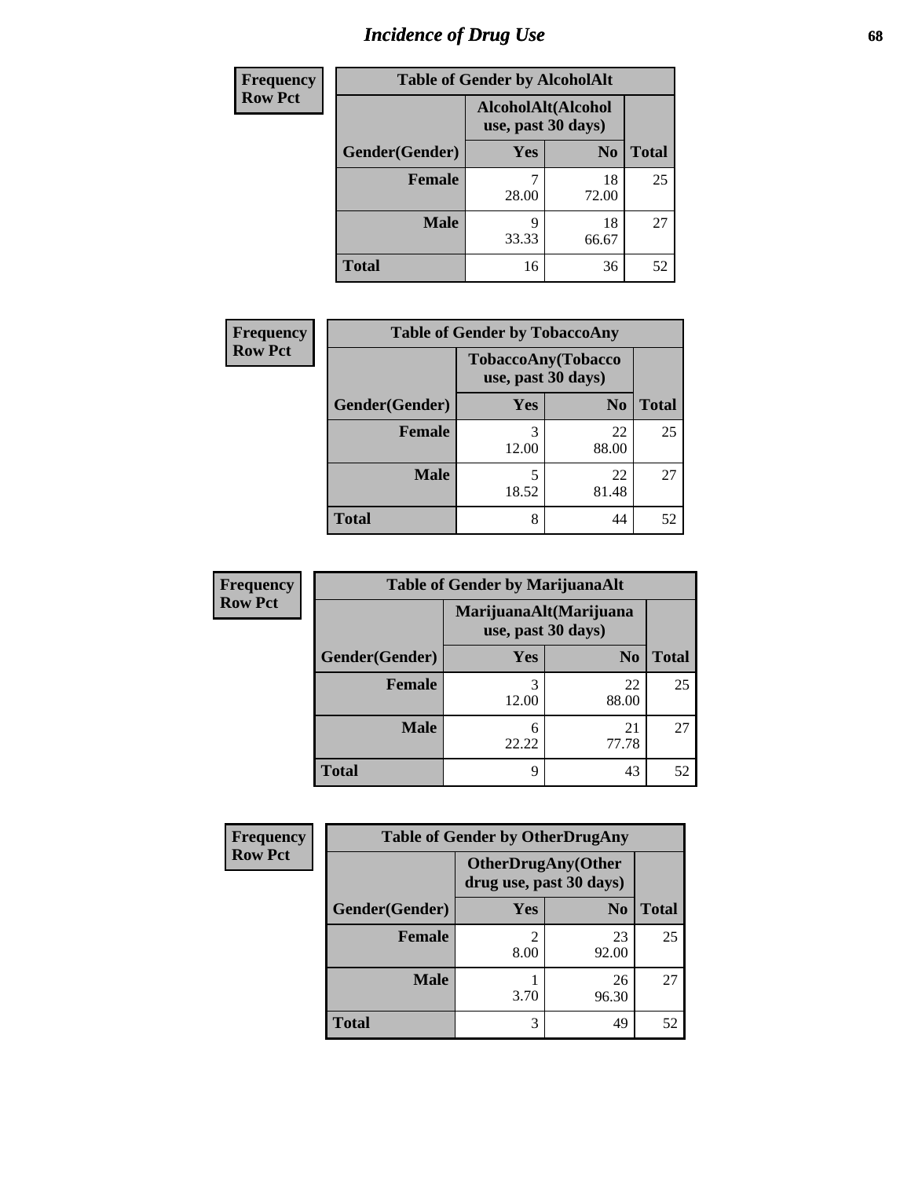# Incidence of Drug Use

**Frequency**
**Row Pct**

| Table of Gender by AlcoholAlt | | | |
|---|---|---|---|
| | AlcoholAlt(Alcohol use, past 30 days) | | |
| Gender(Gender) | Yes | No | Total |
| Female | 7<br>28.00 | 18<br>72.00 | 25 |
| Male | 9<br>33.33 | 18<br>66.67 | 27 |
| Total | 16 | 36 | 52 |

**Frequency**
**Row Pct**

| Table of Gender by TobaccoAny | | | |
|---|---|---|---|
| | TobaccoAny(Tobacco use, past 30 days) | | |
| Gender(Gender) | Yes | No | Total |
| Female | 3<br>12.00 | 22<br>88.00 | 25 |
| Male | 5<br>18.52 | 22<br>81.48 | 27 |
| Total | 8 | 44 | 52 |

**Frequency**
**Row Pct**

| Table of Gender by MarijuanaAlt | | | |
|---|---|---|---|
| | MarijuanaAlt(Marijuana use, past 30 days) | | |
| Gender(Gender) | Yes | No | Total |
| Female | 3<br>12.00 | 22<br>88.00 | 25 |
| Male | 6<br>22.22 | 21<br>77.78 | 27 |
| Total | 9 | 43 | 52 |

**Frequency**
**Row Pct**

| Table of Gender by OtherDrugAny | | | |
|---|---|---|---|
| | OtherDrugAny(Other drug use, past 30 days) | | |
| Gender(Gender) | Yes | No | Total |
| Female | 2<br>8.00 | 23<br>92.00 | 25 |
| Male | 1<br>3.70 | 26<br>96.30 | 27 |
| Total | 3 | 49 | 52 |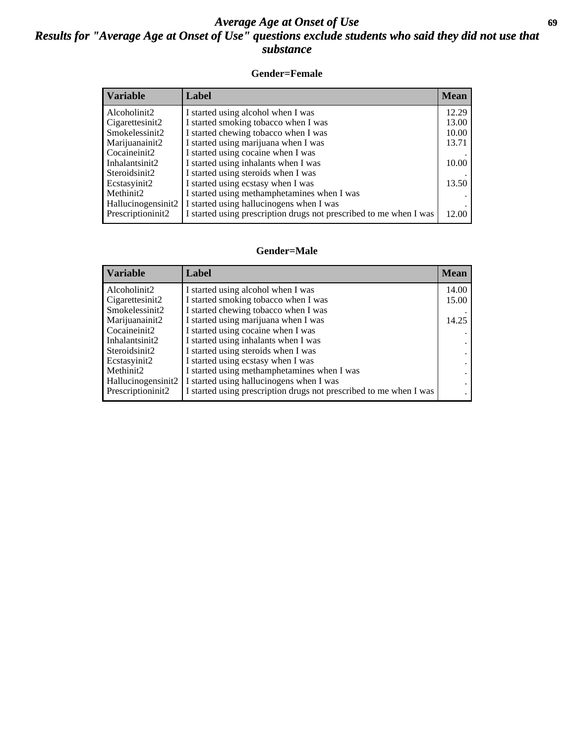# *Average Age at Onset of Use*

## *Results for "Average Age at Onset of Use" questions exclude students who said they did not use that substance*

### Gender=Female

| Variable | Label | Mean |
|---|---|---|
| Alcoholinit2 | I started using alcohol when I was | 12.29 |
| Cigarettesinit2 | I started smoking tobacco when I was | 13.00 |
| Smokelessinit2 | I started chewing tobacco when I was | 10.00 |
| Marijuanainit2 | I started using marijuana when I was | 13.71 |
| Cocaineinit2 | I started using cocaine when I was | . |
| Inhalantsinit2 | I started using inhalants when I was | 10.00 |
| Steroidsinit2 | I started using steroids when I was | . |
| Ecstasyinit2 | I started using ecstasy when I was | 13.50 |
| Methinit2 | I started using methamphetamines when I was | . |
| Hallucinogensinit2 | I started using hallucinogens when I was | . |
| Prescriptioninit2 | I started using prescription drugs not prescribed to me when I was | 12.00 |

### Gender=Male

| Variable | Label | Mean |
|---|---|---|
| Alcoholinit2 | I started using alcohol when I was | 14.00 |
| Cigarettesinit2 | I started smoking tobacco when I was | 15.00 |
| Smokelessinit2 | I started chewing tobacco when I was | . |
| Marijuanainit2 | I started using marijuana when I was | 14.25 |
| Cocaineinit2 | I started using cocaine when I was | . |
| Inhalantsinit2 | I started using inhalants when I was | . |
| Steroidsinit2 | I started using steroids when I was | . |
| Ecstasyinit2 | I started using ecstasy when I was | . |
| Methinit2 | I started using methamphetamines when I was | . |
| Hallucinogensinit2 | I started using hallucinogens when I was | . |
| Prescriptioninit2 | I started using prescription drugs not prescribed to me when I was | . |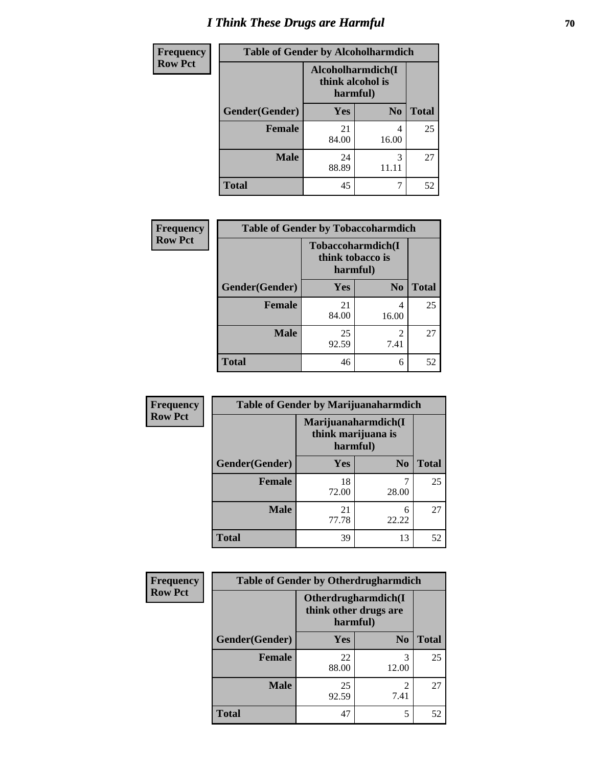# I Think These Drugs are Harmful

| Frequency<br>Row Pct | Table of Gender by Alcoholharmdich | | |
|---|---|---|---|
| | Alcoholharmdich(I think alcohol is harmful) | | |
| Gender(Gender) | Yes | No | Total |
| Female | 21<br>84.00 | 4<br>16.00 | 25 |
| Male | 24<br>88.89 | 3<br>11.11 | 27 |
| Total | 45 | 7 | 52 |

| Frequency<br>Row Pct | Table of Gender by Tobaccoharmdich | | |
|---|---|---|---|
| | Tobaccoharmdich(I think tobacco is harmful) | | |
| Gender(Gender) | Yes | No | Total |
| Female | 21<br>84.00 | 4<br>16.00 | 25 |
| Male | 25<br>92.59 | 2<br>7.41 | 27 |
| Total | 46 | 6 | 52 |

| Frequency<br>Row Pct | Table of Gender by Marijuanaharmdich | | |
|---|---|---|---|
| | Marijuanaharmdich(I think marijuana is harmful) | | |
| Gender(Gender) | Yes | No | Total |
| Female | 18<br>72.00 | 7<br>28.00 | 25 |
| Male | 21<br>77.78 | 6<br>22.22 | 27 |
| Total | 39 | 13 | 52 |

| Frequency<br>Row Pct | Table of Gender by Otherdrugharmdich | | |
|---|---|---|---|
| | Otherdrugharmdich(I think other drugs are harmful) | | |
| Gender(Gender) | Yes | No | Total |
| Female | 22<br>88.00 | 3<br>12.00 | 25 |
| Male | 25<br>92.59 | 2<br>7.41 | 27 |
| Total | 47 | 5 | 52 |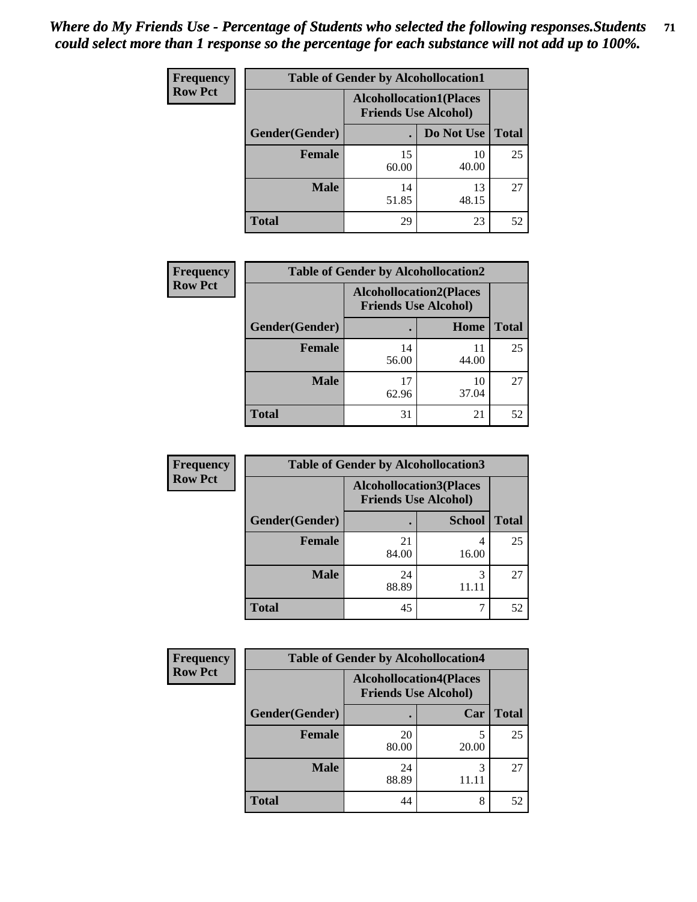***Where do My Friends Use - Percentage of Students who selected the following responses.Students could select more than 1 response so the percentage for each substance will not add up to 100%.***

**Frequency**
**Row Pct**

| Table of Gender by Alcohollocation1 | | | |
|---|---|---|---|
| | Alcohollocation1(Places Friends Use Alcohol) | | |
| Gender(Gender) | . | Do Not Use | Total |
| Female | 15<br>60.00 | 10<br>40.00 | 25 |
| Male | 14<br>51.85 | 13<br>48.15 | 27 |
| Total | 29 | 23 | 52 |

**Frequency**
**Row Pct**

| Table of Gender by Alcohollocation2 | | | |
|---|---|---|---|
| | Alcohollocation2(Places Friends Use Alcohol) | | |
| Gender(Gender) | . | Home | Total |
| Female | 14<br>56.00 | 11<br>44.00 | 25 |
| Male | 17<br>62.96 | 10<br>37.04 | 27 |
| Total | 31 | 21 | 52 |

**Frequency**
**Row Pct**

| Table of Gender by Alcohollocation3 | | | |
|---|---|---|---|
| | Alcohollocation3(Places Friends Use Alcohol) | | |
| Gender(Gender) | . | School | Total |
| Female | 21<br>84.00 | 4<br>16.00 | 25 |
| Male | 24<br>88.89 | 3<br>11.11 | 27 |
| Total | 45 | 7 | 52 |

**Frequency**
**Row Pct**

| Table of Gender by Alcohollocation4 | | | |
|---|---|---|---|
| | Alcohollocation4(Places Friends Use Alcohol) | | |
| Gender(Gender) | . | Car | Total |
| Female | 20<br>80.00 | 5<br>20.00 | 25 |
| Male | 24<br>88.89 | 3<br>11.11 | 27 |
| Total | 44 | 8 | 52 |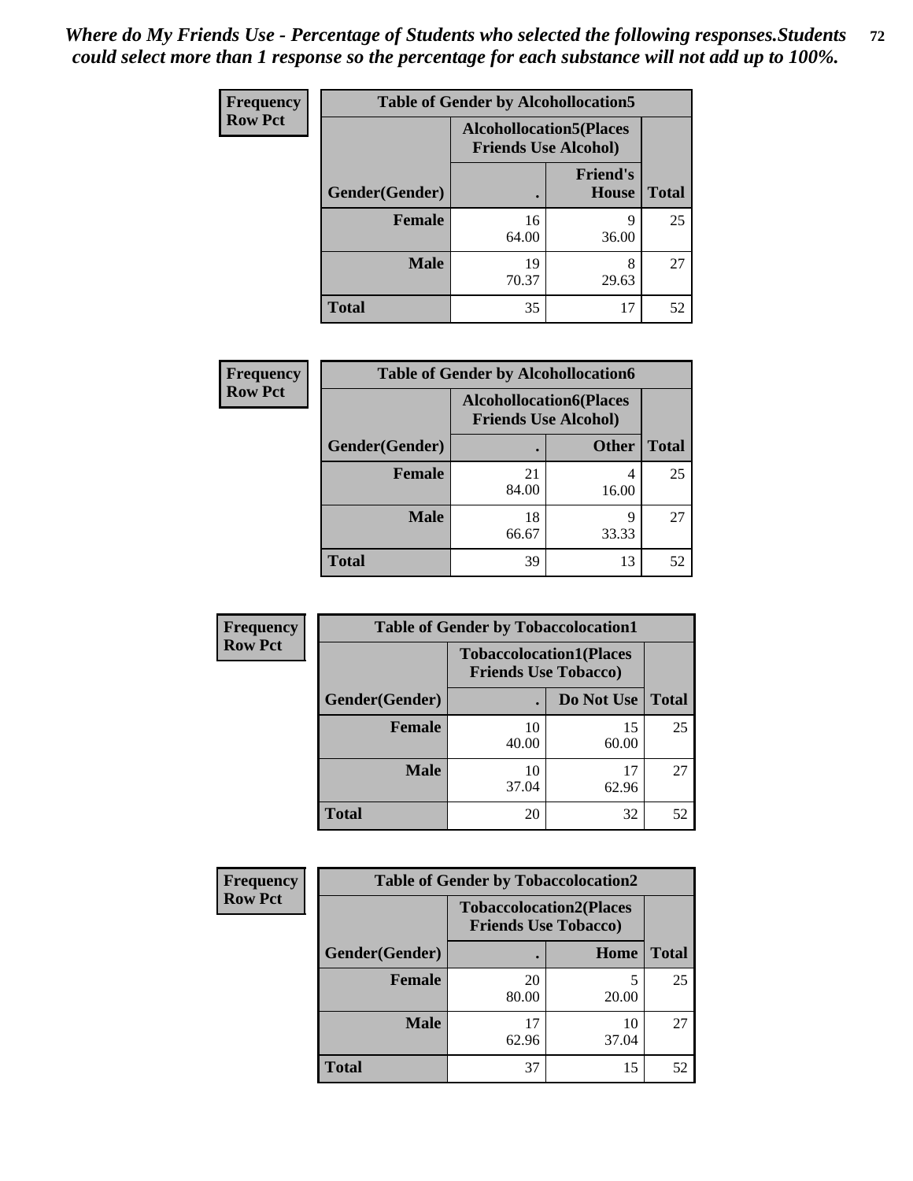*Where do My Friends Use - Percentage of Students who selected the following responses.Students could select more than 1 response so the percentage for each substance will not add up to 100%.*

**Frequency**
**Row Pct**

| Table of Gender by Alcohollocation5 | | | |
|---|---|---|---|
| | Alcohollocation5(Places Friends Use Alcohol) | | |
| Gender(Gender) | . | Friend's House | Total |
| **Female** | 16<br>64.00 | 9<br>36.00 | 25 |
| **Male** | 19<br>70.37 | 8<br>29.63 | 27 |
| **Total** | 35 | 17 | 52 |

**Frequency**
**Row Pct**

| Table of Gender by Alcohollocation6 | | | |
|---|---|---|---|
| | Alcohollocation6(Places Friends Use Alcohol) | | |
| Gender(Gender) | . | Other | Total |
| **Female** | 21<br>84.00 | 4<br>16.00 | 25 |
| **Male** | 18<br>66.67 | 9<br>33.33 | 27 |
| **Total** | 39 | 13 | 52 |

**Frequency**
**Row Pct**

| Table of Gender by Tobaccolocation1 | | | |
|---|---|---|---|
| | Tobaccolocation1(Places Friends Use Tobacco) | | |
| Gender(Gender) | . | Do Not Use | Total |
| **Female** | 10<br>40.00 | 15<br>60.00 | 25 |
| **Male** | 10<br>37.04 | 17<br>62.96 | 27 |
| **Total** | 20 | 32 | 52 |

**Frequency**
**Row Pct**

| Table of Gender by Tobaccolocation2 | | | |
|---|---|---|---|
| | Tobaccolocation2(Places Friends Use Tobacco) | | |
| Gender(Gender) | . | Home | Total |
| **Female** | 20<br>80.00 | 5<br>20.00 | 25 |
| **Male** | 17<br>62.96 | 10<br>37.04 | 27 |
| **Total** | 37 | 15 | 52 |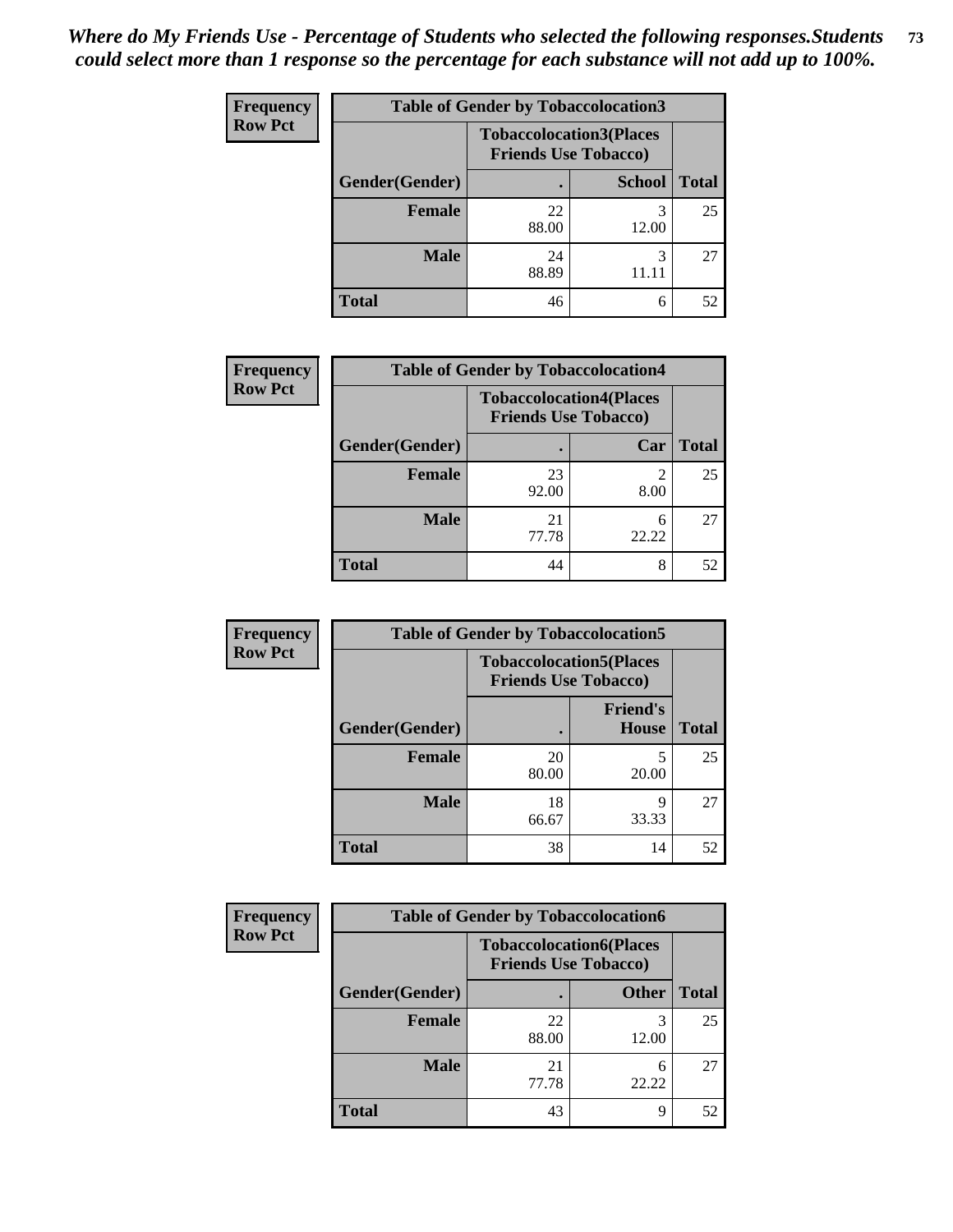*Where do My Friends Use - Percentage of Students who selected the following responses.Students could select more than 1 response so the percentage for each substance will not add up to 100%.*

**Frequency**
**Row Pct**

| Table of Gender by Tobaccolocation3 | | | |
|---|---|---|---|
| | Tobaccolocation3(Places Friends Use Tobacco) | | |
| Gender(Gender) | . | School | Total |
| Female | 22<br>88.00 | 3<br>12.00 | 25 |
| Male | 24<br>88.89 | 3<br>11.11 | 27 |
| Total | 46 | 6 | 52 |

**Frequency**
**Row Pct**

| Table of Gender by Tobaccolocation4 | | | |
|---|---|---|---|
| | Tobaccolocation4(Places Friends Use Tobacco) | | |
| Gender(Gender) | . | Car | Total |
| Female | 23<br>92.00 | 2<br>8.00 | 25 |
| Male | 21<br>77.78 | 6<br>22.22 | 27 |
| Total | 44 | 8 | 52 |

**Frequency**
**Row Pct**

| Table of Gender by Tobaccolocation5 | | | |
|---|---|---|---|
| | Tobaccolocation5(Places Friends Use Tobacco) | | |
| Gender(Gender) | . | Friend's House | Total |
| Female | 20<br>80.00 | 5<br>20.00 | 25 |
| Male | 18<br>66.67 | 9<br>33.33 | 27 |
| Total | 38 | 14 | 52 |

**Frequency**
**Row Pct**

| Table of Gender by Tobaccolocation6 | | | |
|---|---|---|---|
| | Tobaccolocation6(Places Friends Use Tobacco) | | |
| Gender(Gender) | . | Other | Total |
| Female | 22<br>88.00 | 3<br>12.00 | 25 |
| Male | 21<br>77.78 | 6<br>22.22 | 27 |
| Total | 43 | 9 | 52 |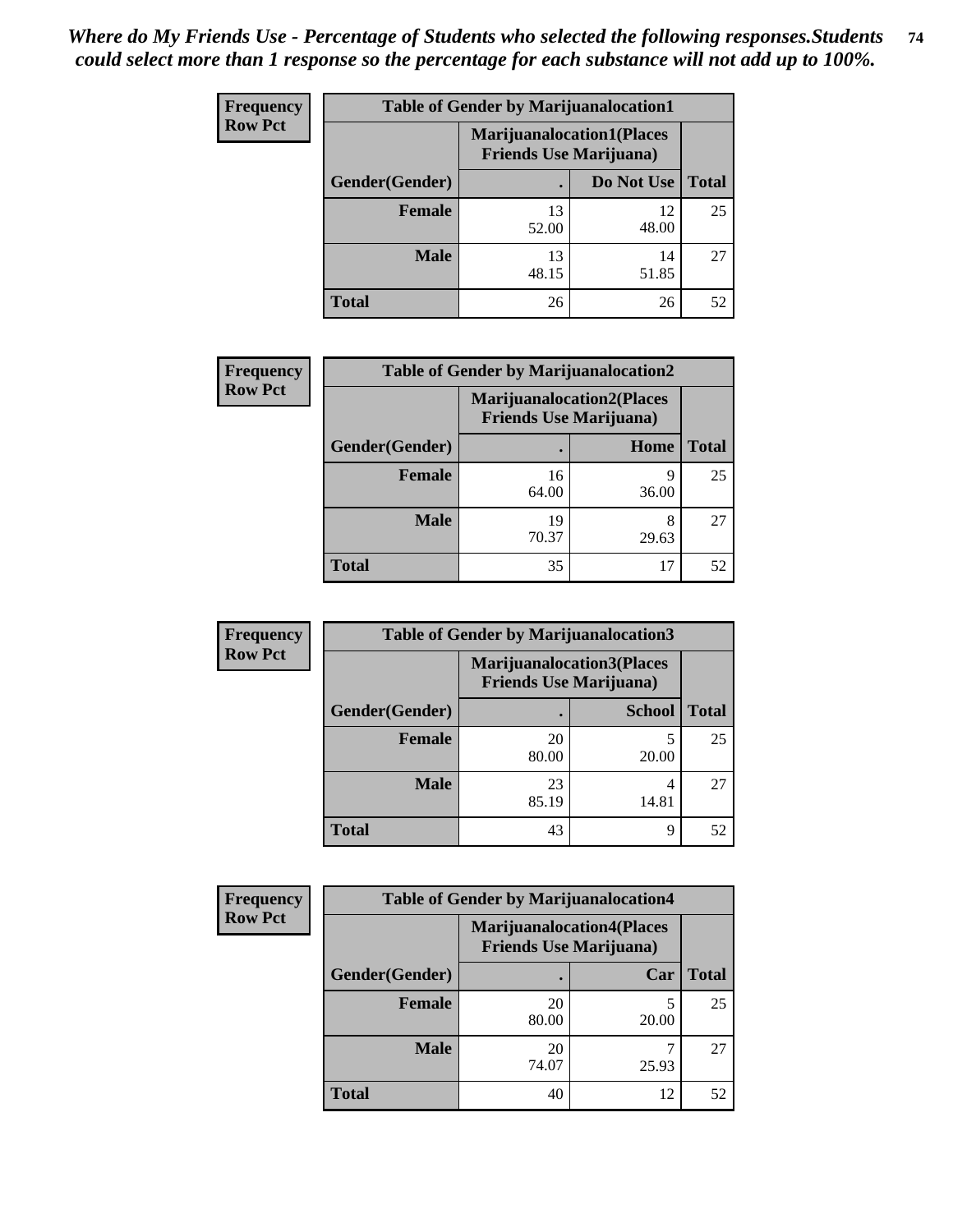*Where do My Friends Use - Percentage of Students who selected the following responses.Students could select more than 1 response so the percentage for each substance will not add up to 100%.*

**Frequency**
**Row Pct**

| Table of Gender by Marijuanalocation1 | | | |
|---|---|---|---|
| | Marijuanalocation1(Places Friends Use Marijuana) | | |
| Gender(Gender) | . | Do Not Use | Total |
| **Female** | 13<br>52.00 | 12<br>48.00 | 25 |
| **Male** | 13<br>48.15 | 14<br>51.85 | 27 |
| **Total** | 26 | 26 | 52 |

**Frequency**
**Row Pct**

| Table of Gender by Marijuanalocation2 | | | |
|---|---|---|---|
| | Marijuanalocation2(Places Friends Use Marijuana) | | |
| Gender(Gender) | . | Home | Total |
| **Female** | 16<br>64.00 | 9<br>36.00 | 25 |
| **Male** | 19<br>70.37 | 8<br>29.63 | 27 |
| **Total** | 35 | 17 | 52 |

**Frequency**
**Row Pct**

| Table of Gender by Marijuanalocation3 | | | |
|---|---|---|---|
| | Marijuanalocation3(Places Friends Use Marijuana) | | |
| Gender(Gender) | . | School | Total |
| **Female** | 20<br>80.00 | 5<br>20.00 | 25 |
| **Male** | 23<br>85.19 | 4<br>14.81 | 27 |
| **Total** | 43 | 9 | 52 |

**Frequency**
**Row Pct**

| Table of Gender by Marijuanalocation4 | | | |
|---|---|---|---|
| | Marijuanalocation4(Places Friends Use Marijuana) | | |
| Gender(Gender) | . | Car | Total |
| **Female** | 20<br>80.00 | 5<br>20.00 | 25 |
| **Male** | 20<br>74.07 | 7<br>25.93 | 27 |
| **Total** | 40 | 12 | 52 |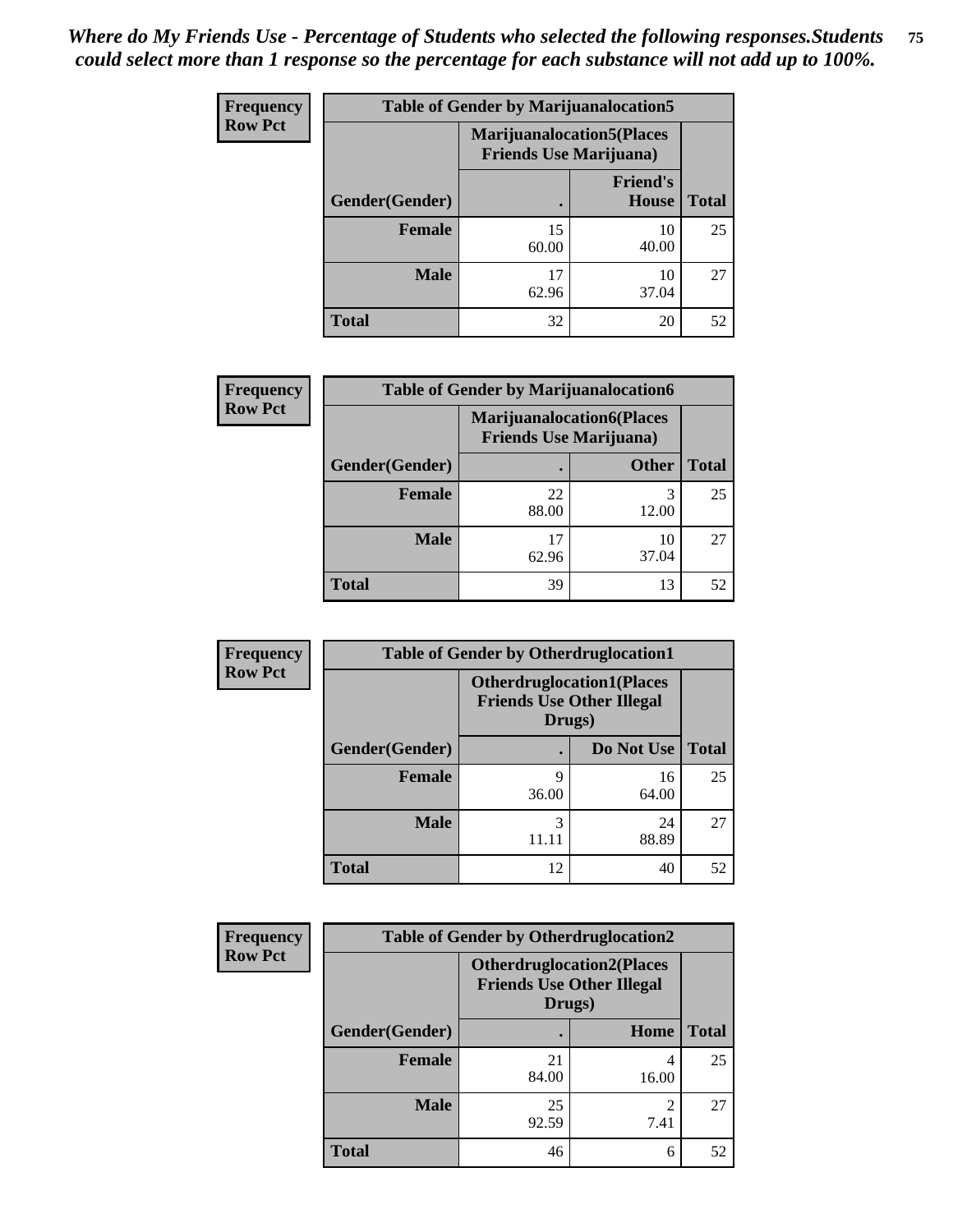*Where do My Friends Use - Percentage of Students who selected the following responses.Students could select more than 1 response so the percentage for each substance will not add up to 100%.*

**Frequency**
**Row Pct**

| Table of Gender by Marijuanalocation5 | | | |
|---|---|---|---|
| | Marijuanalocation5(Places Friends Use Marijuana) | | |
| Gender(Gender) | . | Friend's House | Total |
| **Female** | 15<br>60.00 | 10<br>40.00 | 25 |
| **Male** | 17<br>62.96 | 10<br>37.04 | 27 |
| **Total** | 32 | 20 | 52 |

**Frequency**
**Row Pct**

| Table of Gender by Marijuanalocation6 | | | |
|---|---|---|---|
| | Marijuanalocation6(Places Friends Use Marijuana) | | |
| Gender(Gender) | . | Other | Total |
| **Female** | 22<br>88.00 | 3<br>12.00 | 25 |
| **Male** | 17<br>62.96 | 10<br>37.04 | 27 |
| **Total** | 39 | 13 | 52 |

**Frequency**
**Row Pct**

| Table of Gender by Otherdruglocation1 | | | |
|---|---|---|---|
| | Otherdruglocation1(Places Friends Use Other Illegal Drugs) | | |
| Gender(Gender) | . | Do Not Use | Total |
| **Female** | 9<br>36.00 | 16<br>64.00 | 25 |
| **Male** | 3<br>11.11 | 24<br>88.89 | 27 |
| **Total** | 12 | 40 | 52 |

**Frequency**
**Row Pct**

| Table of Gender by Otherdruglocation2 | | | |
|---|---|---|---|
| | Otherdruglocation2(Places Friends Use Other Illegal Drugs) | | |
| Gender(Gender) | . | Home | Total |
| **Female** | 21<br>84.00 | 4<br>16.00 | 25 |
| **Male** | 25<br>92.59 | 2<br>7.41 | 27 |
| **Total** | 46 | 6 | 52 |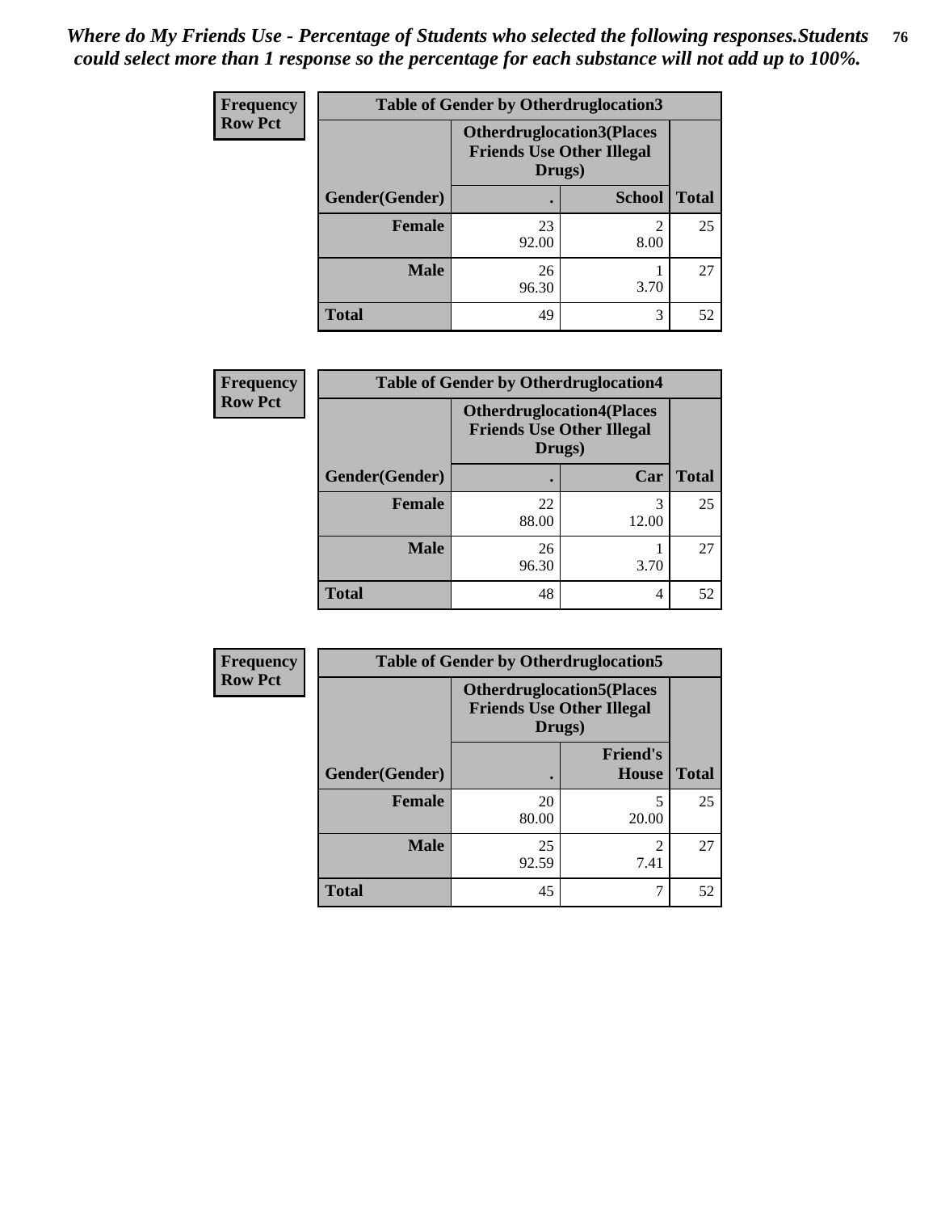*Where do My Friends Use - Percentage of Students who selected the following responses.Students could select more than 1 response so the percentage for each substance will not add up to 100%.*

**Frequency**
**Row Pct**

| Table of Gender by Otherdruglocation3 | | | |
|---|---|---|---|
| | Otherdruglocation3(Places Friends Use Other Illegal Drugs) | | |
| Gender(Gender) | . | School | Total |
| Female | 23<br>92.00 | 2<br>8.00 | 25 |
| Male | 26<br>96.30 | 1<br>3.70 | 27 |
| Total | 49 | 3 | 52 |

**Frequency**
**Row Pct**

| Table of Gender by Otherdruglocation4 | | | |
|---|---|---|---|
| | Otherdruglocation4(Places Friends Use Other Illegal Drugs) | | |
| Gender(Gender) | . | Car | Total |
| Female | 22<br>88.00 | 3<br>12.00 | 25 |
| Male | 26<br>96.30 | 1<br>3.70 | 27 |
| Total | 48 | 4 | 52 |

**Frequency**
**Row Pct**

| Table of Gender by Otherdruglocation5 | | | |
|---|---|---|---|
| | Otherdruglocation5(Places Friends Use Other Illegal Drugs) | | |
| Gender(Gender) | . | Friend's House | Total |
| Female | 20<br>80.00 | 5<br>20.00 | 25 |
| Male | 25<br>92.59 | 2<br>7.41 | 27 |
| Total | 45 | 7 | 52 |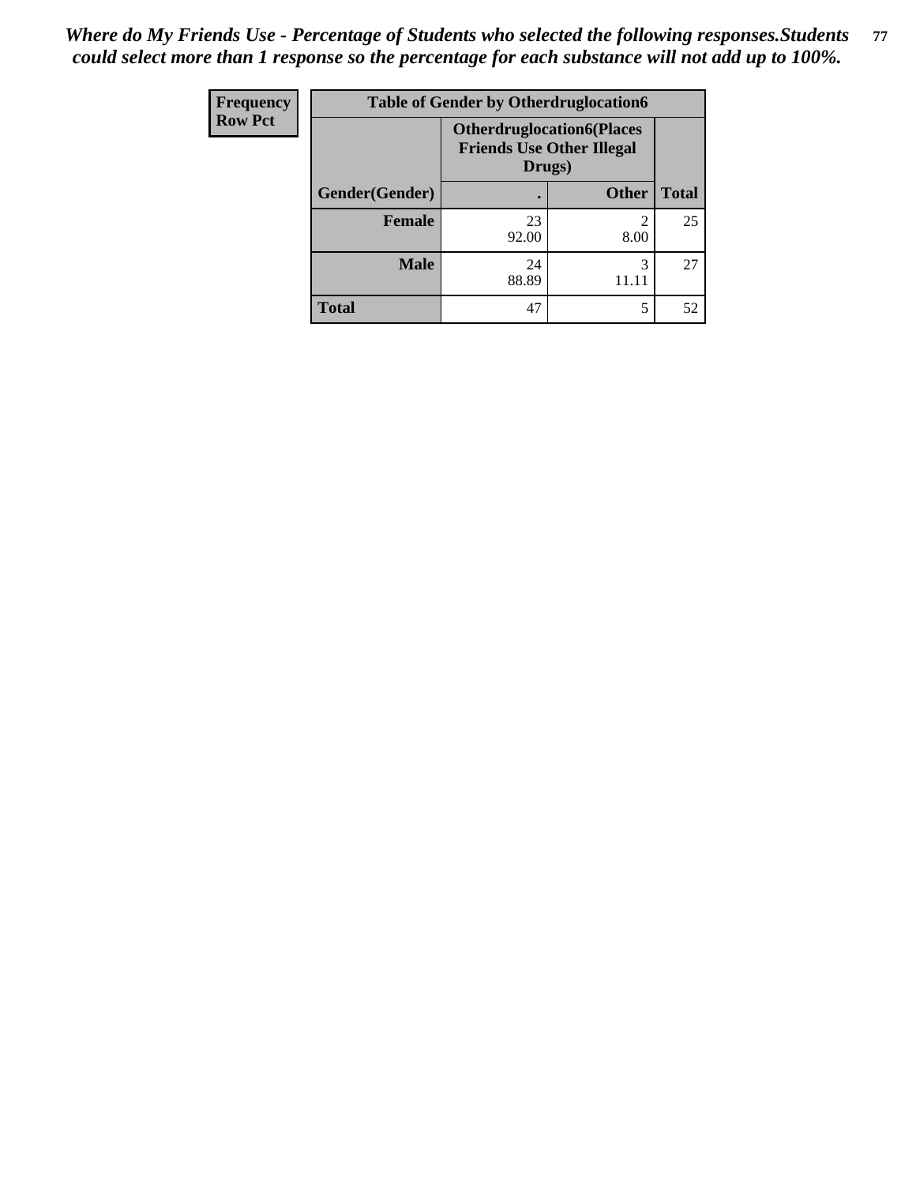*Where do My Friends Use - Percentage of Students who selected the following responses.Students could select more than 1 response so the percentage for each substance will not add up to 100%.*

| Frequency Row Pct | Table of Gender by Otherdruglocation6 | | |
|---|---|---|---|
| | Otherdruglocation6(Places Friends Use Other Illegal Drugs) | | |
| Gender(Gender) | . | Other | Total |
| Female | 23<br>92.00 | 2<br>8.00 | 25 |
| Male | 24<br>88.89 | 3<br>11.11 | 27 |
| Total | 47 | 5 | 52 |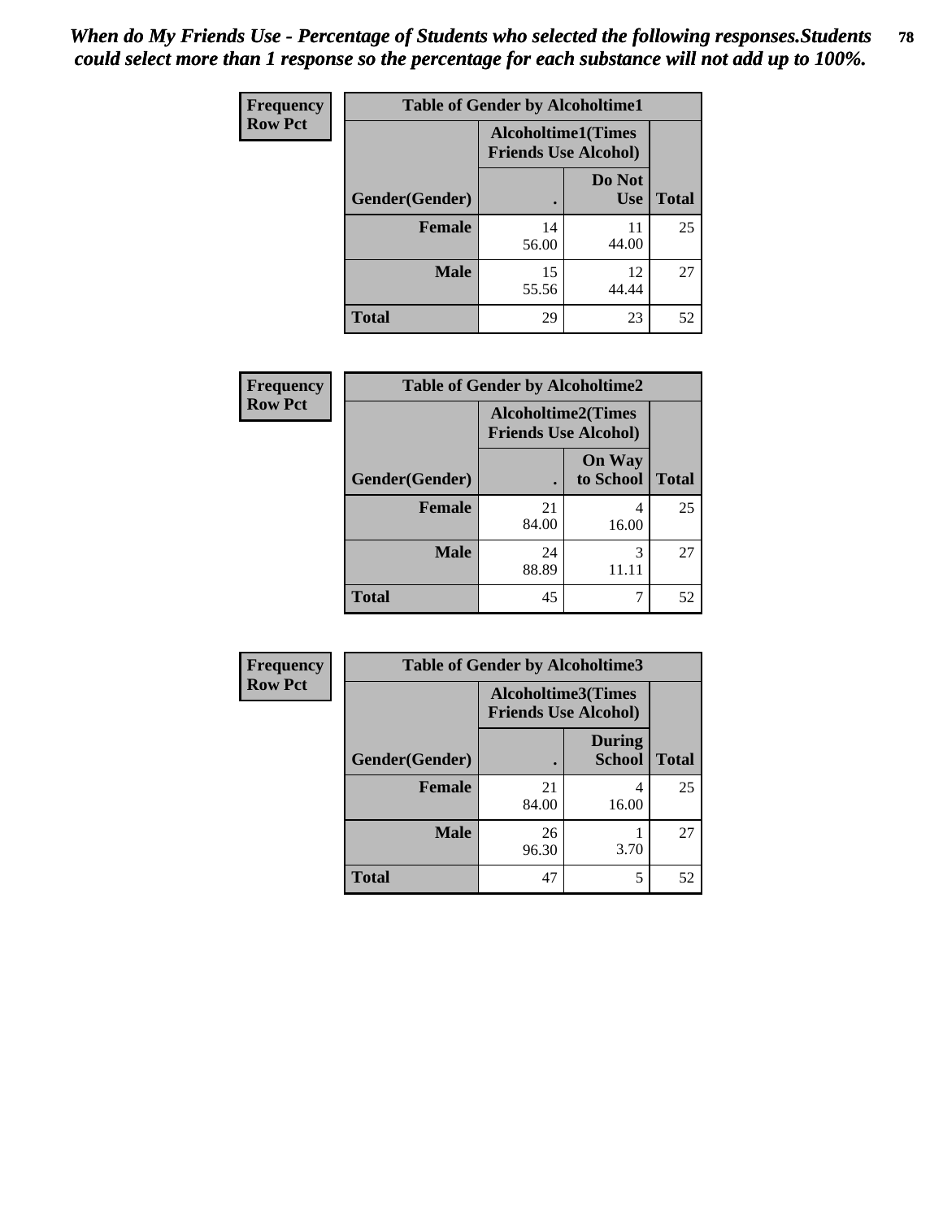*When do My Friends Use - Percentage of Students who selected the following responses.Students could select more than 1 response so the percentage for each substance will not add up to 100%.*

**Frequency**
**Row Pct**

| Table of Gender by Alcoholtime1 | | | |
|---|---|---|---|
| | Alcoholtime1(Times Friends Use Alcohol) | | |
| Gender(Gender) | . | Do Not Use | Total |
| **Female** | 14<br>56.00 | 11<br>44.00 | 25 |
| **Male** | 15<br>55.56 | 12<br>44.44 | 27 |
| **Total** | 29 | 23 | 52 |

**Frequency**
**Row Pct**

| Table of Gender by Alcoholtime2 | | | |
|---|---|---|---|
| | Alcoholtime2(Times Friends Use Alcohol) | | |
| Gender(Gender) | . | On Way to School | Total |
| **Female** | 21<br>84.00 | 4<br>16.00 | 25 |
| **Male** | 24<br>88.89 | 3<br>11.11 | 27 |
| **Total** | 45 | 7 | 52 |

**Frequency**
**Row Pct**

| Table of Gender by Alcoholtime3 | | | |
|---|---|---|---|
| | Alcoholtime3(Times Friends Use Alcohol) | | |
| Gender(Gender) | . | During School | Total |
| **Female** | 21<br>84.00 | 4<br>16.00 | 25 |
| **Male** | 26<br>96.30 | 1<br>3.70 | 27 |
| **Total** | 47 | 5 | 52 |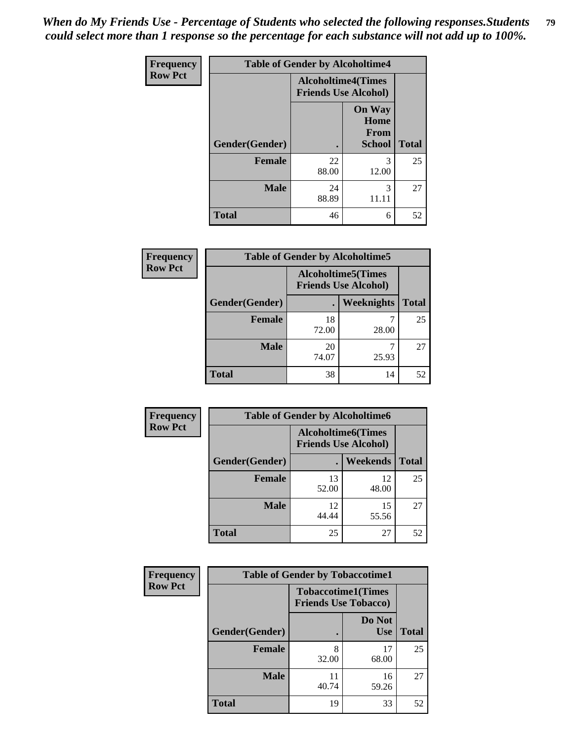*When do My Friends Use - Percentage of Students who selected the following responses.Students could select more than 1 response so the percentage for each substance will not add up to 100%.*

**Frequency**
**Row Pct**

| Table of Gender by Alcoholtime4 | | | |
|---|---|---|---|
| | Alcoholtime4(Times Friends Use Alcohol) | | |
| Gender(Gender) | . | On Way Home From School | Total |
| **Female** | 22<br>88.00 | 3<br>12.00 | 25 |
| **Male** | 24<br>88.89 | 3<br>11.11 | 27 |
| **Total** | 46 | 6 | 52 |

**Frequency**
**Row Pct**

| Table of Gender by Alcoholtime5 | | | |
|---|---|---|---|
| | Alcoholtime5(Times Friends Use Alcohol) | | |
| Gender(Gender) | . | Weeknights | Total |
| **Female** | 18<br>72.00 | 7<br>28.00 | 25 |
| **Male** | 20<br>74.07 | 7<br>25.93 | 27 |
| **Total** | 38 | 14 | 52 |

**Frequency**
**Row Pct**

| Table of Gender by Alcoholtime6 | | | |
|---|---|---|---|
| | Alcoholtime6(Times Friends Use Alcohol) | | |
| Gender(Gender) | . | Weekends | Total |
| **Female** | 13<br>52.00 | 12<br>48.00 | 25 |
| **Male** | 12<br>44.44 | 15<br>55.56 | 27 |
| **Total** | 25 | 27 | 52 |

**Frequency**
**Row Pct**

| Table of Gender by Tobaccotime1 | | | |
|---|---|---|---|
| | Tobaccotime1(Times Friends Use Tobacco) | | |
| Gender(Gender) | . | Do Not Use | Total |
| **Female** | 8<br>32.00 | 17<br>68.00 | 25 |
| **Male** | 11<br>40.74 | 16<br>59.26 | 27 |
| **Total** | 19 | 33 | 52 |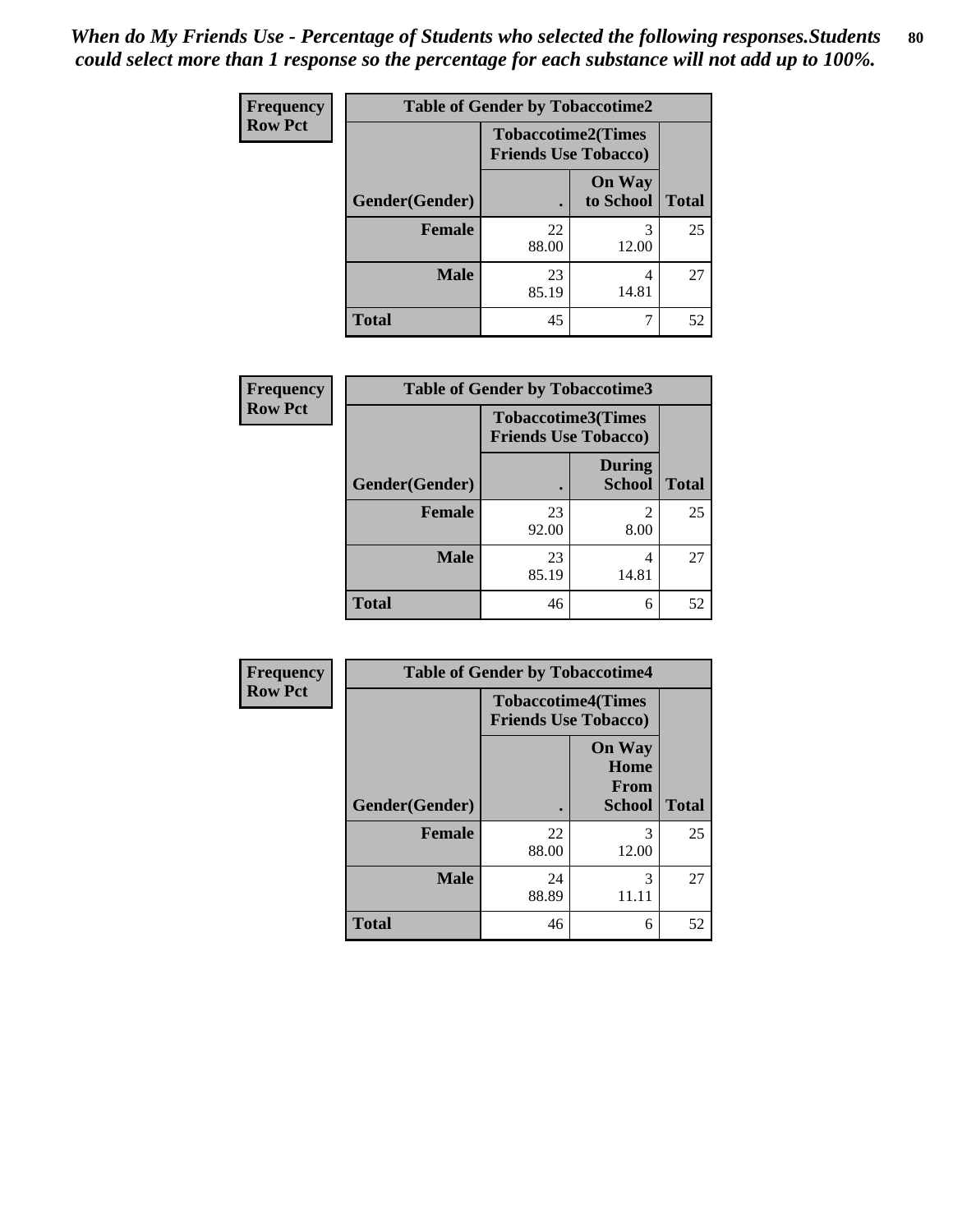*When do My Friends Use - Percentage of Students who selected the following responses.Students could select more than 1 response so the percentage for each substance will not add up to 100%.*

**Frequency**
**Row Pct**

| Table of Gender by Tobaccotime2 | | | |
|---|---|---|---|
| | Tobaccotime2(Times Friends Use Tobacco) | | |
| Gender(Gender) | . | On Way to School | Total |
| **Female** | 22<br>88.00 | 3<br>12.00 | 25 |
| **Male** | 23<br>85.19 | 4<br>14.81 | 27 |
| **Total** | 45 | 7 | 52 |

**Frequency**
**Row Pct**

| Table of Gender by Tobaccotime3 | | | |
|---|---|---|---|
| | Tobaccotime3(Times Friends Use Tobacco) | | |
| Gender(Gender) | . | During School | Total |
| **Female** | 23<br>92.00 | 2<br>8.00 | 25 |
| **Male** | 23<br>85.19 | 4<br>14.81 | 27 |
| **Total** | 46 | 6 | 52 |

**Frequency**
**Row Pct**

| Table of Gender by Tobaccotime4 | | | |
|---|---|---|---|
| | Tobaccotime4(Times Friends Use Tobacco) | | |
| Gender(Gender) | . | On Way Home From School | Total |
| **Female** | 22<br>88.00 | 3<br>12.00 | 25 |
| **Male** | 24<br>88.89 | 3<br>11.11 | 27 |
| **Total** | 46 | 6 | 52 |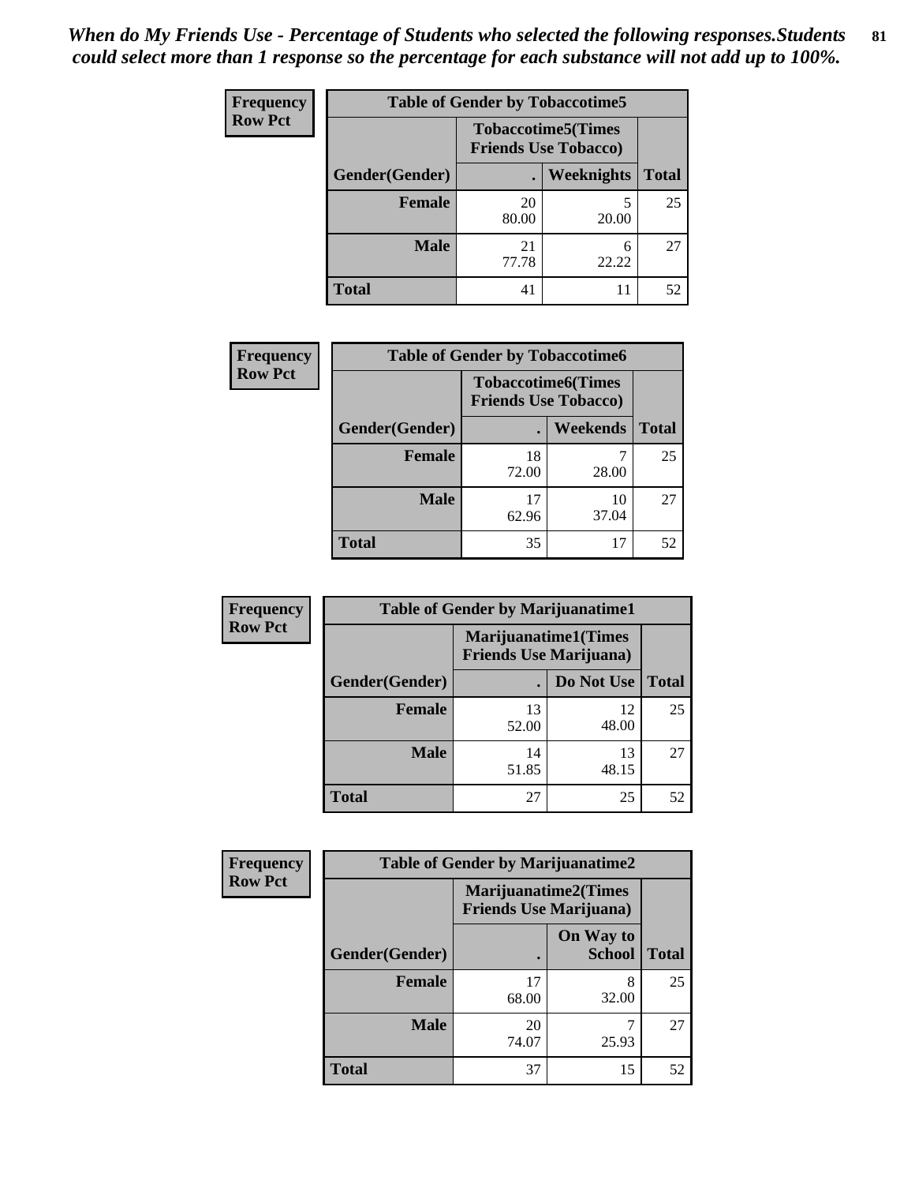*When do My Friends Use - Percentage of Students who selected the following responses.Students could select more than 1 response so the percentage for each substance will not add up to 100%.*

**Frequency**
**Row Pct**

| Table of Gender by Tobaccotime5 | | | |
|---|---|---|---|
| | Tobaccotime5(Times Friends Use Tobacco) | | |
| Gender(Gender) | . | Weeknights | Total |
| **Female** | 20<br>80.00 | 5<br>20.00 | 25 |
| **Male** | 21<br>77.78 | 6<br>22.22 | 27 |
| **Total** | 41 | 11 | 52 |

**Frequency**
**Row Pct**

| Table of Gender by Tobaccotime6 | | | |
|---|---|---|---|
| | Tobaccotime6(Times Friends Use Tobacco) | | |
| Gender(Gender) | . | Weekends | Total |
| **Female** | 18<br>72.00 | 7<br>28.00 | 25 |
| **Male** | 17<br>62.96 | 10<br>37.04 | 27 |
| **Total** | 35 | 17 | 52 |

**Frequency**
**Row Pct**

| Table of Gender by Marijuanatime1 | | | |
|---|---|---|---|
| | Marijuanatime1(Times Friends Use Marijuana) | | |
| Gender(Gender) | . | Do Not Use | Total |
| **Female** | 13<br>52.00 | 12<br>48.00 | 25 |
| **Male** | 14<br>51.85 | 13<br>48.15 | 27 |
| **Total** | 27 | 25 | 52 |

**Frequency**
**Row Pct**

| Table of Gender by Marijuanatime2 | | | |
|---|---|---|---|
| | Marijuanatime2(Times Friends Use Marijuana) | | |
| Gender(Gender) | . | On Way to School | Total |
| **Female** | 17<br>68.00 | 8<br>32.00 | 25 |
| **Male** | 20<br>74.07 | 7<br>25.93 | 27 |
| **Total** | 37 | 15 | 52 |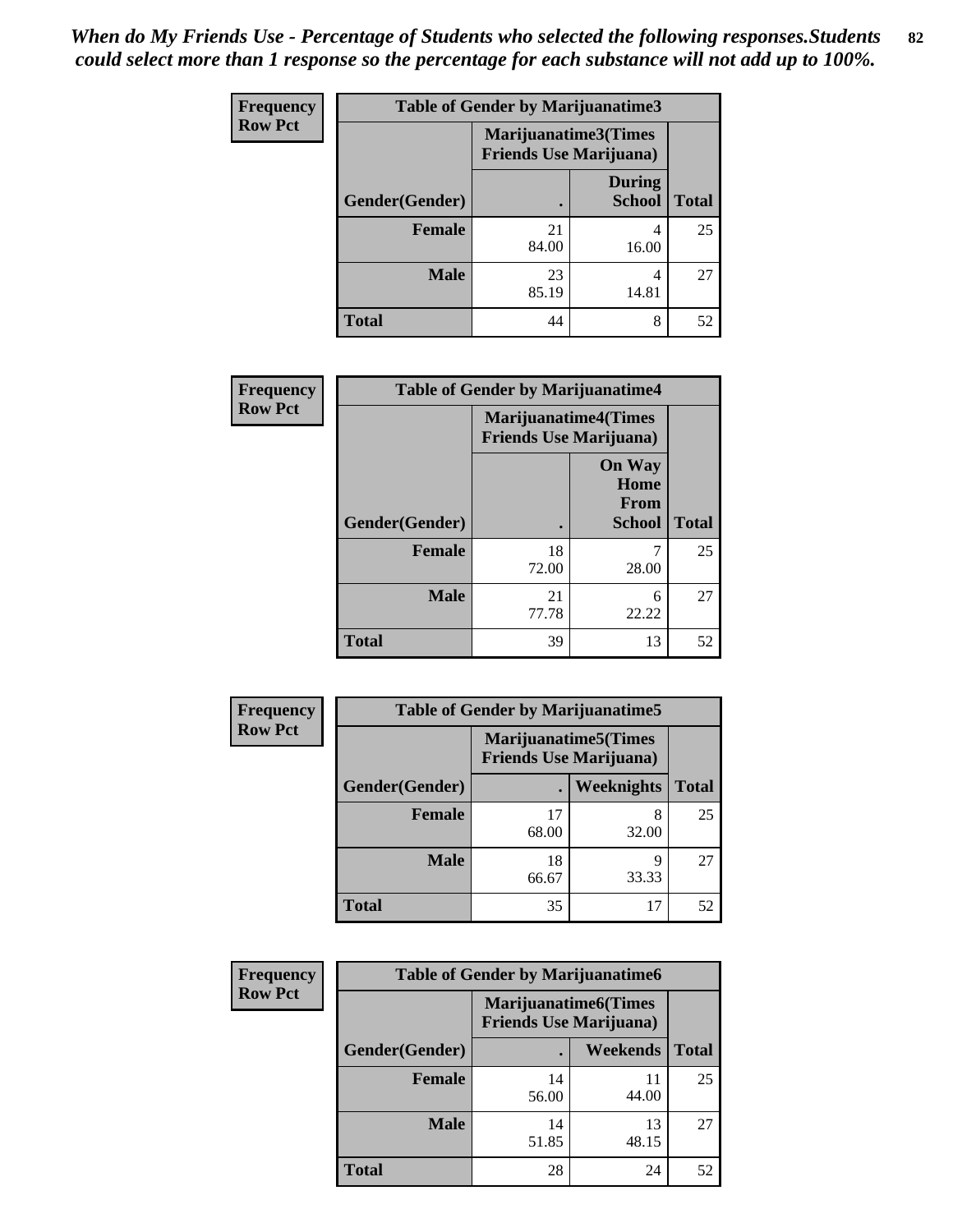*When do My Friends Use - Percentage of Students who selected the following responses.Students could select more than 1 response so the percentage for each substance will not add up to 100%.*

**Frequency**
**Row Pct**

| Table of Gender by Marijuanatime3 | | | |
|---|---|---|---|
| | Marijuanatime3(Times Friends Use Marijuana) | | |
| Gender(Gender) | . | During School | Total |
| **Female** | 21<br>84.00 | 4<br>16.00 | 25 |
| **Male** | 23<br>85.19 | 4<br>14.81 | 27 |
| **Total** | 44 | 8 | 52 |

**Frequency**
**Row Pct**

| Table of Gender by Marijuanatime4 | | | |
|---|---|---|---|
| | Marijuanatime4(Times Friends Use Marijuana) | | |
| Gender(Gender) | . | On Way Home From School | Total |
| **Female** | 18<br>72.00 | 7<br>28.00 | 25 |
| **Male** | 21<br>77.78 | 6<br>22.22 | 27 |
| **Total** | 39 | 13 | 52 |

**Frequency**
**Row Pct**

| Table of Gender by Marijuanatime5 | | | |
|---|---|---|---|
| | Marijuanatime5(Times Friends Use Marijuana) | | |
| Gender(Gender) | . | Weeknights | Total |
| **Female** | 17<br>68.00 | 8<br>32.00 | 25 |
| **Male** | 18<br>66.67 | 9<br>33.33 | 27 |
| **Total** | 35 | 17 | 52 |

**Frequency**
**Row Pct**

| Table of Gender by Marijuanatime6 | | | |
|---|---|---|---|
| | Marijuanatime6(Times Friends Use Marijuana) | | |
| Gender(Gender) | . | Weekends | Total |
| **Female** | 14<br>56.00 | 11<br>44.00 | 25 |
| **Male** | 14<br>51.85 | 13<br>48.15 | 27 |
| **Total** | 28 | 24 | 52 |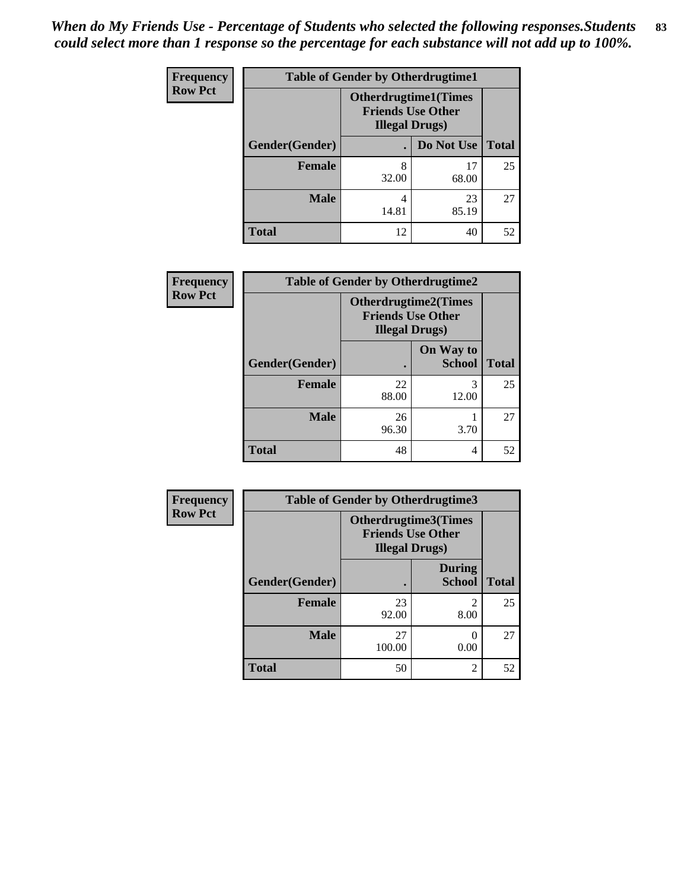*When do My Friends Use - Percentage of Students who selected the following responses.Students could select more than 1 response so the percentage for each substance will not add up to 100%.*

**Frequency**
**Row Pct**

**Table of Gender by Otherdrugtime1**

| Gender(Gender) | Otherdrugtime1(Times Friends Use Other Illegal Drugs) . | Do Not Use | Total |
|---|---|---|---|
| **Female** | 8<br>32.00 | 17<br>68.00 | 25 |
| **Male** | 4<br>14.81 | 23<br>85.19 | 27 |
| **Total** | 12 | 40 | 52 |

**Frequency**
**Row Pct**

**Table of Gender by Otherdrugtime2**

| Gender(Gender) | Otherdrugtime2(Times Friends Use Other Illegal Drugs) . | On Way to School | Total |
|---|---|---|---|
| **Female** | 22<br>88.00 | 3<br>12.00 | 25 |
| **Male** | 26<br>96.30 | 1<br>3.70 | 27 |
| **Total** | 48 | 4 | 52 |

**Frequency**
**Row Pct**

**Table of Gender by Otherdrugtime3**

| Gender(Gender) | Otherdrugtime3(Times Friends Use Other Illegal Drugs) . | During School | Total |
|---|---|---|---|
| **Female** | 23<br>92.00 | 2<br>8.00 | 25 |
| **Male** | 27<br>100.00 | 0<br>0.00 | 27 |
| **Total** | 50 | 2 | 52 |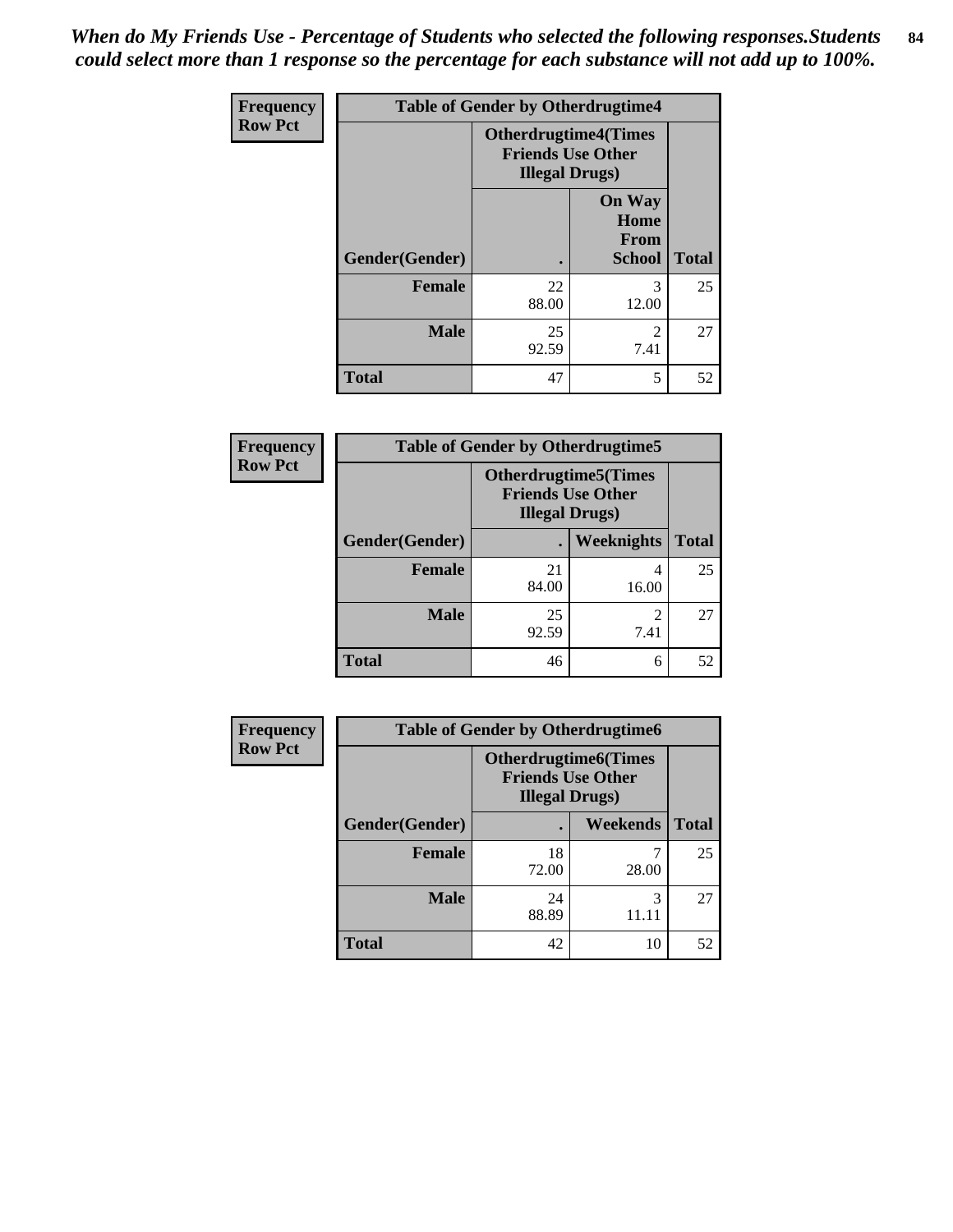*When do My Friends Use - Percentage of Students who selected the following responses.Students could select more than 1 response so the percentage for each substance will not add up to 100%.*

**Frequency**
**Row Pct**

| Table of Gender by Otherdrugtime4 | | | |
|---|---|---|---|
| | Otherdrugtime4(Times Friends Use Other Illegal Drugs) | | |
| Gender(Gender) | . | On Way Home From School | Total |
| Female | 22<br>88.00 | 3<br>12.00 | 25 |
| Male | 25<br>92.59 | 2<br>7.41 | 27 |
| Total | 47 | 5 | 52 |

**Frequency**
**Row Pct**

| Table of Gender by Otherdrugtime5 | | | |
|---|---|---|---|
| | Otherdrugtime5(Times Friends Use Other Illegal Drugs) | | |
| Gender(Gender) | . | Weeknights | Total |
| Female | 21<br>84.00 | 4<br>16.00 | 25 |
| Male | 25<br>92.59 | 2<br>7.41 | 27 |
| Total | 46 | 6 | 52 |

**Frequency**
**Row Pct**

| Table of Gender by Otherdrugtime6 | | | |
|---|---|---|---|
| | Otherdrugtime6(Times Friends Use Other Illegal Drugs) | | |
| Gender(Gender) | . | Weekends | Total |
| Female | 18<br>72.00 | 7<br>28.00 | 25 |
| Male | 24<br>88.89 | 3<br>11.11 | 27 |
| Total | 42 | 10 | 52 |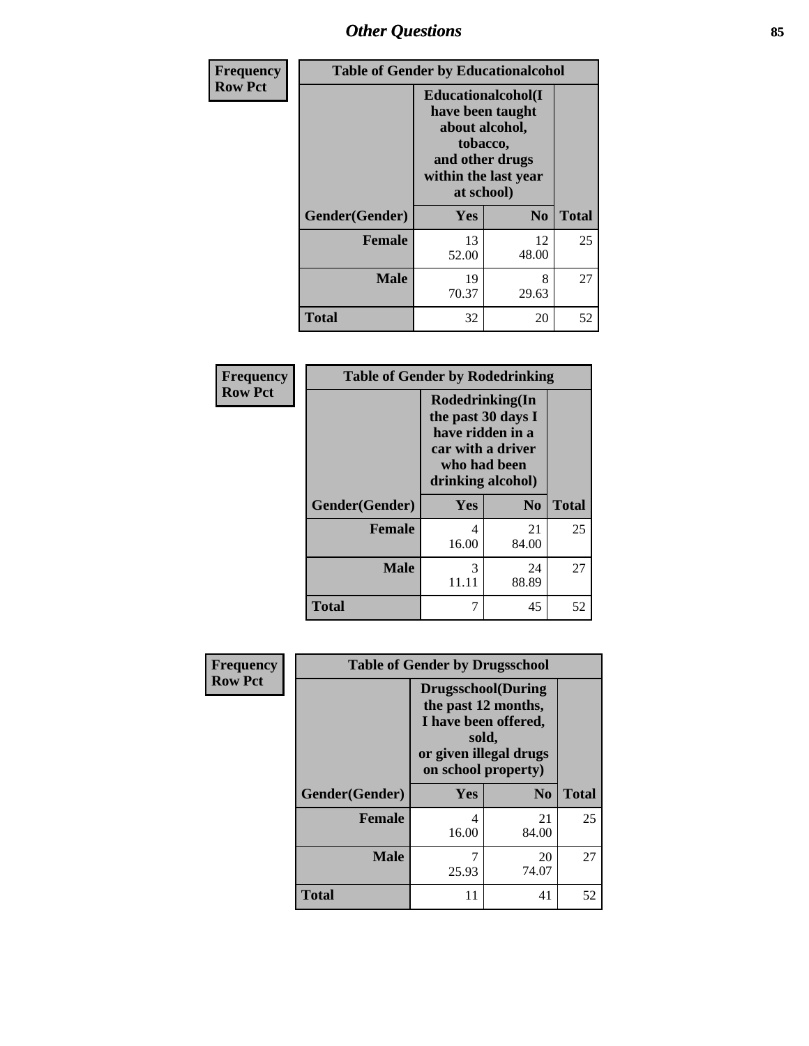| Frequency Row Pct | Table of Gender by Educationalcohol | | |
|---|---|---|---|
| | Educationalcohol(I have been taught about alcohol, tobacco, and other drugs within the last year at school) | | |
| Gender(Gender) | Yes | No | Total |
| Female | 13<br>52.00 | 12<br>48.00 | 25 |
| Male | 19<br>70.37 | 8<br>29.63 | 27 |
| Total | 32 | 20 | 52 |

| Frequency Row Pct | Table of Gender by Rodedrinking | | |
|---|---|---|---|
| | Rodedrinking(In the past 30 days I have ridden in a car with a driver who had been drinking alcohol) | | |
| Gender(Gender) | Yes | No | Total |
| Female | 4<br>16.00 | 21<br>84.00 | 25 |
| Male | 3<br>11.11 | 24<br>88.89 | 27 |
| Total | 7 | 45 | 52 |

| Frequency Row Pct | Table of Gender by Drugsschool | | |
|---|---|---|---|
| | Drugsschool(During the past 12 months, I have been offered, sold, or given illegal drugs on school property) | | |
| Gender(Gender) | Yes | No | Total |
| Female | 4<br>16.00 | 21<br>84.00 | 25 |
| Male | 7<br>25.93 | 20<br>74.07 | 27 |
| Total | 11 | 41 | 52 |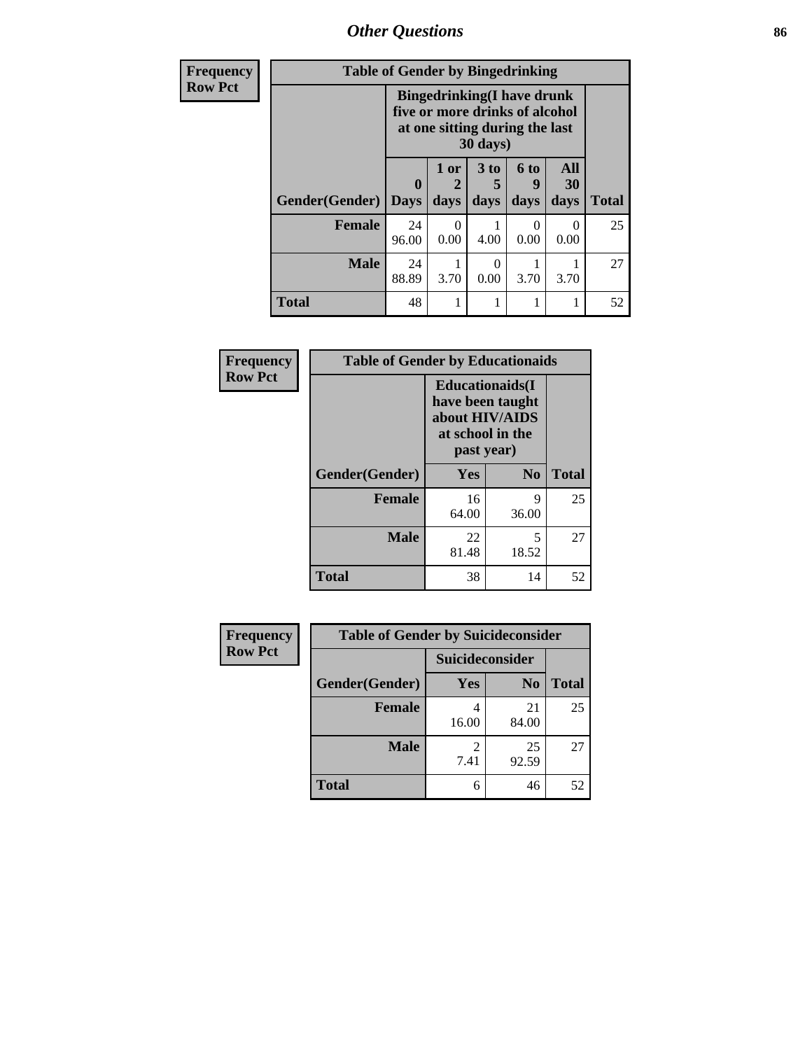# *Other Questions*

| Frequency<br>Row Pct | Table of Gender by Bingedrinking | | | | | |
|---|---|---|---|---|---|---|
| | Bingedrinking(I have drunk five or more drinks of alcohol at one sitting during the last 30 days) | | | | | |
| Gender(Gender) | 0 Days | 1 or 2 days | 3 to 5 days | 6 to 9 days | All 30 days | Total |
| **Female** | 24<br>96.00 | 0<br>0.00 | 1<br>4.00 | 0<br>0.00 | 0<br>0.00 | 25 |
| **Male** | 24<br>88.89 | 1<br>3.70 | 0<br>0.00 | 1<br>3.70 | 1<br>3.70 | 27 |
| **Total** | 48 | 1 | 1 | 1 | 1 | 52 |

| Frequency<br>Row Pct | Table of Gender by Educationaids | | |
|---|---|---|---|
| | Educationaids(I have been taught about HIV/AIDS at school in the past year) | | |
| Gender(Gender) | Yes | No | Total |
| **Female** | 16<br>64.00 | 9<br>36.00 | 25 |
| **Male** | 22<br>81.48 | 5<br>18.52 | 27 |
| **Total** | 38 | 14 | 52 |

| Frequency<br>Row Pct | Table of Gender by Suicideconsider | | |
|---|---|---|---|
| | Suicideconsider | | |
| Gender(Gender) | Yes | No | Total |
| **Female** | 4<br>16.00 | 21<br>84.00 | 25 |
| **Male** | 2<br>7.41 | 25<br>92.59 | 27 |
| **Total** | 6 | 46 | 52 |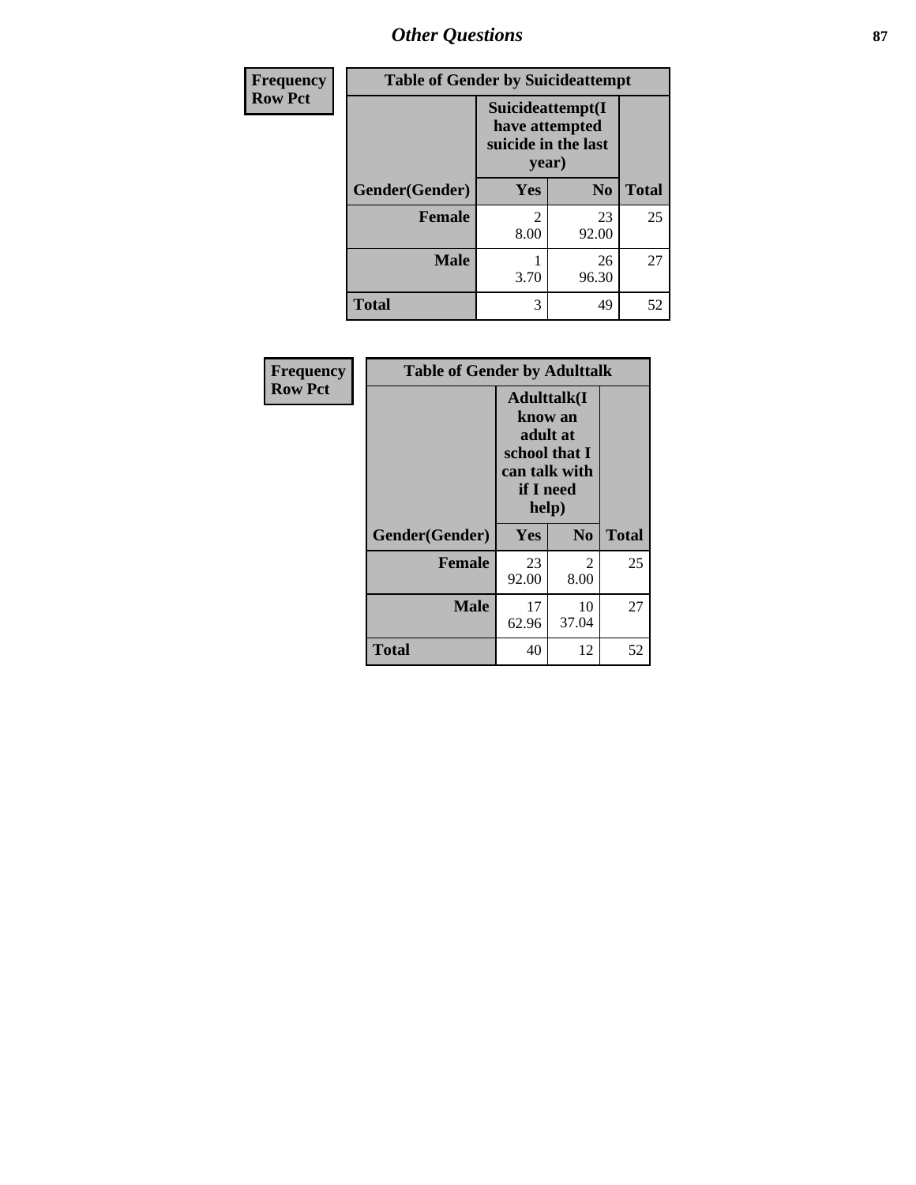| Frequency Row Pct | Table of Gender by Suicideattempt | | |
|---|---|---|---|
| | Suicideattempt(I have attempted suicide in the last year) | | |
| Gender(Gender) | Yes | No | Total |
| Female | 2<br>8.00 | 23<br>92.00 | 25 |
| Male | 1<br>3.70 | 26<br>96.30 | 27 |
| Total | 3 | 49 | 52 |

| Frequency Row Pct | Table of Gender by Adulttalk | | |
|---|---|---|---|
| | Adulttalk(I know an adult at school that I can talk with if I need help) | | |
| Gender(Gender) | Yes | No | Total |
| Female | 23<br>92.00 | 2<br>8.00 | 25 |
| Male | 17<br>62.96 | 10<br>37.04 | 27 |
| Total | 40 | 12 | 52 |